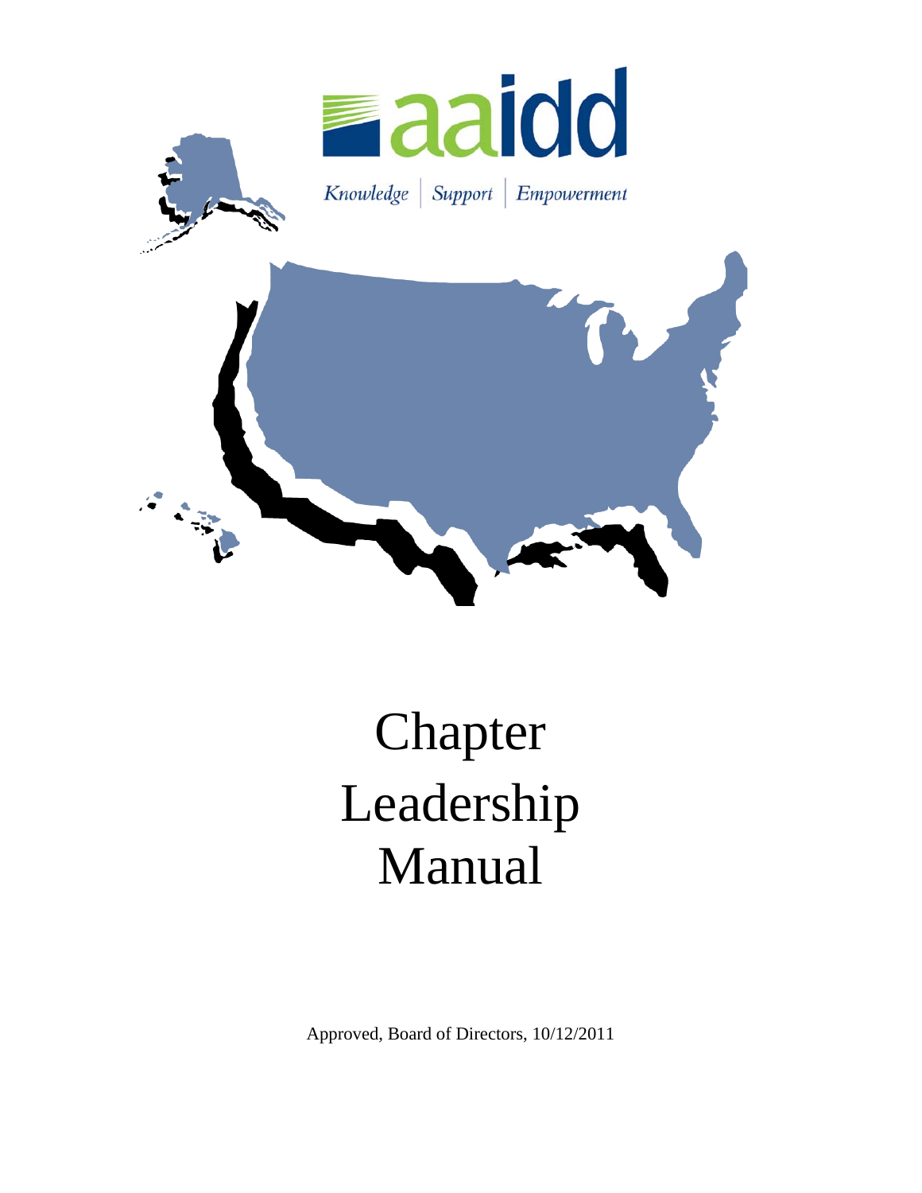aaidd

*Knowledge | Support | Empowerment*

# Chapter Leadership Manual

Approved, Board of Directors, 10/12/2011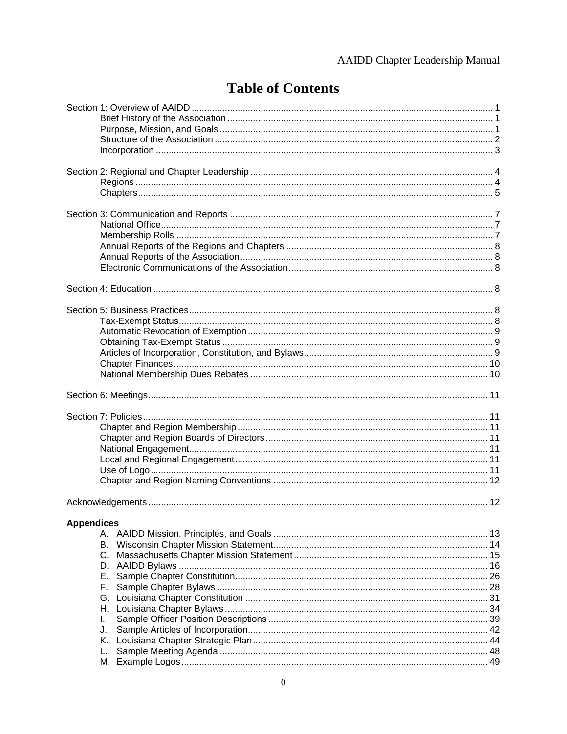# Table of Contents

Section 1: Overview of AAIDD ..... 1
- Brief History of the Association ..... 1
- Purpose, Mission, and Goals ..... 1
- Structure of the Association ..... 2
- Incorporation ..... 3

Section 2: Regional and Chapter Leadership ..... 4
- Regions ..... 4
- Chapters ..... 5

Section 3: Communication and Reports ..... 7
- National Office ..... 7
- Membership Rolls ..... 7
- Annual Reports of the Regions and Chapters ..... 8
- Annual Reports of the Association ..... 8
- Electronic Communications of the Association ..... 8

Section 4: Education ..... 8

Section 5: Business Practices ..... 8
- Tax-Exempt Status ..... 8
- Automatic Revocation of Exemption ..... 9
- Obtaining Tax-Exempt Status ..... 9
- Articles of Incorporation, Constitution, and Bylaws ..... 9
- Chapter Finances ..... 10
- National Membership Dues Rebates ..... 10

Section 6: Meetings ..... 11

Section 7: Policies ..... 11
- Chapter and Region Membership ..... 11
- Chapter and Region Boards of Directors ..... 11
- National Engagement ..... 11
- Local and Regional Engagement ..... 11
- Use of Logo ..... 11
- Chapter and Region Naming Conventions ..... 12

Acknowledgements ..... 12

**Appendices**

A. AAIDD Mission, Principles, and Goals ..... 13
B. Wisconsin Chapter Mission Statement ..... 14
C. Massachusetts Chapter Mission Statement ..... 15
D. AAIDD Bylaws ..... 16
E. Sample Chapter Constitution ..... 26
F. Sample Chapter Bylaws ..... 28
G. Louisiana Chapter Constitution ..... 31
H. Louisiana Chapter Bylaws ..... 34
I. Sample Officer Position Descriptions ..... 39
J. Sample Articles of Incorporation ..... 42
K. Louisiana Chapter Strategic Plan ..... 44
L. Sample Meeting Agenda ..... 48
M. Example Logos ..... 49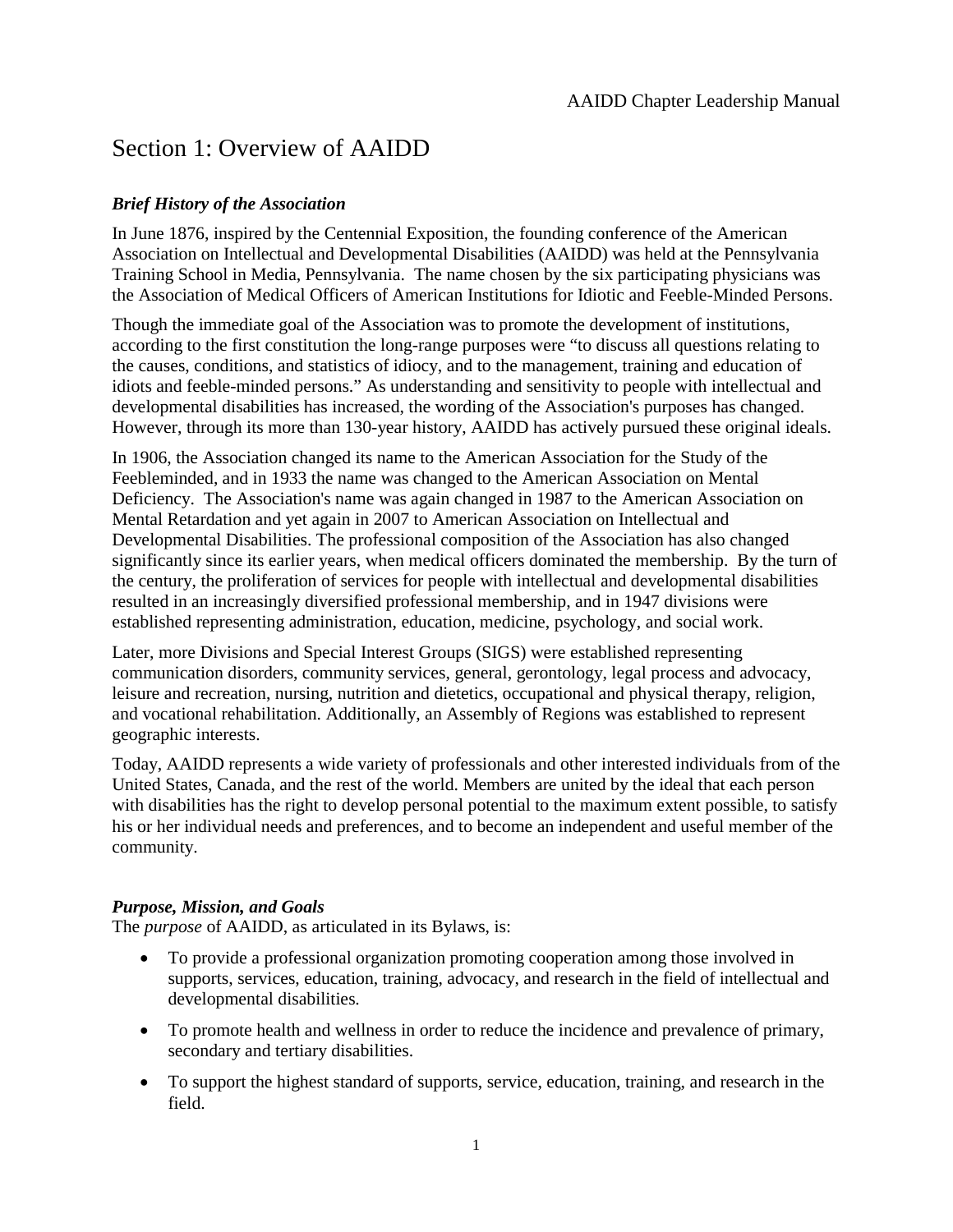# Section 1: Overview of AAIDD

### *Brief History of the Association*

In June 1876, inspired by the Centennial Exposition, the founding conference of the American Association on Intellectual and Developmental Disabilities (AAIDD) was held at the Pennsylvania Training School in Media, Pennsylvania. The name chosen by the six participating physicians was the Association of Medical Officers of American Institutions for Idiotic and Feeble-Minded Persons.

Though the immediate goal of the Association was to promote the development of institutions, according to the first constitution the long-range purposes were "to discuss all questions relating to the causes, conditions, and statistics of idiocy, and to the management, training and education of idiots and feeble-minded persons." As understanding and sensitivity to people with intellectual and developmental disabilities has increased, the wording of the Association's purposes has changed. However, through its more than 130-year history, AAIDD has actively pursued these original ideals.

In 1906, the Association changed its name to the American Association for the Study of the Feebleminded, and in 1933 the name was changed to the American Association on Mental Deficiency. The Association's name was again changed in 1987 to the American Association on Mental Retardation and yet again in 2007 to American Association on Intellectual and Developmental Disabilities. The professional composition of the Association has also changed significantly since its earlier years, when medical officers dominated the membership. By the turn of the century, the proliferation of services for people with intellectual and developmental disabilities resulted in an increasingly diversified professional membership, and in 1947 divisions were established representing administration, education, medicine, psychology, and social work.

Later, more Divisions and Special Interest Groups (SIGS) were established representing communication disorders, community services, general, gerontology, legal process and advocacy, leisure and recreation, nursing, nutrition and dietetics, occupational and physical therapy, religion, and vocational rehabilitation. Additionally, an Assembly of Regions was established to represent geographic interests.

Today, AAIDD represents a wide variety of professionals and other interested individuals from of the United States, Canada, and the rest of the world. Members are united by the ideal that each person with disabilities has the right to develop personal potential to the maximum extent possible, to satisfy his or her individual needs and preferences, and to become an independent and useful member of the community.

### *Purpose, Mission, and Goals*

The *purpose* of AAIDD, as articulated in its Bylaws, is:

- To provide a professional organization promoting cooperation among those involved in supports, services, education, training, advocacy, and research in the field of intellectual and developmental disabilities.
- To promote health and wellness in order to reduce the incidence and prevalence of primary, secondary and tertiary disabilities.
- To support the highest standard of supports, service, education, training, and research in the field.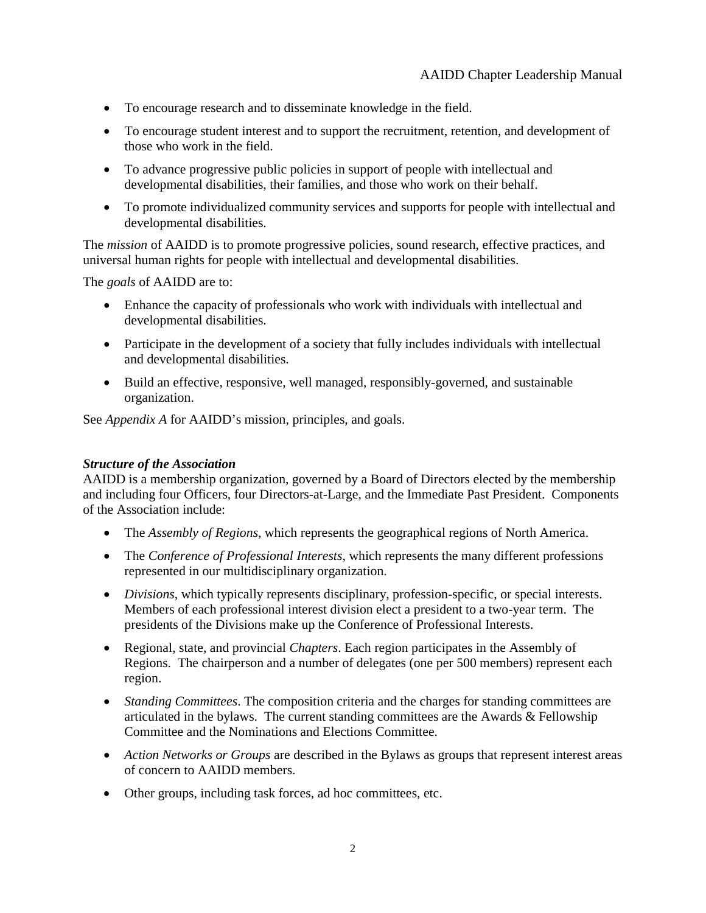- To encourage research and to disseminate knowledge in the field.
- To encourage student interest and to support the recruitment, retention, and development of those who work in the field.
- To advance progressive public policies in support of people with intellectual and developmental disabilities, their families, and those who work on their behalf.
- To promote individualized community services and supports for people with intellectual and developmental disabilities.

The *mission* of AAIDD is to promote progressive policies, sound research, effective practices, and universal human rights for people with intellectual and developmental disabilities.

The *goals* of AAIDD are to:

- Enhance the capacity of professionals who work with individuals with intellectual and developmental disabilities.
- Participate in the development of a society that fully includes individuals with intellectual and developmental disabilities.
- Build an effective, responsive, well managed, responsibly-governed, and sustainable organization.

See *Appendix A* for AAIDD's mission, principles, and goals.

***Structure of the Association***

AAIDD is a membership organization, governed by a Board of Directors elected by the membership and including four Officers, four Directors-at-Large, and the Immediate Past President. Components of the Association include:

- The *Assembly of Regions*, which represents the geographical regions of North America.
- The *Conference of Professional Interests*, which represents the many different professions represented in our multidisciplinary organization.
- *Divisions*, which typically represents disciplinary, profession-specific, or special interests. Members of each professional interest division elect a president to a two-year term. The presidents of the Divisions make up the Conference of Professional Interests.
- Regional, state, and provincial *Chapters*. Each region participates in the Assembly of Regions. The chairperson and a number of delegates (one per 500 members) represent each region.
- *Standing Committees*. The composition criteria and the charges for standing committees are articulated in the bylaws. The current standing committees are the Awards & Fellowship Committee and the Nominations and Elections Committee.
- *Action Networks or Groups* are described in the Bylaws as groups that represent interest areas of concern to AAIDD members.
- Other groups, including task forces, ad hoc committees, etc.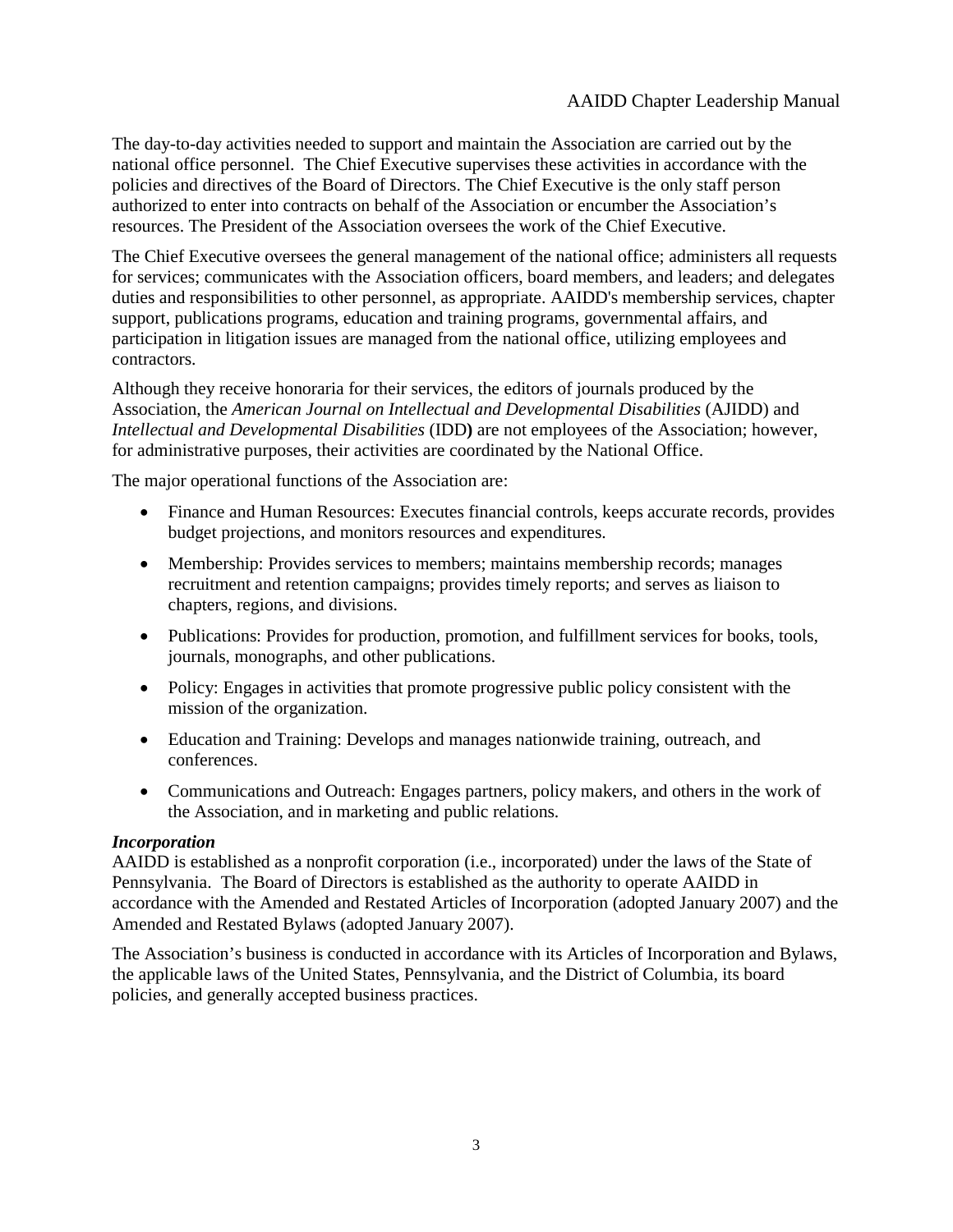The day-to-day activities needed to support and maintain the Association are carried out by the national office personnel. The Chief Executive supervises these activities in accordance with the policies and directives of the Board of Directors. The Chief Executive is the only staff person authorized to enter into contracts on behalf of the Association or encumber the Association's resources. The President of the Association oversees the work of the Chief Executive.

The Chief Executive oversees the general management of the national office; administers all requests for services; communicates with the Association officers, board members, and leaders; and delegates duties and responsibilities to other personnel, as appropriate. AAIDD's membership services, chapter support, publications programs, education and training programs, governmental affairs, and participation in litigation issues are managed from the national office, utilizing employees and contractors.

Although they receive honoraria for their services, the editors of journals produced by the Association, the *American Journal on Intellectual and Developmental Disabilities* (AJIDD) and *Intellectual and Developmental Disabilities* (IDD**)** are not employees of the Association; however, for administrative purposes, their activities are coordinated by the National Office.

The major operational functions of the Association are:

- Finance and Human Resources: Executes financial controls, keeps accurate records, provides budget projections, and monitors resources and expenditures.
- Membership: Provides services to members; maintains membership records; manages recruitment and retention campaigns; provides timely reports; and serves as liaison to chapters, regions, and divisions.
- Publications: Provides for production, promotion, and fulfillment services for books, tools, journals, monographs, and other publications.
- Policy: Engages in activities that promote progressive public policy consistent with the mission of the organization.
- Education and Training: Develops and manages nationwide training, outreach, and conferences.
- Communications and Outreach: Engages partners, policy makers, and others in the work of the Association, and in marketing and public relations.

***Incorporation***

AAIDD is established as a nonprofit corporation (i.e., incorporated) under the laws of the State of Pennsylvania. The Board of Directors is established as the authority to operate AAIDD in accordance with the Amended and Restated Articles of Incorporation (adopted January 2007) and the Amended and Restated Bylaws (adopted January 2007).

The Association's business is conducted in accordance with its Articles of Incorporation and Bylaws, the applicable laws of the United States, Pennsylvania, and the District of Columbia, its board policies, and generally accepted business practices.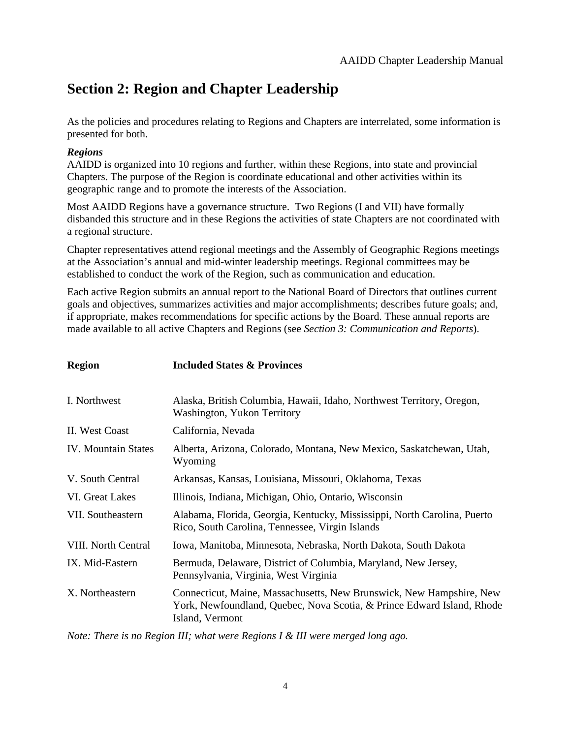# Section 2: Region and Chapter Leadership

As the policies and procedures relating to Regions and Chapters are interrelated, some information is presented for both.

***Regions***

AAIDD is organized into 10 regions and further, within these Regions, into state and provincial Chapters. The purpose of the Region is coordinate educational and other activities within its geographic range and to promote the interests of the Association.

Most AAIDD Regions have a governance structure. Two Regions (I and VII) have formally disbanded this structure and in these Regions the activities of state Chapters are not coordinated with a regional structure.

Chapter representatives attend regional meetings and the Assembly of Geographic Regions meetings at the Association's annual and mid-winter leadership meetings. Regional committees may be established to conduct the work of the Region, such as communication and education.

Each active Region submits an annual report to the National Board of Directors that outlines current goals and objectives, summarizes activities and major accomplishments; describes future goals; and, if appropriate, makes recommendations for specific actions by the Board. These annual reports are made available to all active Chapters and Regions (see *Section 3: Communication and Reports*).

| **Region** | **Included States & Provinces** |
|---|---|
| I. Northwest | Alaska, British Columbia, Hawaii, Idaho, Northwest Territory, Oregon, Washington, Yukon Territory |
| II. West Coast | California, Nevada |
| IV. Mountain States | Alberta, Arizona, Colorado, Montana, New Mexico, Saskatchewan, Utah, Wyoming |
| V. South Central | Arkansas, Kansas, Louisiana, Missouri, Oklahoma, Texas |
| VI. Great Lakes | Illinois, Indiana, Michigan, Ohio, Ontario, Wisconsin |
| VII. Southeastern | Alabama, Florida, Georgia, Kentucky, Mississippi, North Carolina, Puerto Rico, South Carolina, Tennessee, Virgin Islands |
| VIII. North Central | Iowa, Manitoba, Minnesota, Nebraska, North Dakota, South Dakota |
| IX. Mid-Eastern | Bermuda, Delaware, District of Columbia, Maryland, New Jersey, Pennsylvania, Virginia, West Virginia |
| X. Northeastern | Connecticut, Maine, Massachusetts, New Brunswick, New Hampshire, New York, Newfoundland, Quebec, Nova Scotia, & Prince Edward Island, Rhode Island, Vermont |

*Note: There is no Region III; what were Regions I & III were merged long ago.*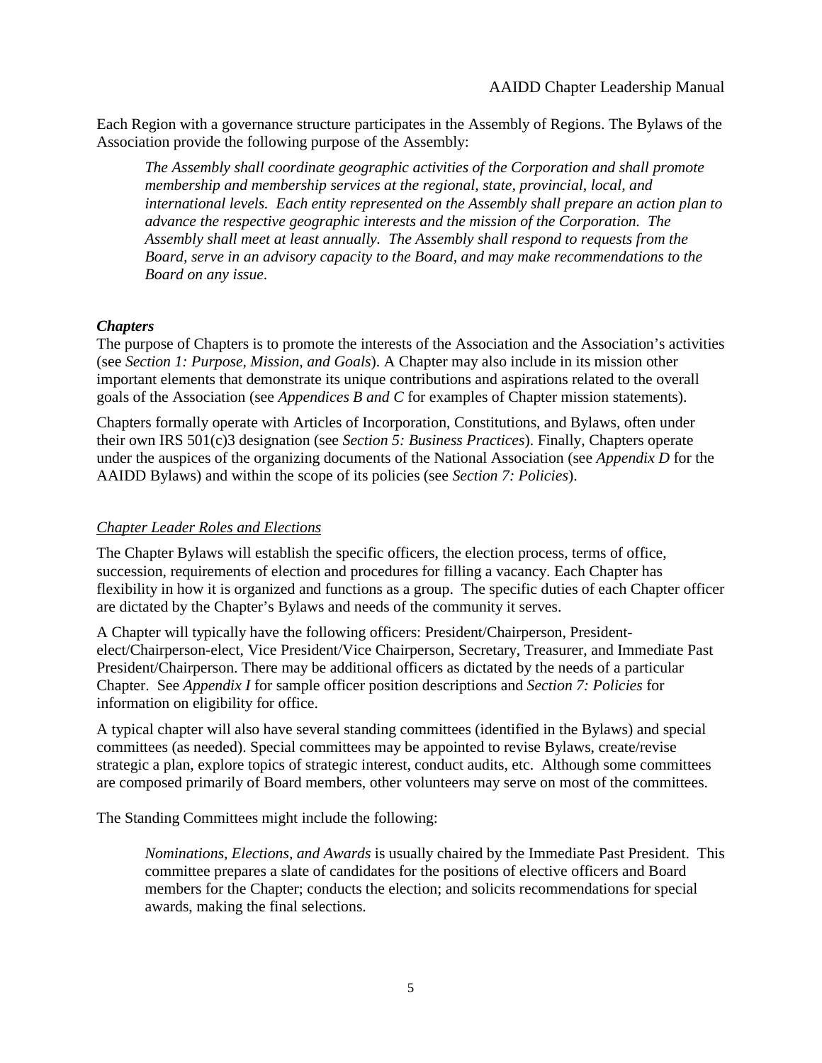Each Region with a governance structure participates in the Assembly of Regions. The Bylaws of the Association provide the following purpose of the Assembly:

> *The Assembly shall coordinate geographic activities of the Corporation and shall promote membership and membership services at the regional, state, provincial, local, and international levels. Each entity represented on the Assembly shall prepare an action plan to advance the respective geographic interests and the mission of the Corporation. The Assembly shall meet at least annually. The Assembly shall respond to requests from the Board, serve in an advisory capacity to the Board, and may make recommendations to the Board on any issue.*

### *Chapters*

The purpose of Chapters is to promote the interests of the Association and the Association's activities (see *Section 1: Purpose, Mission, and Goals*). A Chapter may also include in its mission other important elements that demonstrate its unique contributions and aspirations related to the overall goals of the Association (see *Appendices B and C* for examples of Chapter mission statements).

Chapters formally operate with Articles of Incorporation, Constitutions, and Bylaws, often under their own IRS 501(c)3 designation (see *Section 5: Business Practices*). Finally, Chapters operate under the auspices of the organizing documents of the National Association (see *Appendix D* for the AAIDD Bylaws) and within the scope of its policies (see *Section 7: Policies*).

#### *Chapter Leader Roles and Elections*

The Chapter Bylaws will establish the specific officers, the election process, terms of office, succession, requirements of election and procedures for filling a vacancy. Each Chapter has flexibility in how it is organized and functions as a group. The specific duties of each Chapter officer are dictated by the Chapter's Bylaws and needs of the community it serves.

A Chapter will typically have the following officers: President/Chairperson, President-elect/Chairperson-elect, Vice President/Vice Chairperson, Secretary, Treasurer, and Immediate Past President/Chairperson. There may be additional officers as dictated by the needs of a particular Chapter. See *Appendix I* for sample officer position descriptions and *Section 7: Policies* for information on eligibility for office.

A typical chapter will also have several standing committees (identified in the Bylaws) and special committees (as needed). Special committees may be appointed to revise Bylaws, create/revise strategic a plan, explore topics of strategic interest, conduct audits, etc. Although some committees are composed primarily of Board members, other volunteers may serve on most of the committees.

The Standing Committees might include the following:

> *Nominations, Elections, and Awards* is usually chaired by the Immediate Past President. This committee prepares a slate of candidates for the positions of elective officers and Board members for the Chapter; conducts the election; and solicits recommendations for special awards, making the final selections.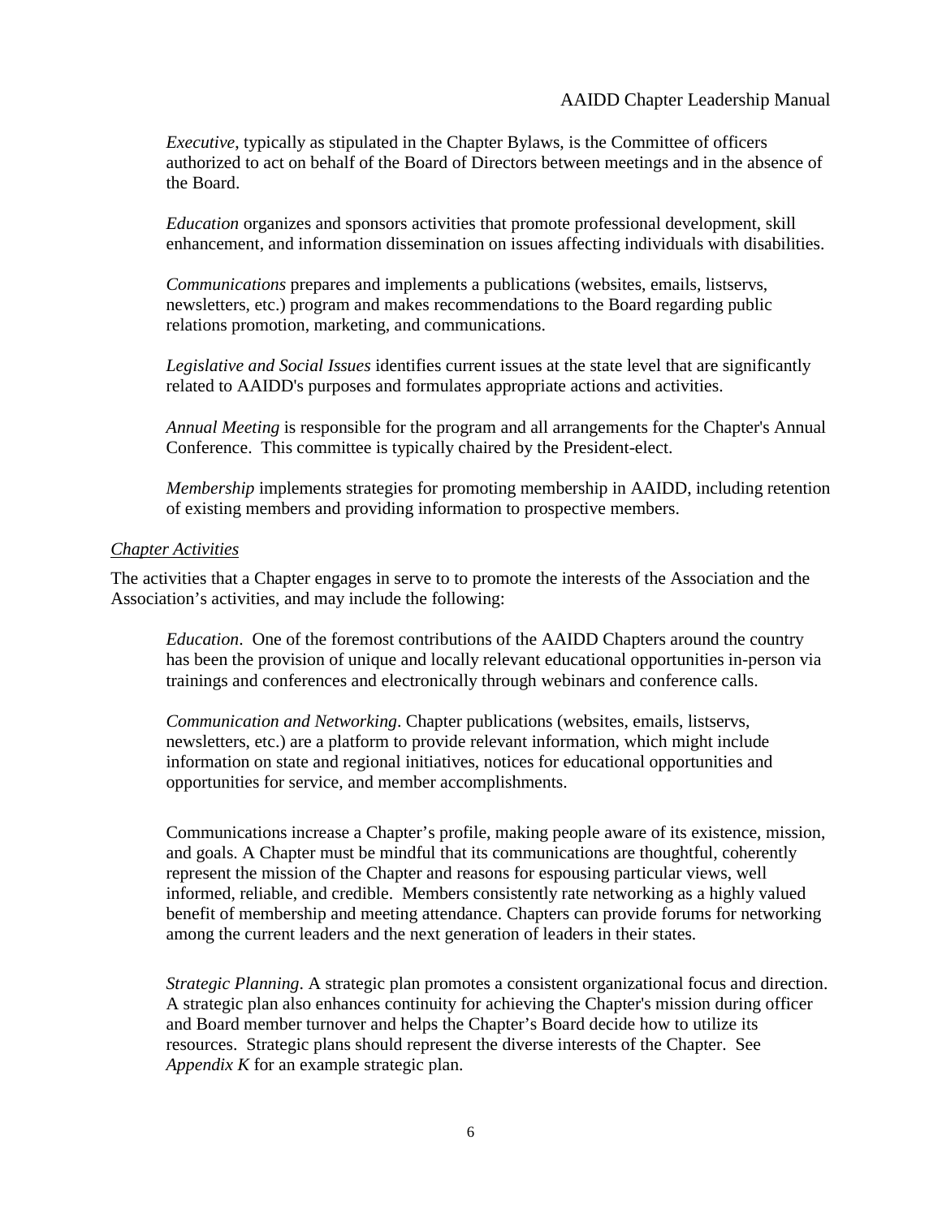*Executive*, typically as stipulated in the Chapter Bylaws, is the Committee of officers authorized to act on behalf of the Board of Directors between meetings and in the absence of the Board.

*Education* organizes and sponsors activities that promote professional development, skill enhancement, and information dissemination on issues affecting individuals with disabilities.

*Communications* prepares and implements a publications (websites, emails, listservs, newsletters, etc.) program and makes recommendations to the Board regarding public relations promotion, marketing, and communications.

*Legislative and Social Issues* identifies current issues at the state level that are significantly related to AAIDD's purposes and formulates appropriate actions and activities.

*Annual Meeting* is responsible for the program and all arrangements for the Chapter's Annual Conference. This committee is typically chaired by the President-elect.

*Membership* implements strategies for promoting membership in AAIDD, including retention of existing members and providing information to prospective members.

<u>*Chapter Activities*</u>

The activities that a Chapter engages in serve to to promote the interests of the Association and the Association's activities, and may include the following:

*Education*. One of the foremost contributions of the AAIDD Chapters around the country has been the provision of unique and locally relevant educational opportunities in-person via trainings and conferences and electronically through webinars and conference calls.

*Communication and Networking*. Chapter publications (websites, emails, listservs, newsletters, etc.) are a platform to provide relevant information, which might include information on state and regional initiatives, notices for educational opportunities and opportunities for service, and member accomplishments.

Communications increase a Chapter's profile, making people aware of its existence, mission, and goals. A Chapter must be mindful that its communications are thoughtful, coherently represent the mission of the Chapter and reasons for espousing particular views, well informed, reliable, and credible. Members consistently rate networking as a highly valued benefit of membership and meeting attendance. Chapters can provide forums for networking among the current leaders and the next generation of leaders in their states.

*Strategic Planning*. A strategic plan promotes a consistent organizational focus and direction. A strategic plan also enhances continuity for achieving the Chapter's mission during officer and Board member turnover and helps the Chapter's Board decide how to utilize its resources. Strategic plans should represent the diverse interests of the Chapter. See *Appendix K* for an example strategic plan.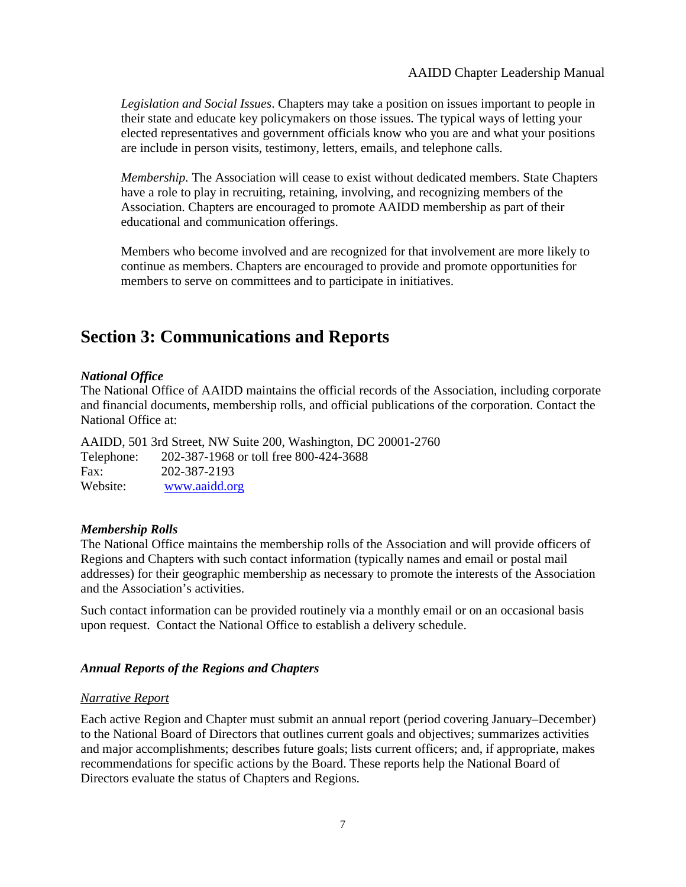*Legislation and Social Issues*. Chapters may take a position on issues important to people in their state and educate key policymakers on those issues. The typical ways of letting your elected representatives and government officials know who you are and what your positions are include in person visits, testimony, letters, emails, and telephone calls.

*Membership.* The Association will cease to exist without dedicated members. State Chapters have a role to play in recruiting, retaining, involving, and recognizing members of the Association. Chapters are encouraged to promote AAIDD membership as part of their educational and communication offerings.

Members who become involved and are recognized for that involvement are more likely to continue as members. Chapters are encouraged to provide and promote opportunities for members to serve on committees and to participate in initiatives.

## Section 3: Communications and Reports

***National Office***

The National Office of AAIDD maintains the official records of the Association, including corporate and financial documents, membership rolls, and official publications of the corporation. Contact the National Office at:

AAIDD, 501 3rd Street, NW Suite 200, Washington, DC 20001-2760
Telephone: 202-387-1968 or toll free 800-424-3688
Fax: 202-387-2193
Website: www.aaidd.org

***Membership Rolls***

The National Office maintains the membership rolls of the Association and will provide officers of Regions and Chapters with such contact information (typically names and email or postal mail addresses) for their geographic membership as necessary to promote the interests of the Association and the Association's activities.

Such contact information can be provided routinely via a monthly email or on an occasional basis upon request. Contact the National Office to establish a delivery schedule.

***Annual Reports of the Regions and Chapters***

Narrative Report

Each active Region and Chapter must submit an annual report (period covering January–December) to the National Board of Directors that outlines current goals and objectives; summarizes activities and major accomplishments; describes future goals; lists current officers; and, if appropriate, makes recommendations for specific actions by the Board. These reports help the National Board of Directors evaluate the status of Chapters and Regions.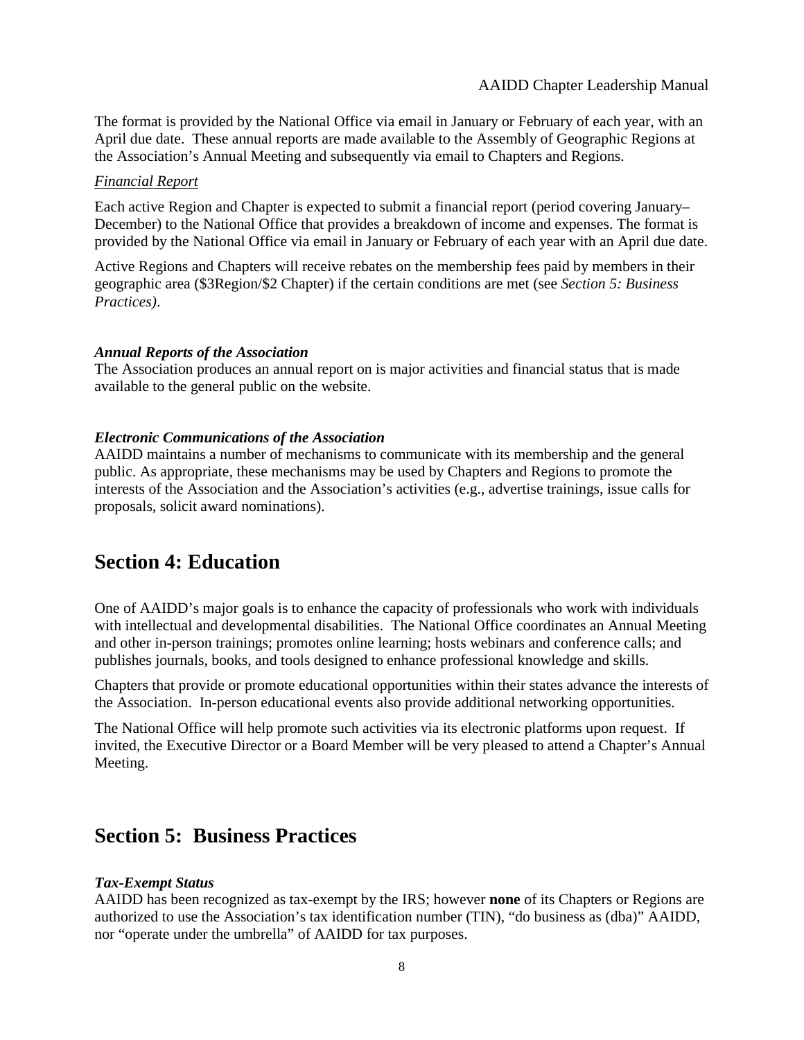The format is provided by the National Office via email in January or February of each year, with an April due date. These annual reports are made available to the Assembly of Geographic Regions at the Association's Annual Meeting and subsequently via email to Chapters and Regions.

_Financial Report_

Each active Region and Chapter is expected to submit a financial report (period covering January–December) to the National Office that provides a breakdown of income and expenses. The format is provided by the National Office via email in January or February of each year with an April due date.

Active Regions and Chapters will receive rebates on the membership fees paid by members in their geographic area ($3Region/$2 Chapter) if the certain conditions are met (see *Section 5: Business Practices)*.

***Annual Reports of the Association***

The Association produces an annual report on is major activities and financial status that is made available to the general public on the website.

***Electronic Communications of the Association***

AAIDD maintains a number of mechanisms to communicate with its membership and the general public. As appropriate, these mechanisms may be used by Chapters and Regions to promote the interests of the Association and the Association's activities (e.g., advertise trainings, issue calls for proposals, solicit award nominations).

# Section 4: Education

One of AAIDD's major goals is to enhance the capacity of professionals who work with individuals with intellectual and developmental disabilities. The National Office coordinates an Annual Meeting and other in-person trainings; promotes online learning; hosts webinars and conference calls; and publishes journals, books, and tools designed to enhance professional knowledge and skills.

Chapters that provide or promote educational opportunities within their states advance the interests of the Association. In-person educational events also provide additional networking opportunities.

The National Office will help promote such activities via its electronic platforms upon request. If invited, the Executive Director or a Board Member will be very pleased to attend a Chapter's Annual Meeting.

# Section 5: Business Practices

***Tax-Exempt Status***

AAIDD has been recognized as tax-exempt by the IRS; however **none** of its Chapters or Regions are authorized to use the Association's tax identification number (TIN), "do business as (dba)" AAIDD, nor "operate under the umbrella" of AAIDD for tax purposes.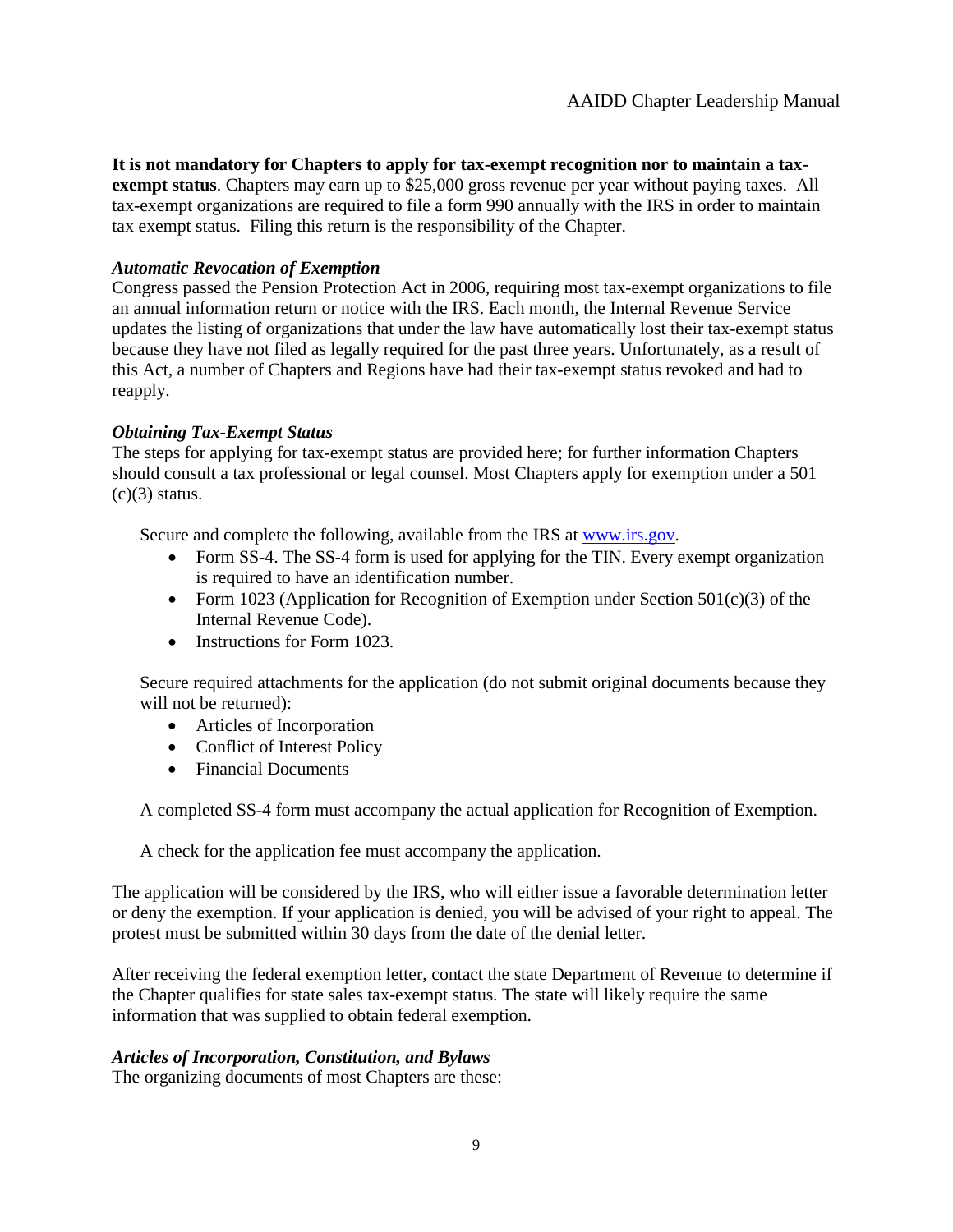**It is not mandatory for Chapters to apply for tax-exempt recognition nor to maintain a tax-exempt status**. Chapters may earn up to $25,000 gross revenue per year without paying taxes. All tax-exempt organizations are required to file a form 990 annually with the IRS in order to maintain tax exempt status. Filing this return is the responsibility of the Chapter.

***Automatic Revocation of Exemption***

Congress passed the Pension Protection Act in 2006, requiring most tax-exempt organizations to file an annual information return or notice with the IRS. Each month, the Internal Revenue Service updates the listing of organizations that under the law have automatically lost their tax-exempt status because they have not filed as legally required for the past three years. Unfortunately, as a result of this Act, a number of Chapters and Regions have had their tax-exempt status revoked and had to reapply.

***Obtaining Tax-Exempt Status***

The steps for applying for tax-exempt status are provided here; for further information Chapters should consult a tax professional or legal counsel. Most Chapters apply for exemption under a 501 (c)(3) status.

Secure and complete the following, available from the IRS at [www.irs.gov](www.irs.gov).

- Form SS-4. The SS-4 form is used for applying for the TIN. Every exempt organization is required to have an identification number.
- Form 1023 (Application for Recognition of Exemption under Section 501(c)(3) of the Internal Revenue Code).
- Instructions for Form 1023.

Secure required attachments for the application (do not submit original documents because they will not be returned):

- Articles of Incorporation
- Conflict of Interest Policy
- Financial Documents

A completed SS-4 form must accompany the actual application for Recognition of Exemption.

A check for the application fee must accompany the application.

The application will be considered by the IRS, who will either issue a favorable determination letter or deny the exemption. If your application is denied, you will be advised of your right to appeal. The protest must be submitted within 30 days from the date of the denial letter.

After receiving the federal exemption letter, contact the state Department of Revenue to determine if the Chapter qualifies for state sales tax-exempt status. The state will likely require the same information that was supplied to obtain federal exemption.

***Articles of Incorporation, Constitution, and Bylaws***

The organizing documents of most Chapters are these: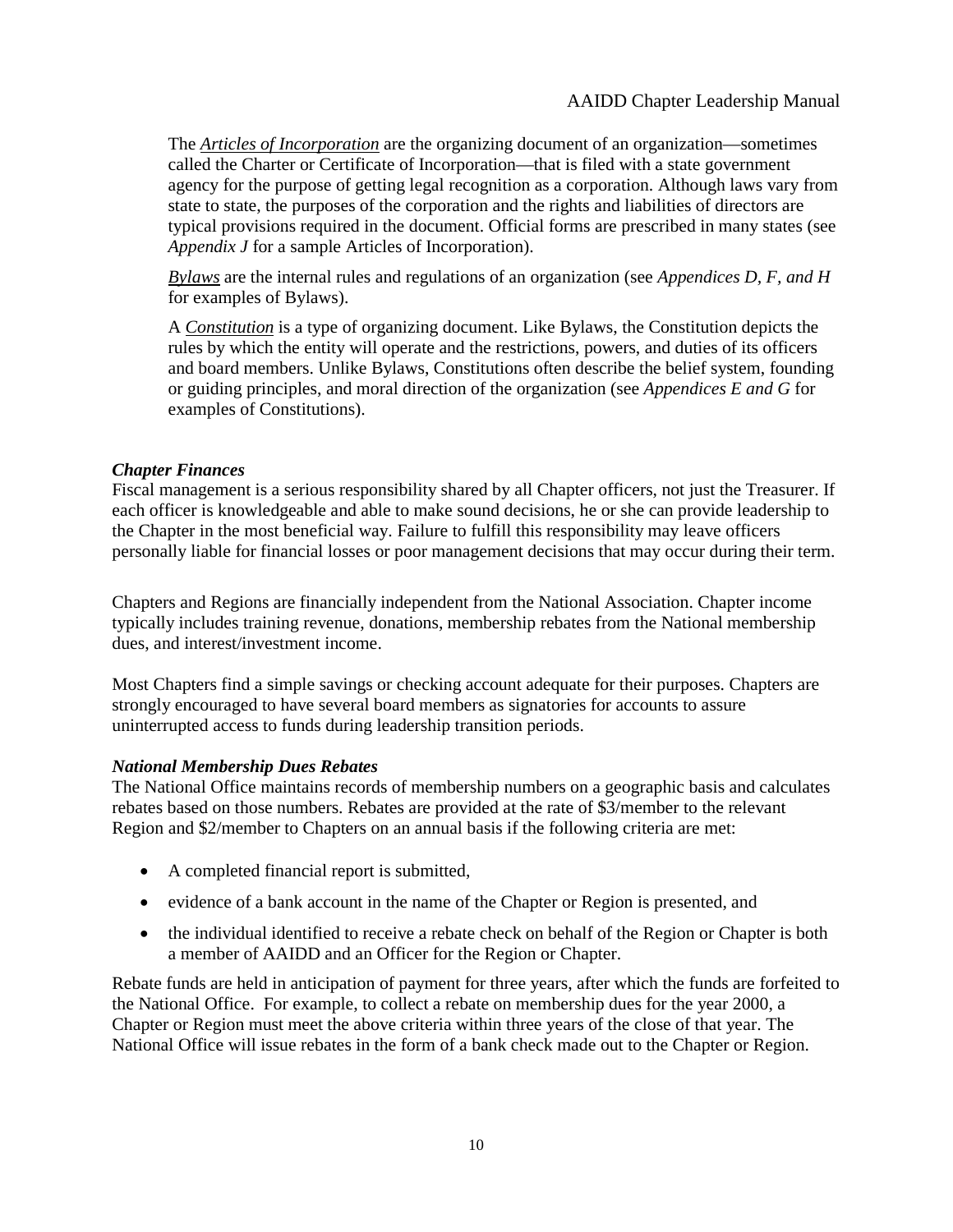The ***Articles of Incorporation*** are the organizing document of an organization—sometimes called the Charter or Certificate of Incorporation—that is filed with a state government agency for the purpose of getting legal recognition as a corporation. Although laws vary from state to state, the purposes of the corporation and the rights and liabilities of directors are typical provisions required in the document. Official forms are prescribed in many states (see *Appendix J* for a sample Articles of Incorporation).

***Bylaws*** are the internal rules and regulations of an organization (see *Appendices D, F, and H* for examples of Bylaws).

A ***Constitution*** is a type of organizing document. Like Bylaws, the Constitution depicts the rules by which the entity will operate and the restrictions, powers, and duties of its officers and board members. Unlike Bylaws, Constitutions often describe the belief system, founding or guiding principles, and moral direction of the organization (see *Appendices E and G* for examples of Constitutions).

### ***Chapter Finances***

Fiscal management is a serious responsibility shared by all Chapter officers, not just the Treasurer. If each officer is knowledgeable and able to make sound decisions, he or she can provide leadership to the Chapter in the most beneficial way. Failure to fulfill this responsibility may leave officers personally liable for financial losses or poor management decisions that may occur during their term.

Chapters and Regions are financially independent from the National Association. Chapter income typically includes training revenue, donations, membership rebates from the National membership dues, and interest/investment income.

Most Chapters find a simple savings or checking account adequate for their purposes. Chapters are strongly encouraged to have several board members as signatories for accounts to assure uninterrupted access to funds during leadership transition periods.

### ***National Membership Dues Rebates***

The National Office maintains records of membership numbers on a geographic basis and calculates rebates based on those numbers. Rebates are provided at the rate of $3/member to the relevant Region and $2/member to Chapters on an annual basis if the following criteria are met:

- A completed financial report is submitted,
- evidence of a bank account in the name of the Chapter or Region is presented, and
- the individual identified to receive a rebate check on behalf of the Region or Chapter is both a member of AAIDD and an Officer for the Region or Chapter.

Rebate funds are held in anticipation of payment for three years, after which the funds are forfeited to the National Office. For example, to collect a rebate on membership dues for the year 2000, a Chapter or Region must meet the above criteria within three years of the close of that year. The National Office will issue rebates in the form of a bank check made out to the Chapter or Region.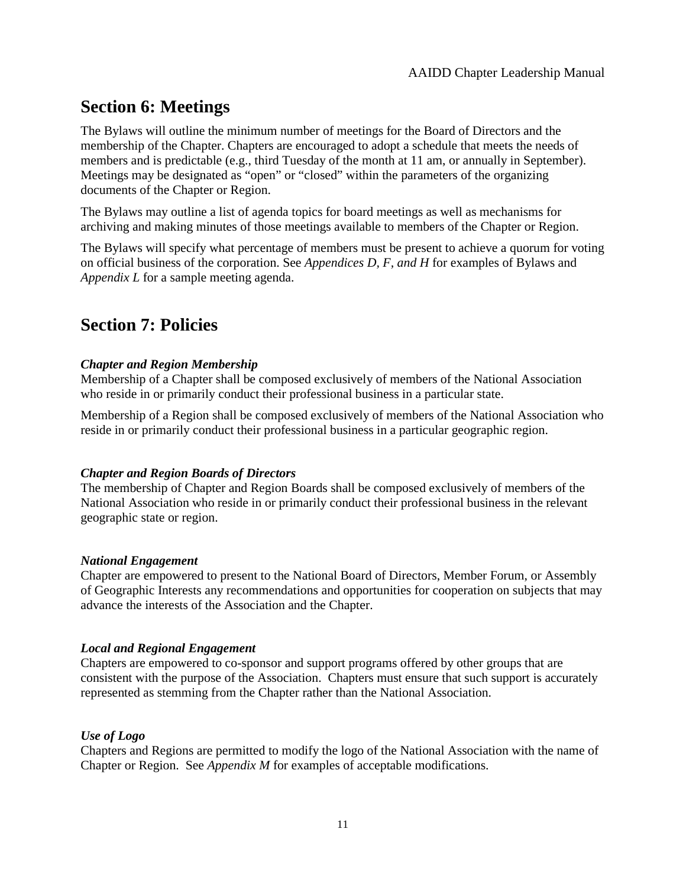## Section 6: Meetings

The Bylaws will outline the minimum number of meetings for the Board of Directors and the membership of the Chapter. Chapters are encouraged to adopt a schedule that meets the needs of members and is predictable (e.g., third Tuesday of the month at 11 am, or annually in September). Meetings may be designated as "open" or "closed" within the parameters of the organizing documents of the Chapter or Region.

The Bylaws may outline a list of agenda topics for board meetings as well as mechanisms for archiving and making minutes of those meetings available to members of the Chapter or Region.

The Bylaws will specify what percentage of members must be present to achieve a quorum for voting on official business of the corporation. See *Appendices D, F, and H* for examples of Bylaws and *Appendix L* for a sample meeting agenda.

## Section 7: Policies

***Chapter and Region Membership***
Membership of a Chapter shall be composed exclusively of members of the National Association who reside in or primarily conduct their professional business in a particular state.

Membership of a Region shall be composed exclusively of members of the National Association who reside in or primarily conduct their professional business in a particular geographic region.

***Chapter and Region Boards of Directors***
The membership of Chapter and Region Boards shall be composed exclusively of members of the National Association who reside in or primarily conduct their professional business in the relevant geographic state or region.

***National Engagement***
Chapter are empowered to present to the National Board of Directors, Member Forum, or Assembly of Geographic Interests any recommendations and opportunities for cooperation on subjects that may advance the interests of the Association and the Chapter.

***Local and Regional Engagement***
Chapters are empowered to co-sponsor and support programs offered by other groups that are consistent with the purpose of the Association. Chapters must ensure that such support is accurately represented as stemming from the Chapter rather than the National Association.

***Use of Logo***
Chapters and Regions are permitted to modify the logo of the National Association with the name of Chapter or Region. See *Appendix M* for examples of acceptable modifications.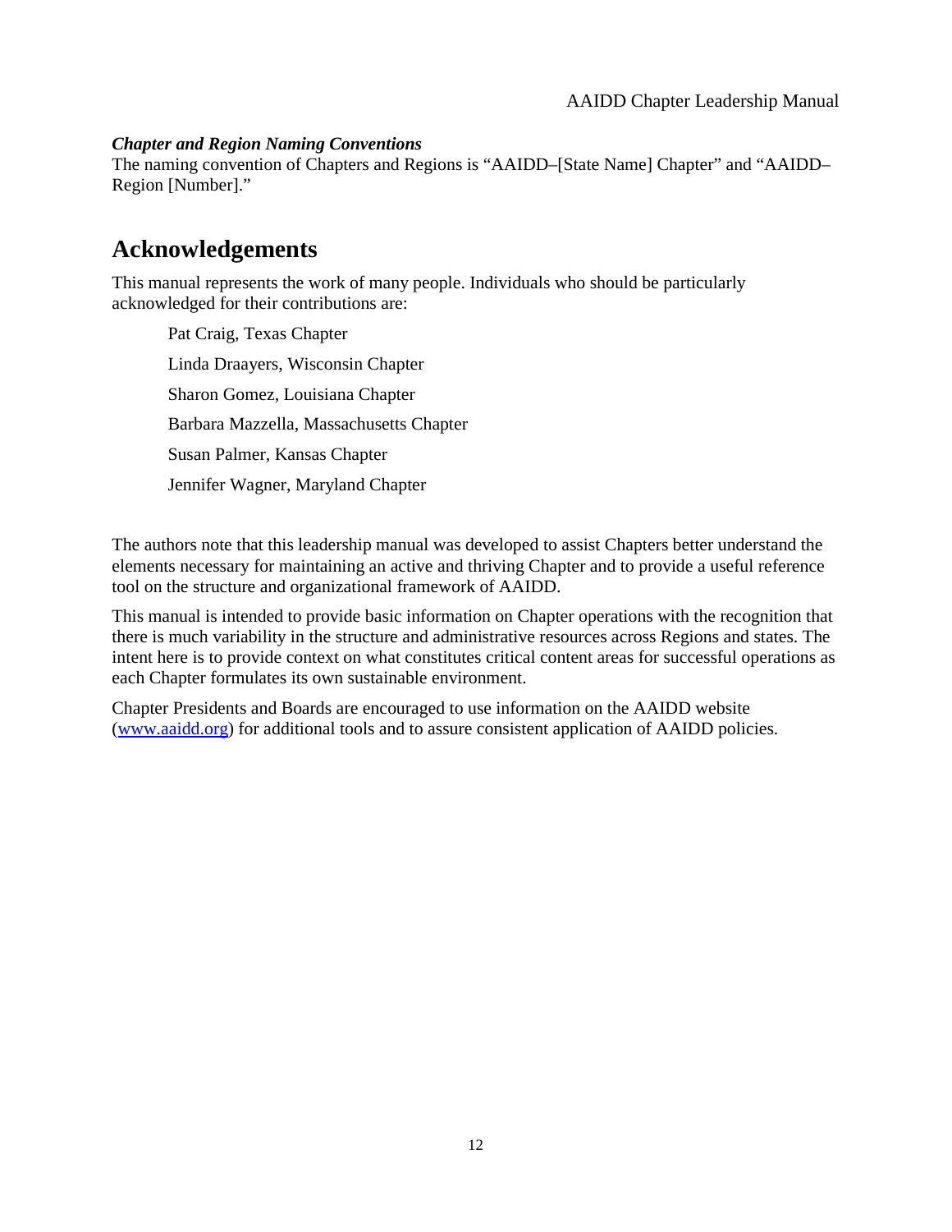***Chapter and Region Naming Conventions***

The naming convention of Chapters and Regions is "AAIDD–[State Name] Chapter" and "AAIDD–Region [Number]."

## Acknowledgements

This manual represents the work of many people. Individuals who should be particularly acknowledged for their contributions are:

Pat Craig, Texas Chapter

Linda Draayers, Wisconsin Chapter

Sharon Gomez, Louisiana Chapter

Barbara Mazzella, Massachusetts Chapter

Susan Palmer, Kansas Chapter

Jennifer Wagner, Maryland Chapter

The authors note that this leadership manual was developed to assist Chapters better understand the elements necessary for maintaining an active and thriving Chapter and to provide a useful reference tool on the structure and organizational framework of AAIDD.

This manual is intended to provide basic information on Chapter operations with the recognition that there is much variability in the structure and administrative resources across Regions and states. The intent here is to provide context on what constitutes critical content areas for successful operations as each Chapter formulates its own sustainable environment.

Chapter Presidents and Boards are encouraged to use information on the AAIDD website ([www.aaidd.org](http://www.aaidd.org)) for additional tools and to assure consistent application of AAIDD policies.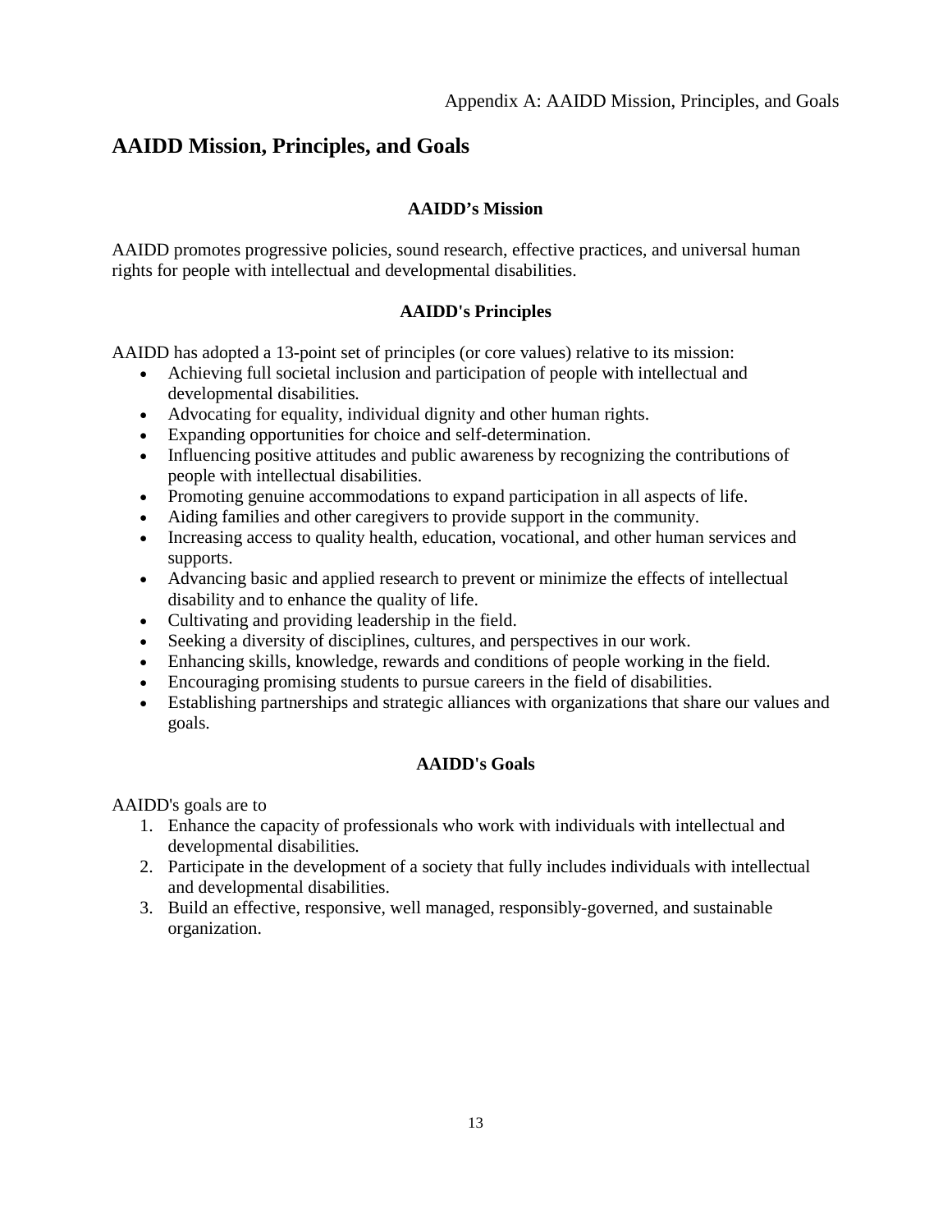# AAIDD Mission, Principles, and Goals

### AAIDD's Mission

AAIDD promotes progressive policies, sound research, effective practices, and universal human rights for people with intellectual and developmental disabilities.

### AAIDD's Principles

AAIDD has adopted a 13-point set of principles (or core values) relative to its mission:

- Achieving full societal inclusion and participation of people with intellectual and developmental disabilities.
- Advocating for equality, individual dignity and other human rights.
- Expanding opportunities for choice and self-determination.
- Influencing positive attitudes and public awareness by recognizing the contributions of people with intellectual disabilities.
- Promoting genuine accommodations to expand participation in all aspects of life.
- Aiding families and other caregivers to provide support in the community.
- Increasing access to quality health, education, vocational, and other human services and supports.
- Advancing basic and applied research to prevent or minimize the effects of intellectual disability and to enhance the quality of life.
- Cultivating and providing leadership in the field.
- Seeking a diversity of disciplines, cultures, and perspectives in our work.
- Enhancing skills, knowledge, rewards and conditions of people working in the field.
- Encouraging promising students to pursue careers in the field of disabilities.
- Establishing partnerships and strategic alliances with organizations that share our values and goals.

### AAIDD's Goals

AAIDD's goals are to

1. Enhance the capacity of professionals who work with individuals with intellectual and developmental disabilities.
2. Participate in the development of a society that fully includes individuals with intellectual and developmental disabilities.
3. Build an effective, responsive, well managed, responsibly-governed, and sustainable organization.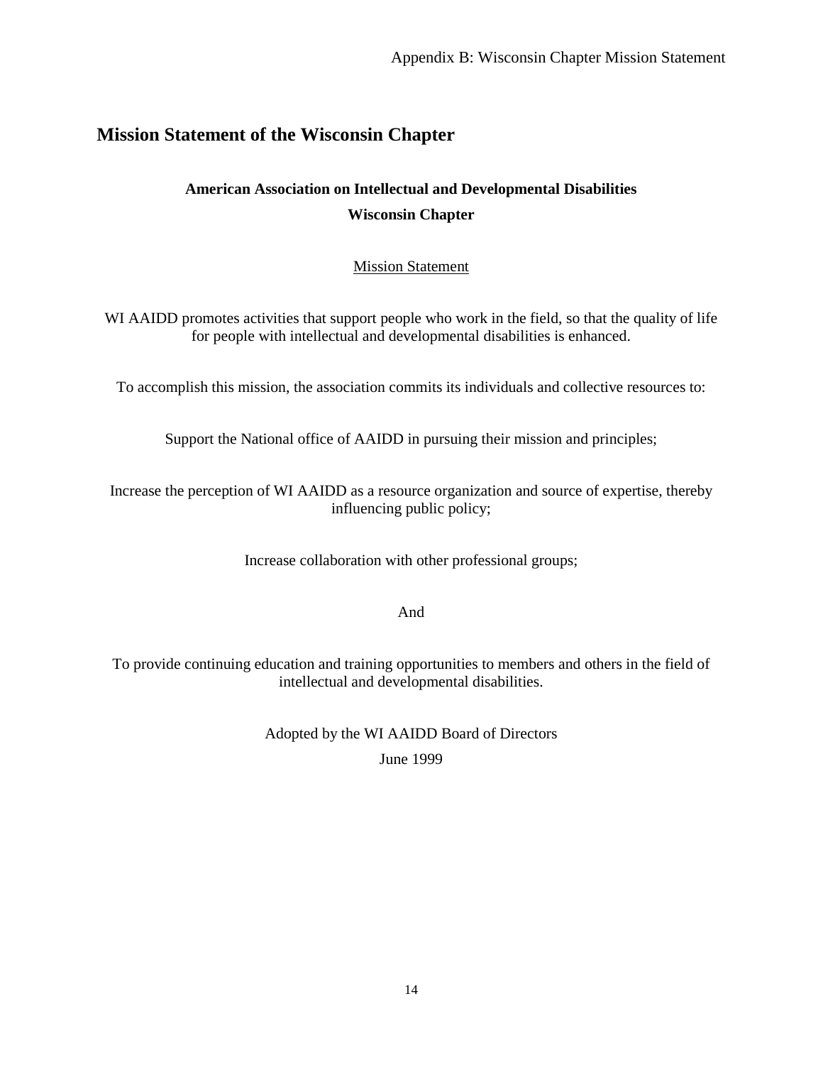## Mission Statement of the Wisconsin Chapter

**American Association on Intellectual and Developmental Disabilities**

**Wisconsin Chapter**

Mission Statement

WI AAIDD promotes activities that support people who work in the field, so that the quality of life for people with intellectual and developmental disabilities is enhanced.

To accomplish this mission, the association commits its individuals and collective resources to:

Support the National office of AAIDD in pursuing their mission and principles;

Increase the perception of WI AAIDD as a resource organization and source of expertise, thereby influencing public policy;

Increase collaboration with other professional groups;

And

To provide continuing education and training opportunities to members and others in the field of intellectual and developmental disabilities.

Adopted by the WI AAIDD Board of Directors

June 1999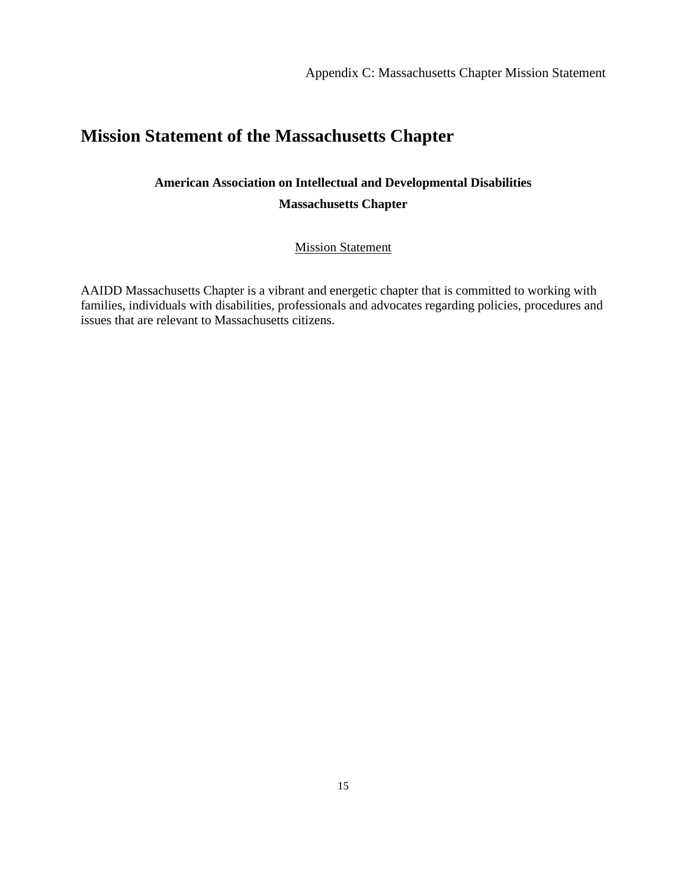# Mission Statement of the Massachusetts Chapter

**American Association on Intellectual and Developmental Disabilities**

**Massachusetts Chapter**

Mission Statement

AAIDD Massachusetts Chapter is a vibrant and energetic chapter that is committed to working with families, individuals with disabilities, professionals and advocates regarding policies, procedures and issues that are relevant to Massachusetts citizens.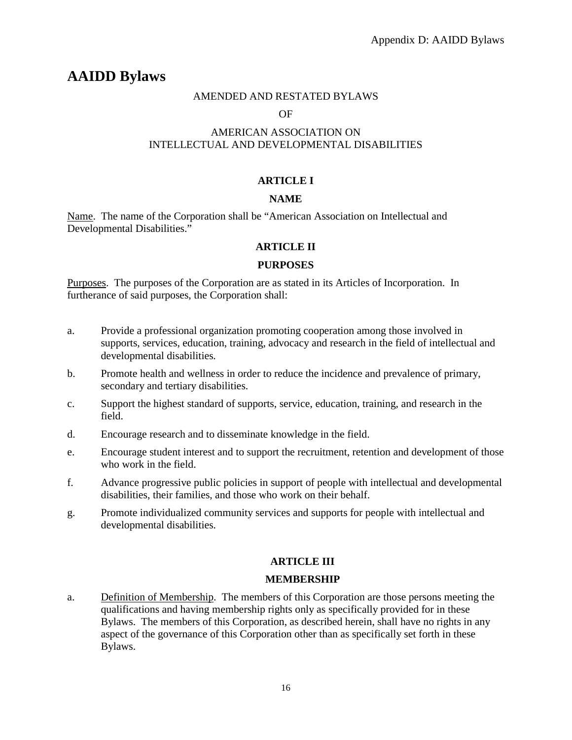# AAIDD Bylaws

AMENDED AND RESTATED BYLAWS

OF

AMERICAN ASSOCIATION ON INTELLECTUAL AND DEVELOPMENTAL DISABILITIES

## ARTICLE I

## NAME

Name. The name of the Corporation shall be "American Association on Intellectual and Developmental Disabilities."

## ARTICLE II

## PURPOSES

Purposes. The purposes of the Corporation are as stated in its Articles of Incorporation. In furtherance of said purposes, the Corporation shall:

a. Provide a professional organization promoting cooperation among those involved in supports, services, education, training, advocacy and research in the field of intellectual and developmental disabilities.

b. Promote health and wellness in order to reduce the incidence and prevalence of primary, secondary and tertiary disabilities.

c. Support the highest standard of supports, service, education, training, and research in the field.

d. Encourage research and to disseminate knowledge in the field.

e. Encourage student interest and to support the recruitment, retention and development of those who work in the field.

f. Advance progressive public policies in support of people with intellectual and developmental disabilities, their families, and those who work on their behalf.

g. Promote individualized community services and supports for people with intellectual and developmental disabilities.

## ARTICLE III

## MEMBERSHIP

a. Definition of Membership. The members of this Corporation are those persons meeting the qualifications and having membership rights only as specifically provided for in these Bylaws. The members of this Corporation, as described herein, shall have no rights in any aspect of the governance of this Corporation other than as specifically set forth in these Bylaws.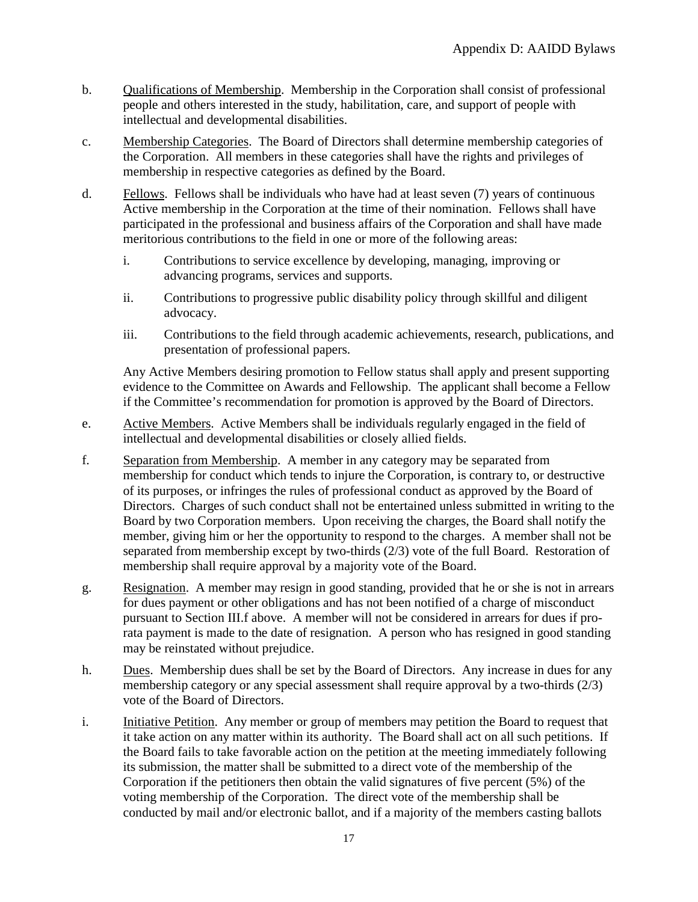b. Qualifications of Membership. Membership in the Corporation shall consist of professional people and others interested in the study, habilitation, care, and support of people with intellectual and developmental disabilities.

c. Membership Categories. The Board of Directors shall determine membership categories of the Corporation. All members in these categories shall have the rights and privileges of membership in respective categories as defined by the Board.

d. Fellows. Fellows shall be individuals who have had at least seven (7) years of continuous Active membership in the Corporation at the time of their nomination. Fellows shall have participated in the professional and business affairs of the Corporation and shall have made meritorious contributions to the field in one or more of the following areas:

   i. Contributions to service excellence by developing, managing, improving or advancing programs, services and supports.

   ii. Contributions to progressive public disability policy through skillful and diligent advocacy.

   iii. Contributions to the field through academic achievements, research, publications, and presentation of professional papers.

   Any Active Members desiring promotion to Fellow status shall apply and present supporting evidence to the Committee on Awards and Fellowship. The applicant shall become a Fellow if the Committee's recommendation for promotion is approved by the Board of Directors.

e. Active Members. Active Members shall be individuals regularly engaged in the field of intellectual and developmental disabilities or closely allied fields.

f. Separation from Membership. A member in any category may be separated from membership for conduct which tends to injure the Corporation, is contrary to, or destructive of its purposes, or infringes the rules of professional conduct as approved by the Board of Directors. Charges of such conduct shall not be entertained unless submitted in writing to the Board by two Corporation members. Upon receiving the charges, the Board shall notify the member, giving him or her the opportunity to respond to the charges. A member shall not be separated from membership except by two-thirds (2/3) vote of the full Board. Restoration of membership shall require approval by a majority vote of the Board.

g. Resignation. A member may resign in good standing, provided that he or she is not in arrears for dues payment or other obligations and has not been notified of a charge of misconduct pursuant to Section III.f above. A member will not be considered in arrears for dues if pro-rata payment is made to the date of resignation. A person who has resigned in good standing may be reinstated without prejudice.

h. Dues. Membership dues shall be set by the Board of Directors. Any increase in dues for any membership category or any special assessment shall require approval by a two-thirds (2/3) vote of the Board of Directors.

i. Initiative Petition. Any member or group of members may petition the Board to request that it take action on any matter within its authority. The Board shall act on all such petitions. If the Board fails to take favorable action on the petition at the meeting immediately following its submission, the matter shall be submitted to a direct vote of the membership of the Corporation if the petitioners then obtain the valid signatures of five percent (5%) of the voting membership of the Corporation. The direct vote of the membership shall be conducted by mail and/or electronic ballot, and if a majority of the members casting ballots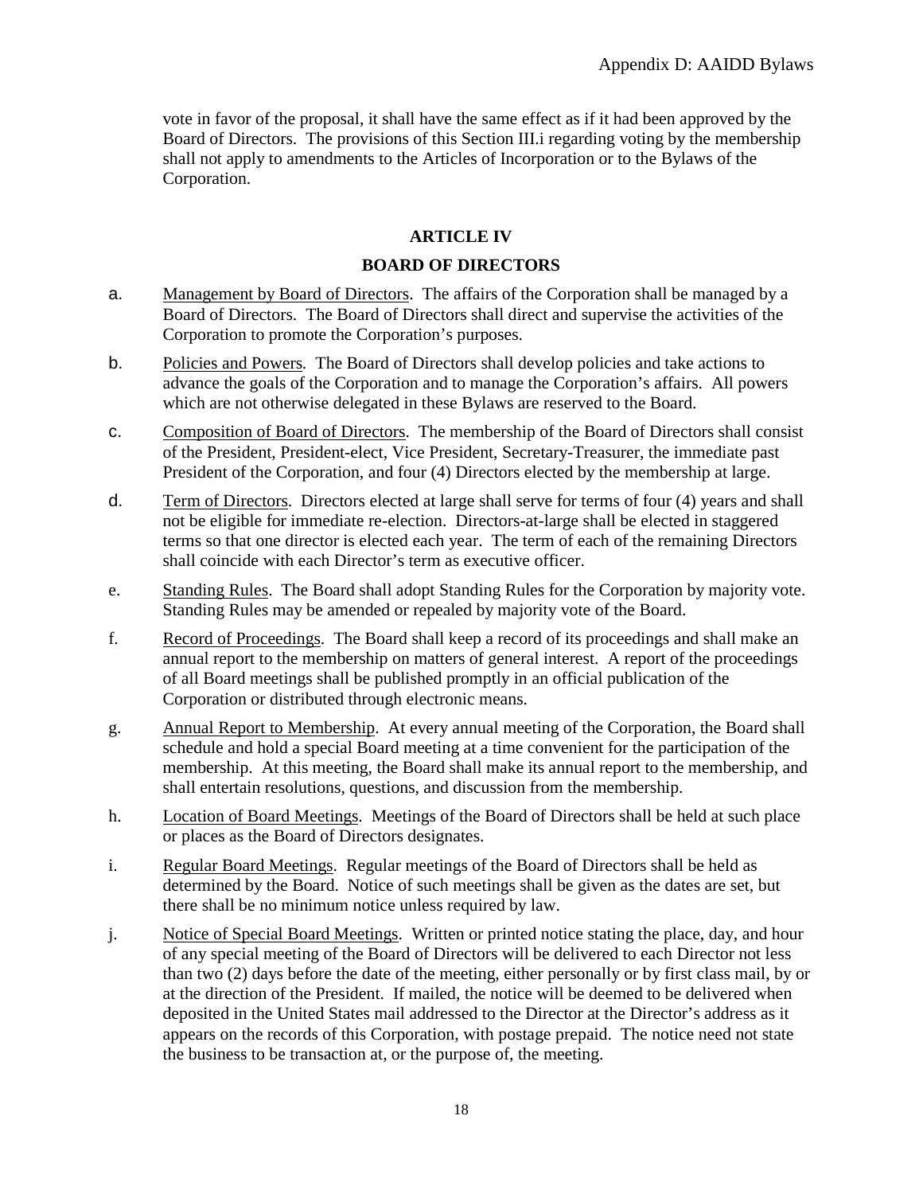vote in favor of the proposal, it shall have the same effect as if it had been approved by the Board of Directors. The provisions of this Section III.i regarding voting by the membership shall not apply to amendments to the Articles of Incorporation or to the Bylaws of the Corporation.

## ARTICLE IV

## BOARD OF DIRECTORS

a. Management by Board of Directors. The affairs of the Corporation shall be managed by a Board of Directors. The Board of Directors shall direct and supervise the activities of the Corporation to promote the Corporation's purposes.

b. Policies and Powers. The Board of Directors shall develop policies and take actions to advance the goals of the Corporation and to manage the Corporation's affairs. All powers which are not otherwise delegated in these Bylaws are reserved to the Board.

c. Composition of Board of Directors. The membership of the Board of Directors shall consist of the President, President-elect, Vice President, Secretary-Treasurer, the immediate past President of the Corporation, and four (4) Directors elected by the membership at large.

d. Term of Directors. Directors elected at large shall serve for terms of four (4) years and shall not be eligible for immediate re-election. Directors-at-large shall be elected in staggered terms so that one director is elected each year. The term of each of the remaining Directors shall coincide with each Director's term as executive officer.

e. Standing Rules. The Board shall adopt Standing Rules for the Corporation by majority vote. Standing Rules may be amended or repealed by majority vote of the Board.

f. Record of Proceedings. The Board shall keep a record of its proceedings and shall make an annual report to the membership on matters of general interest. A report of the proceedings of all Board meetings shall be published promptly in an official publication of the Corporation or distributed through electronic means.

g. Annual Report to Membership. At every annual meeting of the Corporation, the Board shall schedule and hold a special Board meeting at a time convenient for the participation of the membership. At this meeting, the Board shall make its annual report to the membership, and shall entertain resolutions, questions, and discussion from the membership.

h. Location of Board Meetings. Meetings of the Board of Directors shall be held at such place or places as the Board of Directors designates.

i. Regular Board Meetings. Regular meetings of the Board of Directors shall be held as determined by the Board. Notice of such meetings shall be given as the dates are set, but there shall be no minimum notice unless required by law.

j. Notice of Special Board Meetings. Written or printed notice stating the place, day, and hour of any special meeting of the Board of Directors will be delivered to each Director not less than two (2) days before the date of the meeting, either personally or by first class mail, by or at the direction of the President. If mailed, the notice will be deemed to be delivered when deposited in the United States mail addressed to the Director at the Director's address as it appears on the records of this Corporation, with postage prepaid. The notice need not state the business to be transaction at, or the purpose of, the meeting.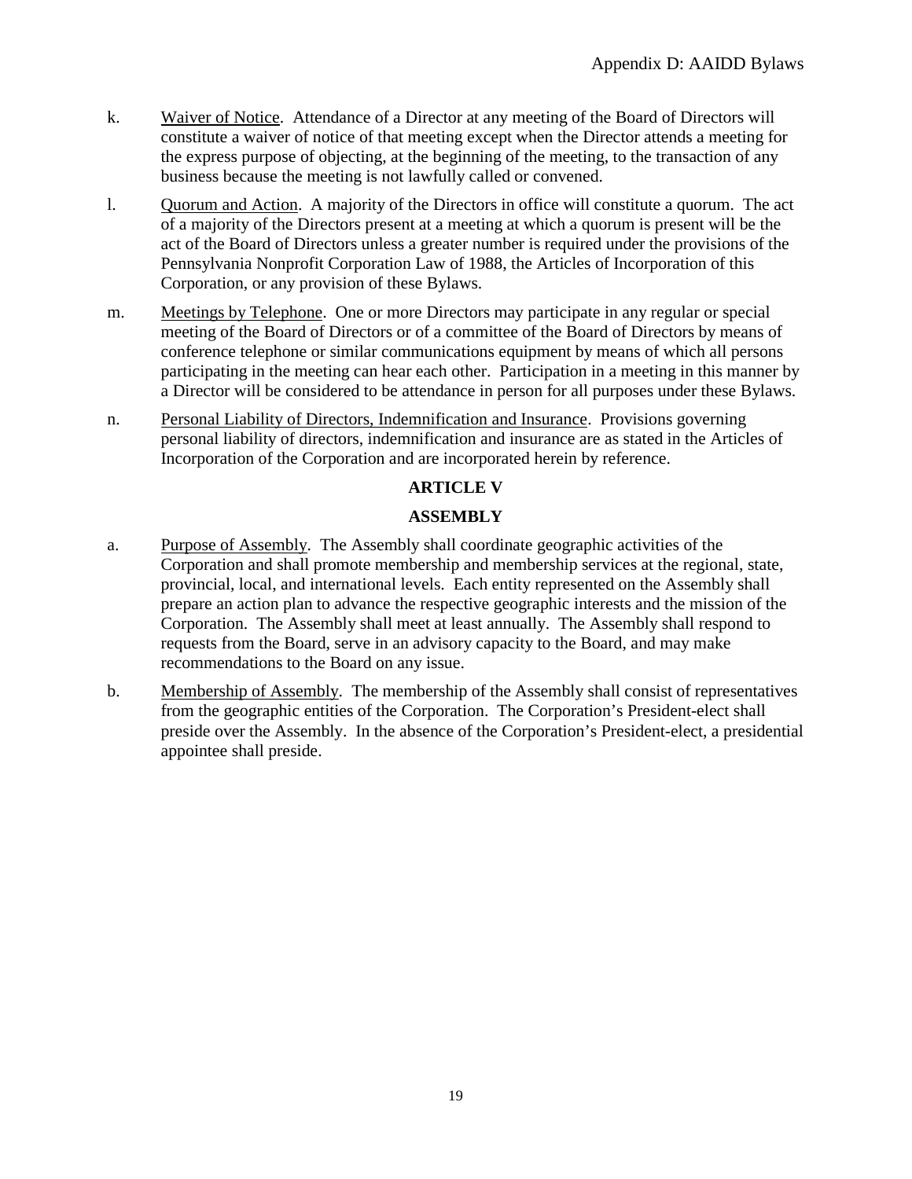k. Waiver of Notice. Attendance of a Director at any meeting of the Board of Directors will constitute a waiver of notice of that meeting except when the Director attends a meeting for the express purpose of objecting, at the beginning of the meeting, to the transaction of any business because the meeting is not lawfully called or convened.

l. Quorum and Action. A majority of the Directors in office will constitute a quorum. The act of a majority of the Directors present at a meeting at which a quorum is present will be the act of the Board of Directors unless a greater number is required under the provisions of the Pennsylvania Nonprofit Corporation Law of 1988, the Articles of Incorporation of this Corporation, or any provision of these Bylaws.

m. Meetings by Telephone. One or more Directors may participate in any regular or special meeting of the Board of Directors or of a committee of the Board of Directors by means of conference telephone or similar communications equipment by means of which all persons participating in the meeting can hear each other. Participation in a meeting in this manner by a Director will be considered to be attendance in person for all purposes under these Bylaws.

n. Personal Liability of Directors, Indemnification and Insurance. Provisions governing personal liability of directors, indemnification and insurance are as stated in the Articles of Incorporation of the Corporation and are incorporated herein by reference.

## ARTICLE V

## ASSEMBLY

a. Purpose of Assembly. The Assembly shall coordinate geographic activities of the Corporation and shall promote membership and membership services at the regional, state, provincial, local, and international levels. Each entity represented on the Assembly shall prepare an action plan to advance the respective geographic interests and the mission of the Corporation. The Assembly shall meet at least annually. The Assembly shall respond to requests from the Board, serve in an advisory capacity to the Board, and may make recommendations to the Board on any issue.

b. Membership of Assembly. The membership of the Assembly shall consist of representatives from the geographic entities of the Corporation. The Corporation's President-elect shall preside over the Assembly. In the absence of the Corporation's President-elect, a presidential appointee shall preside.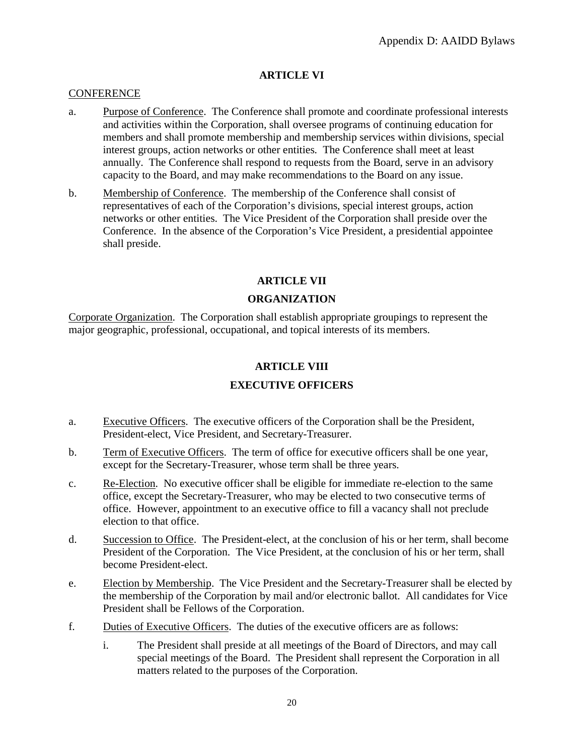## ARTICLE VI

CONFERENCE

a. Purpose of Conference. The Conference shall promote and coordinate professional interests and activities within the Corporation, shall oversee programs of continuing education for members and shall promote membership and membership services within divisions, special interest groups, action networks or other entities. The Conference shall meet at least annually. The Conference shall respond to requests from the Board, serve in an advisory capacity to the Board, and may make recommendations to the Board on any issue.

b. Membership of Conference. The membership of the Conference shall consist of representatives of each of the Corporation's divisions, special interest groups, action networks or other entities. The Vice President of the Corporation shall preside over the Conference. In the absence of the Corporation's Vice President, a presidential appointee shall preside.

## ARTICLE VII

## ORGANIZATION

Corporate Organization. The Corporation shall establish appropriate groupings to represent the major geographic, professional, occupational, and topical interests of its members.

## ARTICLE VIII

## EXECUTIVE OFFICERS

a. Executive Officers. The executive officers of the Corporation shall be the President, President-elect, Vice President, and Secretary-Treasurer.

b. Term of Executive Officers. The term of office for executive officers shall be one year, except for the Secretary-Treasurer, whose term shall be three years.

c. Re-Election. No executive officer shall be eligible for immediate re-election to the same office, except the Secretary-Treasurer, who may be elected to two consecutive terms of office. However, appointment to an executive office to fill a vacancy shall not preclude election to that office.

d. Succession to Office. The President-elect, at the conclusion of his or her term, shall become President of the Corporation. The Vice President, at the conclusion of his or her term, shall become President-elect.

e. Election by Membership. The Vice President and the Secretary-Treasurer shall be elected by the membership of the Corporation by mail and/or electronic ballot. All candidates for Vice President shall be Fellows of the Corporation.

f. Duties of Executive Officers. The duties of the executive officers are as follows:

   i. The President shall preside at all meetings of the Board of Directors, and may call special meetings of the Board. The President shall represent the Corporation in all matters related to the purposes of the Corporation.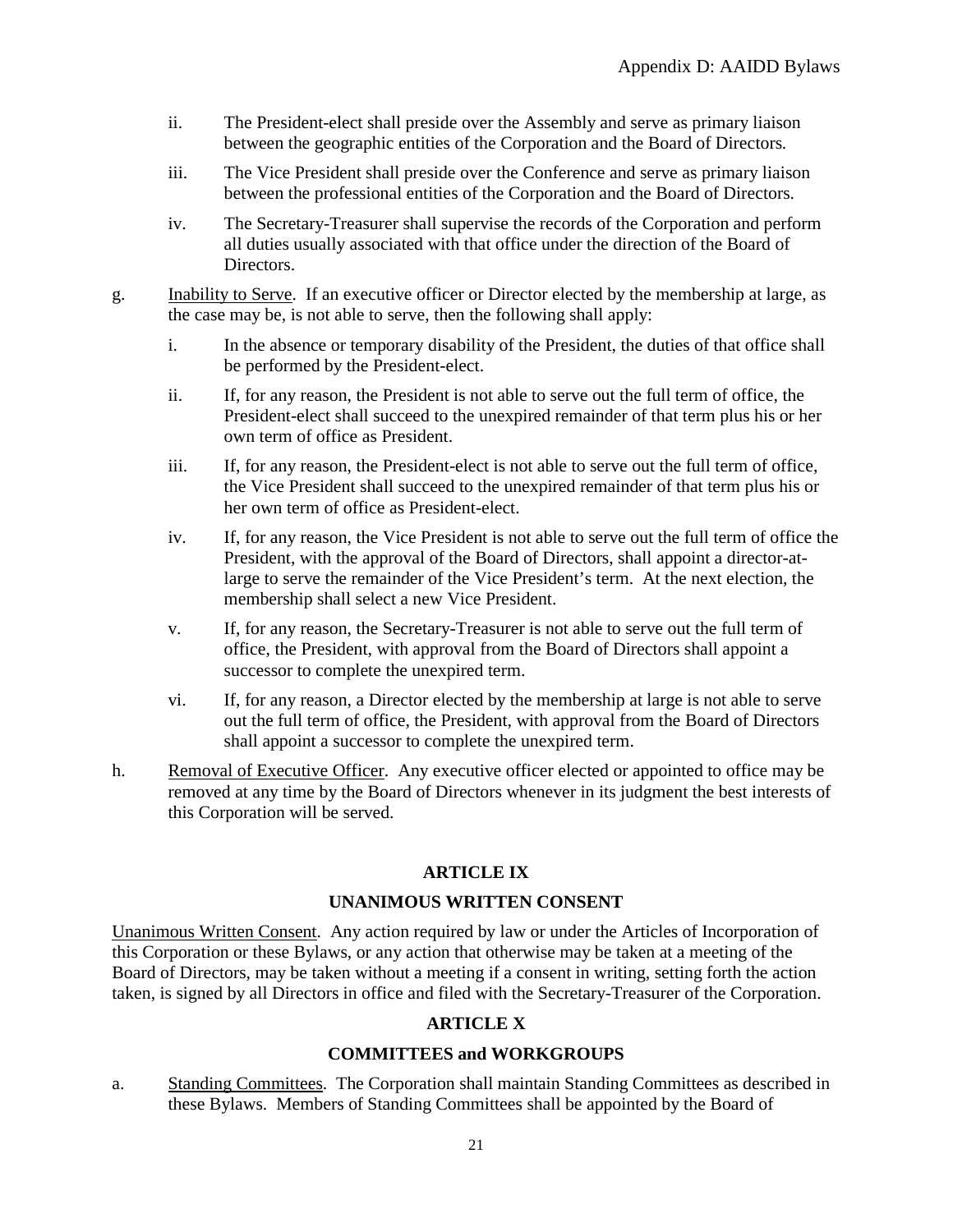ii. The President-elect shall preside over the Assembly and serve as primary liaison between the geographic entities of the Corporation and the Board of Directors.

iii. The Vice President shall preside over the Conference and serve as primary liaison between the professional entities of the Corporation and the Board of Directors.

iv. The Secretary-Treasurer shall supervise the records of the Corporation and perform all duties usually associated with that office under the direction of the Board of Directors.

g. Inability to Serve. If an executive officer or Director elected by the membership at large, as the case may be, is not able to serve, then the following shall apply:

i. In the absence or temporary disability of the President, the duties of that office shall be performed by the President-elect.

ii. If, for any reason, the President is not able to serve out the full term of office, the President-elect shall succeed to the unexpired remainder of that term plus his or her own term of office as President.

iii. If, for any reason, the President-elect is not able to serve out the full term of office, the Vice President shall succeed to the unexpired remainder of that term plus his or her own term of office as President-elect.

iv. If, for any reason, the Vice President is not able to serve out the full term of office the President, with the approval of the Board of Directors, shall appoint a director-at-large to serve the remainder of the Vice President's term. At the next election, the membership shall select a new Vice President.

v. If, for any reason, the Secretary-Treasurer is not able to serve out the full term of office, the President, with approval from the Board of Directors shall appoint a successor to complete the unexpired term.

vi. If, for any reason, a Director elected by the membership at large is not able to serve out the full term of office, the President, with approval from the Board of Directors shall appoint a successor to complete the unexpired term.

h. Removal of Executive Officer. Any executive officer elected or appointed to office may be removed at any time by the Board of Directors whenever in its judgment the best interests of this Corporation will be served.

## ARTICLE IX

## UNANIMOUS WRITTEN CONSENT

Unanimous Written Consent. Any action required by law or under the Articles of Incorporation of this Corporation or these Bylaws, or any action that otherwise may be taken at a meeting of the Board of Directors, may be taken without a meeting if a consent in writing, setting forth the action taken, is signed by all Directors in office and filed with the Secretary-Treasurer of the Corporation.

## ARTICLE X

## COMMITTEES and WORKGROUPS

a. Standing Committees. The Corporation shall maintain Standing Committees as described in these Bylaws. Members of Standing Committees shall be appointed by the Board of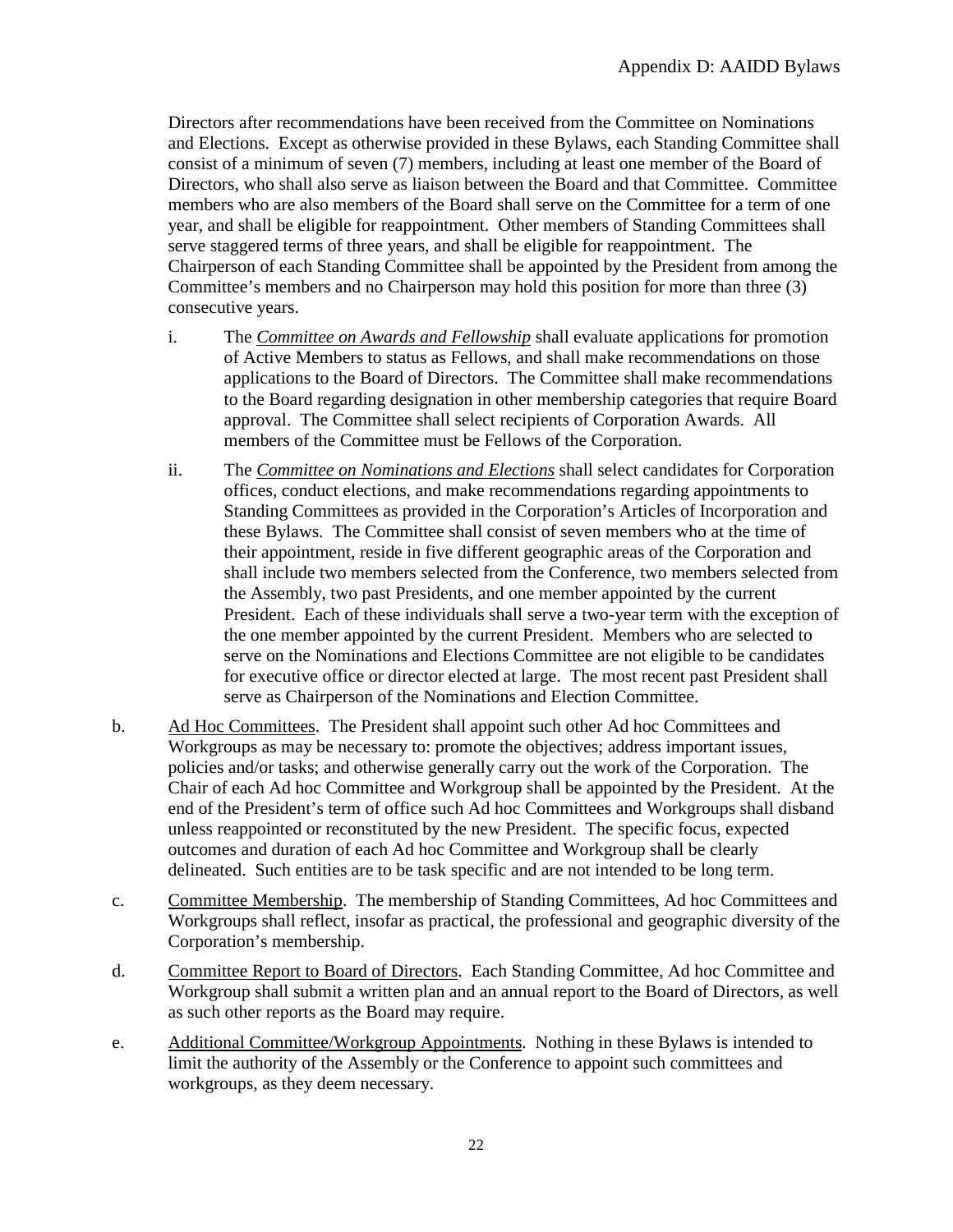Directors after recommendations have been received from the Committee on Nominations and Elections. Except as otherwise provided in these Bylaws, each Standing Committee shall consist of a minimum of seven (7) members, including at least one member of the Board of Directors, who shall also serve as liaison between the Board and that Committee. Committee members who are also members of the Board shall serve on the Committee for a term of one year, and shall be eligible for reappointment. Other members of Standing Committees shall serve staggered terms of three years, and shall be eligible for reappointment. The Chairperson of each Standing Committee shall be appointed by the President from among the Committee's members and no Chairperson may hold this position for more than three (3) consecutive years.

i. The *Committee on Awards and Fellowship* shall evaluate applications for promotion of Active Members to status as Fellows, and shall make recommendations on those applications to the Board of Directors. The Committee shall make recommendations to the Board regarding designation in other membership categories that require Board approval. The Committee shall select recipients of Corporation Awards. All members of the Committee must be Fellows of the Corporation.

ii. The *Committee on Nominations and Elections* shall select candidates for Corporation offices, conduct elections, and make recommendations regarding appointments to Standing Committees as provided in the Corporation's Articles of Incorporation and these Bylaws. The Committee shall consist of seven members who at the time of their appointment, reside in five different geographic areas of the Corporation and shall include two members selected from the Conference, two members selected from the Assembly, two past Presidents, and one member appointed by the current President. Each of these individuals shall serve a two-year term with the exception of the one member appointed by the current President. Members who are selected to serve on the Nominations and Elections Committee are not eligible to be candidates for executive office or director elected at large. The most recent past President shall serve as Chairperson of the Nominations and Election Committee.

b. Ad Hoc Committees. The President shall appoint such other Ad hoc Committees and Workgroups as may be necessary to: promote the objectives; address important issues, policies and/or tasks; and otherwise generally carry out the work of the Corporation. The Chair of each Ad hoc Committee and Workgroup shall be appointed by the President. At the end of the President's term of office such Ad hoc Committees and Workgroups shall disband unless reappointed or reconstituted by the new President. The specific focus, expected outcomes and duration of each Ad hoc Committee and Workgroup shall be clearly delineated. Such entities are to be task specific and are not intended to be long term.

c. Committee Membership. The membership of Standing Committees, Ad hoc Committees and Workgroups shall reflect, insofar as practical, the professional and geographic diversity of the Corporation's membership.

d. Committee Report to Board of Directors. Each Standing Committee, Ad hoc Committee and Workgroup shall submit a written plan and an annual report to the Board of Directors, as well as such other reports as the Board may require.

e. Additional Committee/Workgroup Appointments. Nothing in these Bylaws is intended to limit the authority of the Assembly or the Conference to appoint such committees and workgroups, as they deem necessary.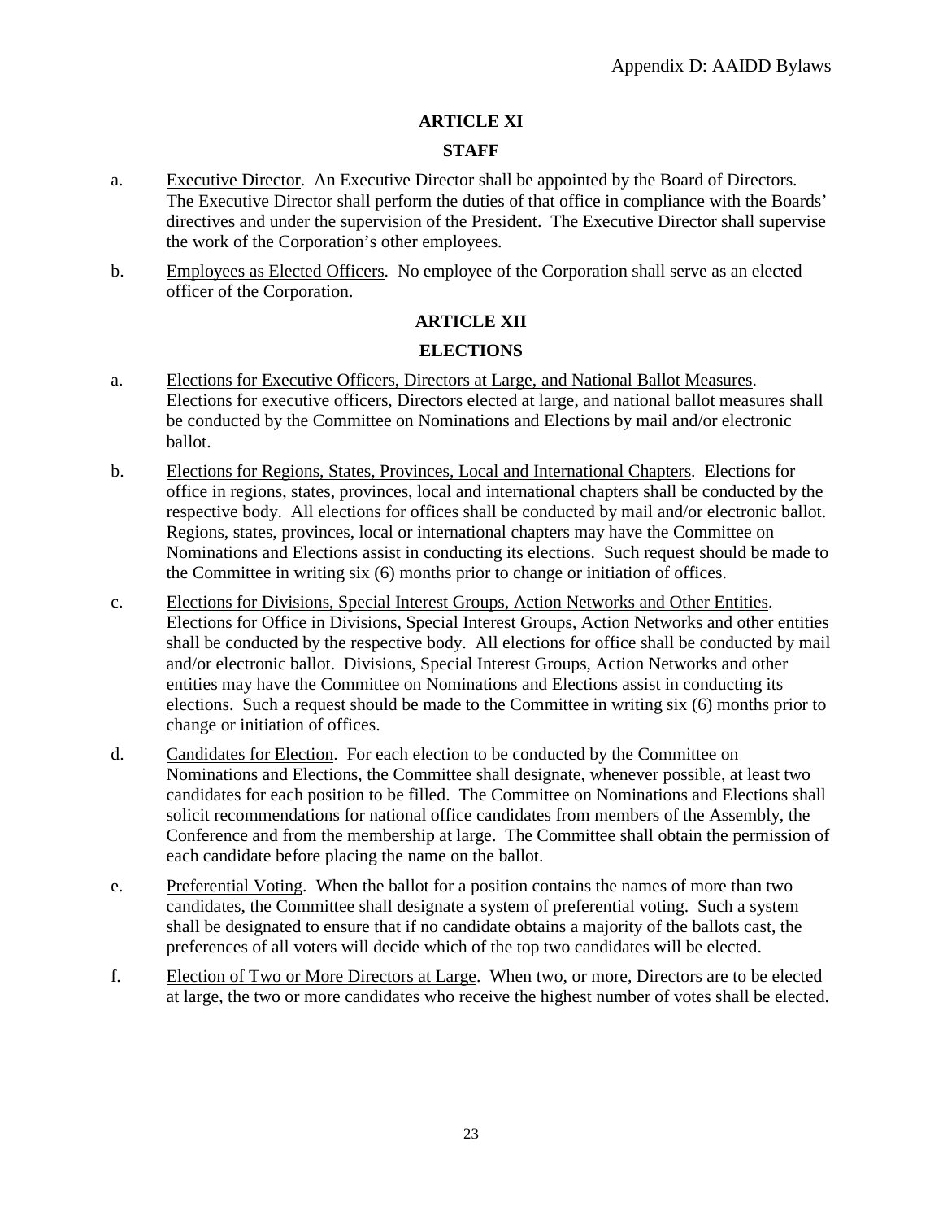## ARTICLE XI

## STAFF

a. Executive Director. An Executive Director shall be appointed by the Board of Directors. The Executive Director shall perform the duties of that office in compliance with the Boards' directives and under the supervision of the President. The Executive Director shall supervise the work of the Corporation's other employees.

b. Employees as Elected Officers. No employee of the Corporation shall serve as an elected officer of the Corporation.

## ARTICLE XII

## ELECTIONS

a. Elections for Executive Officers, Directors at Large, and National Ballot Measures. Elections for executive officers, Directors elected at large, and national ballot measures shall be conducted by the Committee on Nominations and Elections by mail and/or electronic ballot.

b. Elections for Regions, States, Provinces, Local and International Chapters. Elections for office in regions, states, provinces, local and international chapters shall be conducted by the respective body. All elections for offices shall be conducted by mail and/or electronic ballot. Regions, states, provinces, local or international chapters may have the Committee on Nominations and Elections assist in conducting its elections. Such request should be made to the Committee in writing six (6) months prior to change or initiation of offices.

c. Elections for Divisions, Special Interest Groups, Action Networks and Other Entities. Elections for Office in Divisions, Special Interest Groups, Action Networks and other entities shall be conducted by the respective body. All elections for office shall be conducted by mail and/or electronic ballot. Divisions, Special Interest Groups, Action Networks and other entities may have the Committee on Nominations and Elections assist in conducting its elections. Such a request should be made to the Committee in writing six (6) months prior to change or initiation of offices.

d. Candidates for Election. For each election to be conducted by the Committee on Nominations and Elections, the Committee shall designate, whenever possible, at least two candidates for each position to be filled. The Committee on Nominations and Elections shall solicit recommendations for national office candidates from members of the Assembly, the Conference and from the membership at large. The Committee shall obtain the permission of each candidate before placing the name on the ballot.

e. Preferential Voting. When the ballot for a position contains the names of more than two candidates, the Committee shall designate a system of preferential voting. Such a system shall be designated to ensure that if no candidate obtains a majority of the ballots cast, the preferences of all voters will decide which of the top two candidates will be elected.

f. Election of Two or More Directors at Large. When two, or more, Directors are to be elected at large, the two or more candidates who receive the highest number of votes shall be elected.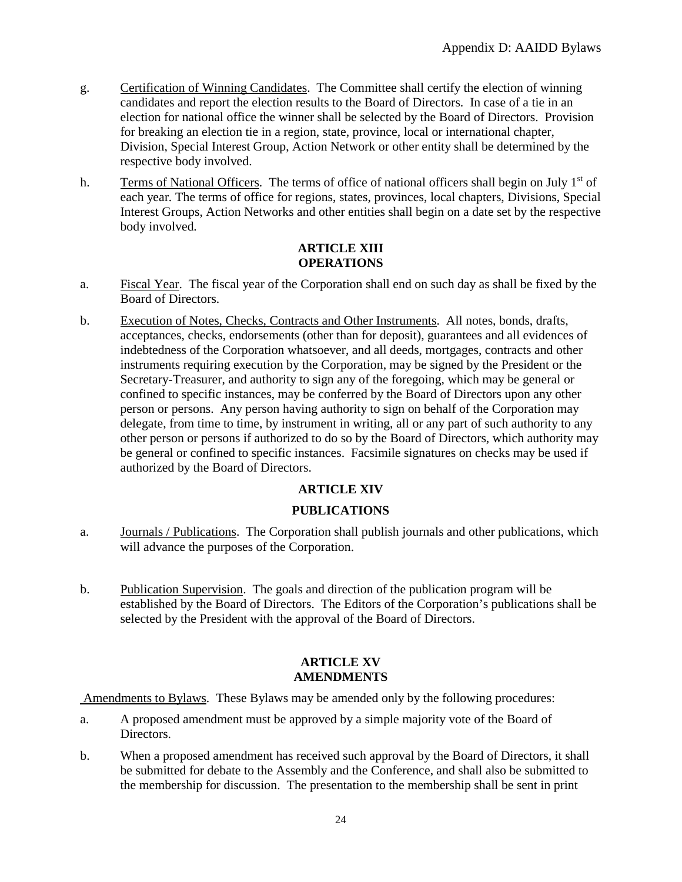g. Certification of Winning Candidates. The Committee shall certify the election of winning candidates and report the election results to the Board of Directors. In case of a tie in an election for national office the winner shall be selected by the Board of Directors. Provision for breaking an election tie in a region, state, province, local or international chapter, Division, Special Interest Group, Action Network or other entity shall be determined by the respective body involved.

h. Terms of National Officers. The terms of office of national officers shall begin on July 1st of each year. The terms of office for regions, states, provinces, local chapters, Divisions, Special Interest Groups, Action Networks and other entities shall begin on a date set by the respective body involved.

## ARTICLE XIII
## OPERATIONS

a. Fiscal Year. The fiscal year of the Corporation shall end on such day as shall be fixed by the Board of Directors.

b. Execution of Notes, Checks, Contracts and Other Instruments. All notes, bonds, drafts, acceptances, checks, endorsements (other than for deposit), guarantees and all evidences of indebtedness of the Corporation whatsoever, and all deeds, mortgages, contracts and other instruments requiring execution by the Corporation, may be signed by the President or the Secretary-Treasurer, and authority to sign any of the foregoing, which may be general or confined to specific instances, may be conferred by the Board of Directors upon any other person or persons. Any person having authority to sign on behalf of the Corporation may delegate, from time to time, by instrument in writing, all or any part of such authority to any other person or persons if authorized to do so by the Board of Directors, which authority may be general or confined to specific instances. Facsimile signatures on checks may be used if authorized by the Board of Directors.

## ARTICLE XIV
## PUBLICATIONS

a. Journals / Publications. The Corporation shall publish journals and other publications, which will advance the purposes of the Corporation.

b. Publication Supervision. The goals and direction of the publication program will be established by the Board of Directors. The Editors of the Corporation's publications shall be selected by the President with the approval of the Board of Directors.

## ARTICLE XV
## AMENDMENTS

Amendments to Bylaws. These Bylaws may be amended only by the following procedures:

a. A proposed amendment must be approved by a simple majority vote of the Board of Directors.

b. When a proposed amendment has received such approval by the Board of Directors, it shall be submitted for debate to the Assembly and the Conference, and shall also be submitted to the membership for discussion. The presentation to the membership shall be sent in print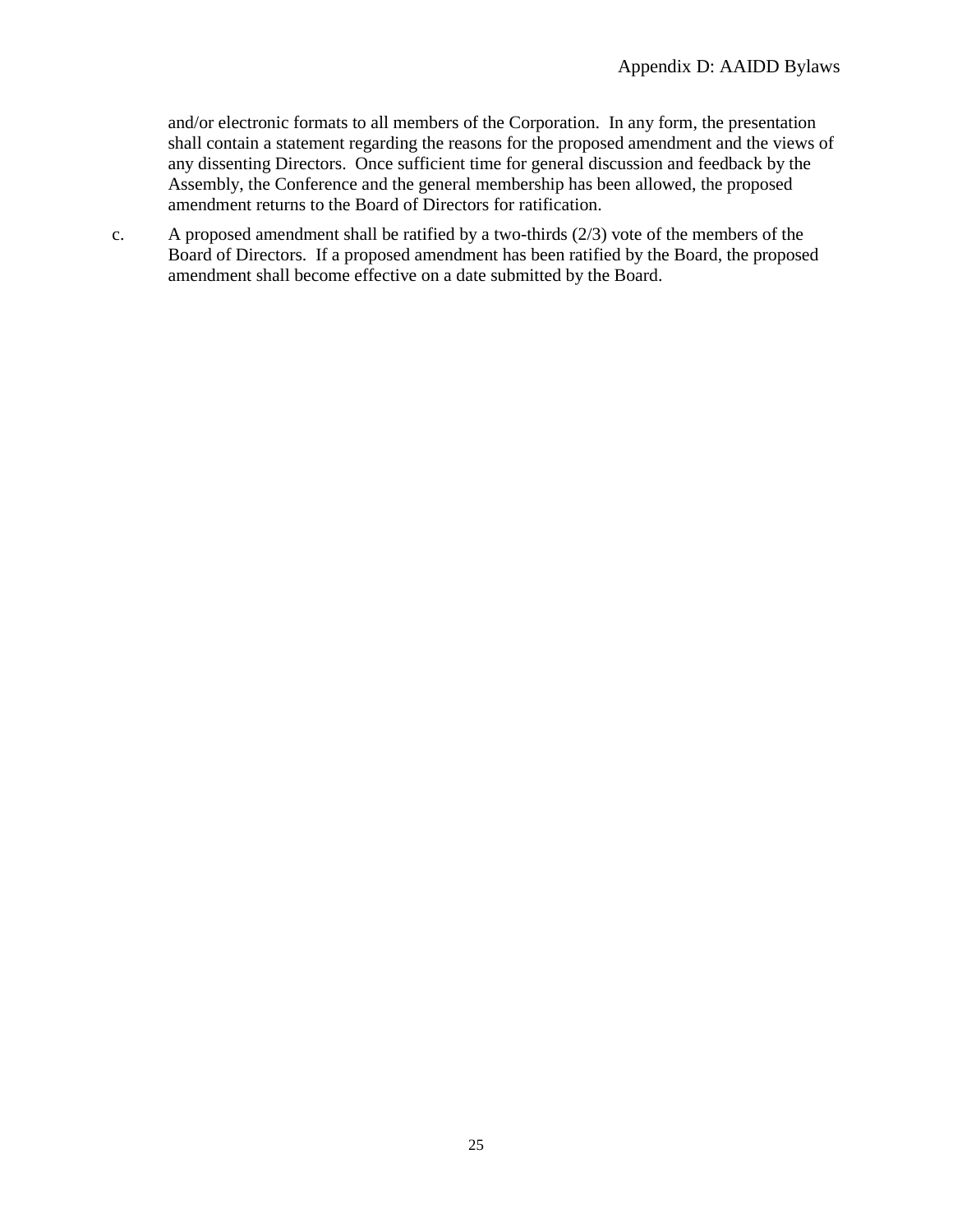and/or electronic formats to all members of the Corporation. In any form, the presentation shall contain a statement regarding the reasons for the proposed amendment and the views of any dissenting Directors. Once sufficient time for general discussion and feedback by the Assembly, the Conference and the general membership has been allowed, the proposed amendment returns to the Board of Directors for ratification.

c. A proposed amendment shall be ratified by a two-thirds (2/3) vote of the members of the Board of Directors. If a proposed amendment has been ratified by the Board, the proposed amendment shall become effective on a date submitted by the Board.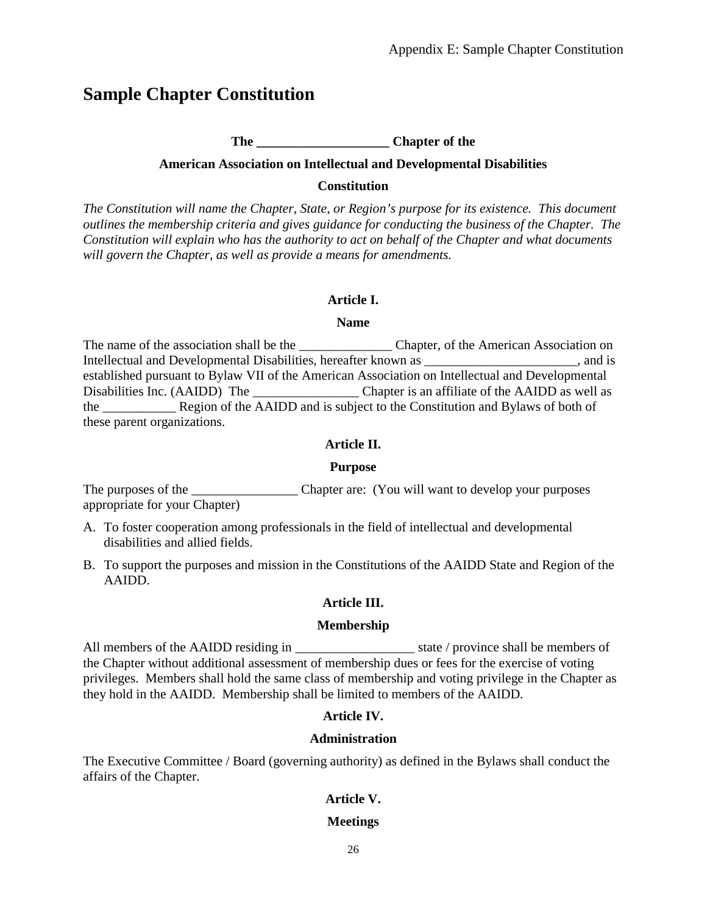# Sample Chapter Constitution

**The ____________________ Chapter of the**

**American Association on Intellectual and Developmental Disabilities**

**Constitution**

*The Constitution will name the Chapter, State, or Region's purpose for its existence. This document outlines the membership criteria and gives guidance for conducting the business of the Chapter. The Constitution will explain who has the authority to act on behalf of the Chapter and what documents will govern the Chapter, as well as provide a means for amendments.*

**Article I.**

**Name**

The name of the association shall be the ______________ Chapter, of the American Association on Intellectual and Developmental Disabilities, hereafter known as _______________________, and is established pursuant to Bylaw VII of the American Association on Intellectual and Developmental Disabilities Inc. (AAIDD) The ________________ Chapter is an affiliate of the AAIDD as well as the ___________ Region of the AAIDD and is subject to the Constitution and Bylaws of both of these parent organizations.

**Article II.**

**Purpose**

The purposes of the ________________ Chapter are: (You will want to develop your purposes appropriate for your Chapter)

A. To foster cooperation among professionals in the field of intellectual and developmental disabilities and allied fields.

B. To support the purposes and mission in the Constitutions of the AAIDD State and Region of the AAIDD.

**Article III.**

**Membership**

All members of the AAIDD residing in __________________ state / province shall be members of the Chapter without additional assessment of membership dues or fees for the exercise of voting privileges. Members shall hold the same class of membership and voting privilege in the Chapter as they hold in the AAIDD. Membership shall be limited to members of the AAIDD.

**Article IV.**

**Administration**

The Executive Committee / Board (governing authority) as defined in the Bylaws shall conduct the affairs of the Chapter.

**Article V.**

**Meetings**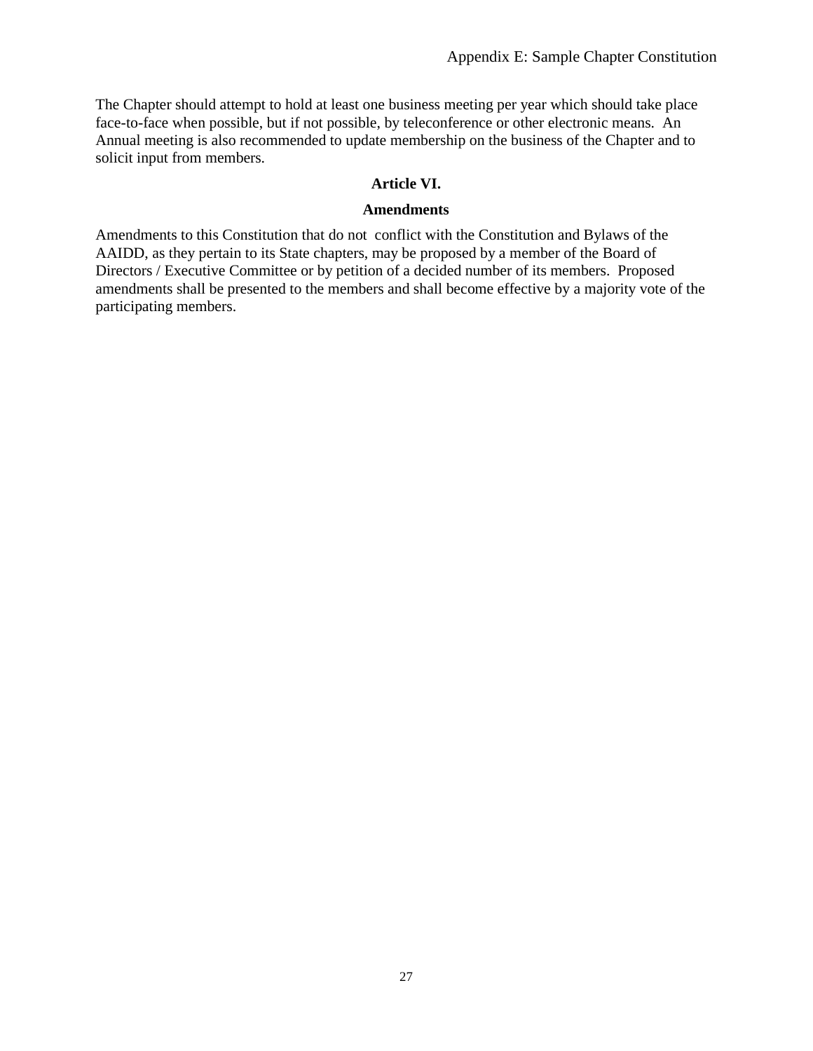The Chapter should attempt to hold at least one business meeting per year which should take place face-to-face when possible, but if not possible, by teleconference or other electronic means. An Annual meeting is also recommended to update membership on the business of the Chapter and to solicit input from members.

## Article VI.

## Amendments

Amendments to this Constitution that do not conflict with the Constitution and Bylaws of the AAIDD, as they pertain to its State chapters, may be proposed by a member of the Board of Directors / Executive Committee or by petition of a decided number of its members. Proposed amendments shall be presented to the members and shall become effective by a majority vote of the participating members.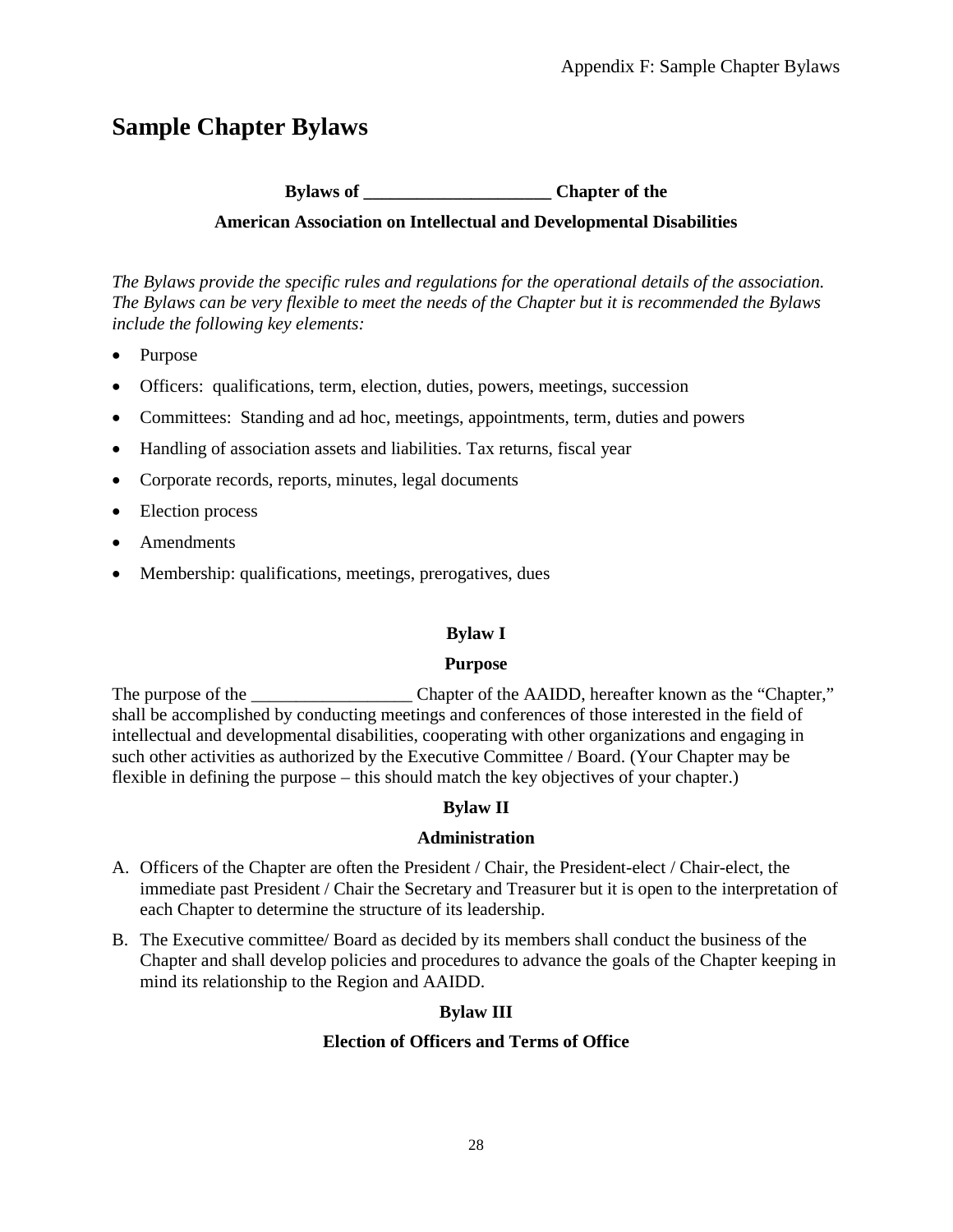# Sample Chapter Bylaws

**Bylaws of _____________________ Chapter of the**

**American Association on Intellectual and Developmental Disabilities**

*The Bylaws provide the specific rules and regulations for the operational details of the association. The Bylaws can be very flexible to meet the needs of the Chapter but it is recommended the Bylaws include the following key elements:*

- Purpose
- Officers: qualifications, term, election, duties, powers, meetings, succession
- Committees: Standing and ad hoc, meetings, appointments, term, duties and powers
- Handling of association assets and liabilities. Tax returns, fiscal year
- Corporate records, reports, minutes, legal documents
- Election process
- Amendments
- Membership: qualifications, meetings, prerogatives, dues

**Bylaw I**

**Purpose**

The purpose of the __________________ Chapter of the AAIDD, hereafter known as the "Chapter," shall be accomplished by conducting meetings and conferences of those interested in the field of intellectual and developmental disabilities, cooperating with other organizations and engaging in such other activities as authorized by the Executive Committee / Board. (Your Chapter may be flexible in defining the purpose – this should match the key objectives of your chapter.)

**Bylaw II**

**Administration**

A. Officers of the Chapter are often the President / Chair, the President-elect / Chair-elect, the immediate past President / Chair the Secretary and Treasurer but it is open to the interpretation of each Chapter to determine the structure of its leadership.

B. The Executive committee/ Board as decided by its members shall conduct the business of the Chapter and shall develop policies and procedures to advance the goals of the Chapter keeping in mind its relationship to the Region and AAIDD.

**Bylaw III**

**Election of Officers and Terms of Office**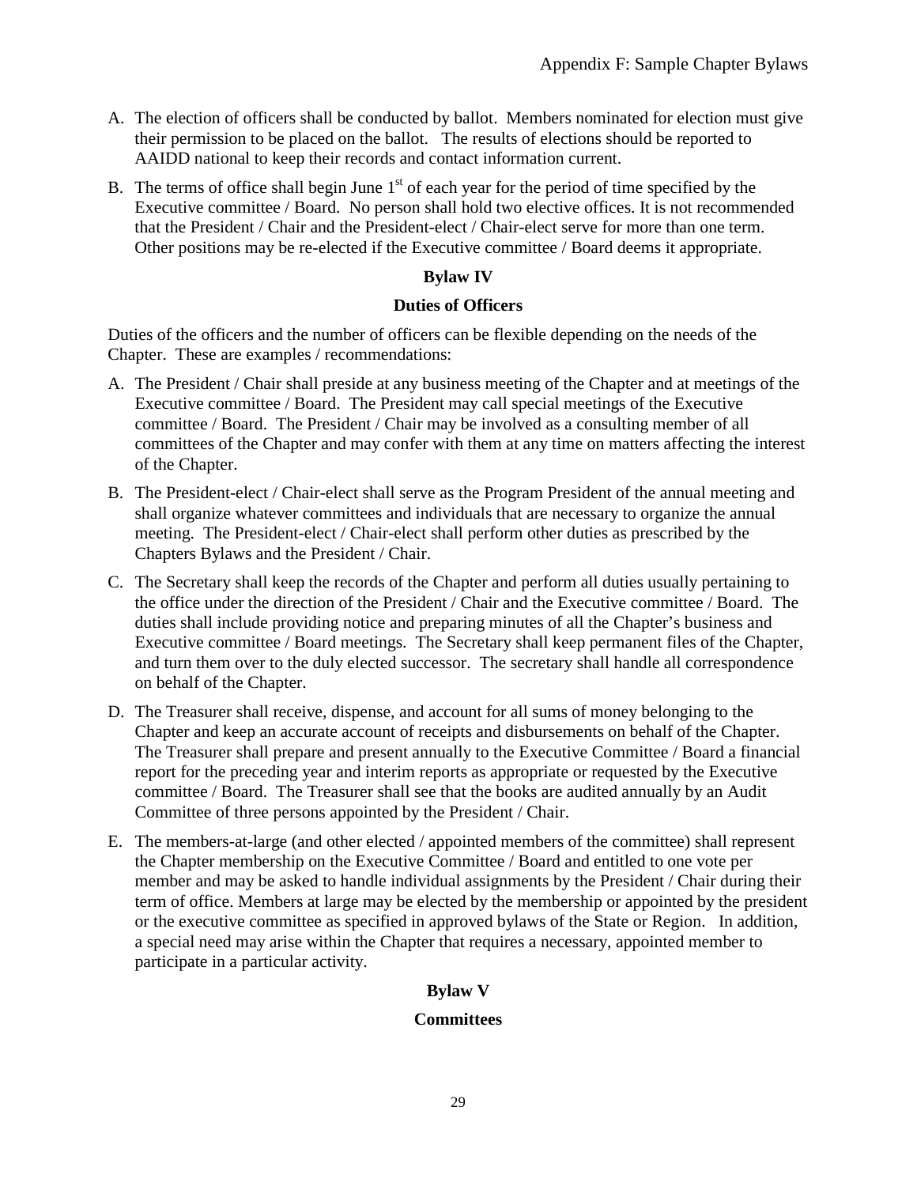A. The election of officers shall be conducted by ballot. Members nominated for election must give their permission to be placed on the ballot. The results of elections should be reported to AAIDD national to keep their records and contact information current.

B. The terms of office shall begin June 1st of each year for the period of time specified by the Executive committee / Board. No person shall hold two elective offices. It is not recommended that the President / Chair and the President-elect / Chair-elect serve for more than one term. Other positions may be re-elected if the Executive committee / Board deems it appropriate.

**Bylaw IV**

**Duties of Officers**

Duties of the officers and the number of officers can be flexible depending on the needs of the Chapter. These are examples / recommendations:

A. The President / Chair shall preside at any business meeting of the Chapter and at meetings of the Executive committee / Board. The President may call special meetings of the Executive committee / Board. The President / Chair may be involved as a consulting member of all committees of the Chapter and may confer with them at any time on matters affecting the interest of the Chapter.

B. The President-elect / Chair-elect shall serve as the Program President of the annual meeting and shall organize whatever committees and individuals that are necessary to organize the annual meeting. The President-elect / Chair-elect shall perform other duties as prescribed by the Chapters Bylaws and the President / Chair.

C. The Secretary shall keep the records of the Chapter and perform all duties usually pertaining to the office under the direction of the President / Chair and the Executive committee / Board. The duties shall include providing notice and preparing minutes of all the Chapter's business and Executive committee / Board meetings. The Secretary shall keep permanent files of the Chapter, and turn them over to the duly elected successor. The secretary shall handle all correspondence on behalf of the Chapter.

D. The Treasurer shall receive, dispense, and account for all sums of money belonging to the Chapter and keep an accurate account of receipts and disbursements on behalf of the Chapter. The Treasurer shall prepare and present annually to the Executive Committee / Board a financial report for the preceding year and interim reports as appropriate or requested by the Executive committee / Board. The Treasurer shall see that the books are audited annually by an Audit Committee of three persons appointed by the President / Chair.

E. The members-at-large (and other elected / appointed members of the committee) shall represent the Chapter membership on the Executive Committee / Board and entitled to one vote per member and may be asked to handle individual assignments by the President / Chair during their term of office. Members at large may be elected by the membership or appointed by the president or the executive committee as specified in approved bylaws of the State or Region. In addition, a special need may arise within the Chapter that requires a necessary, appointed member to participate in a particular activity.

**Bylaw V**

**Committees**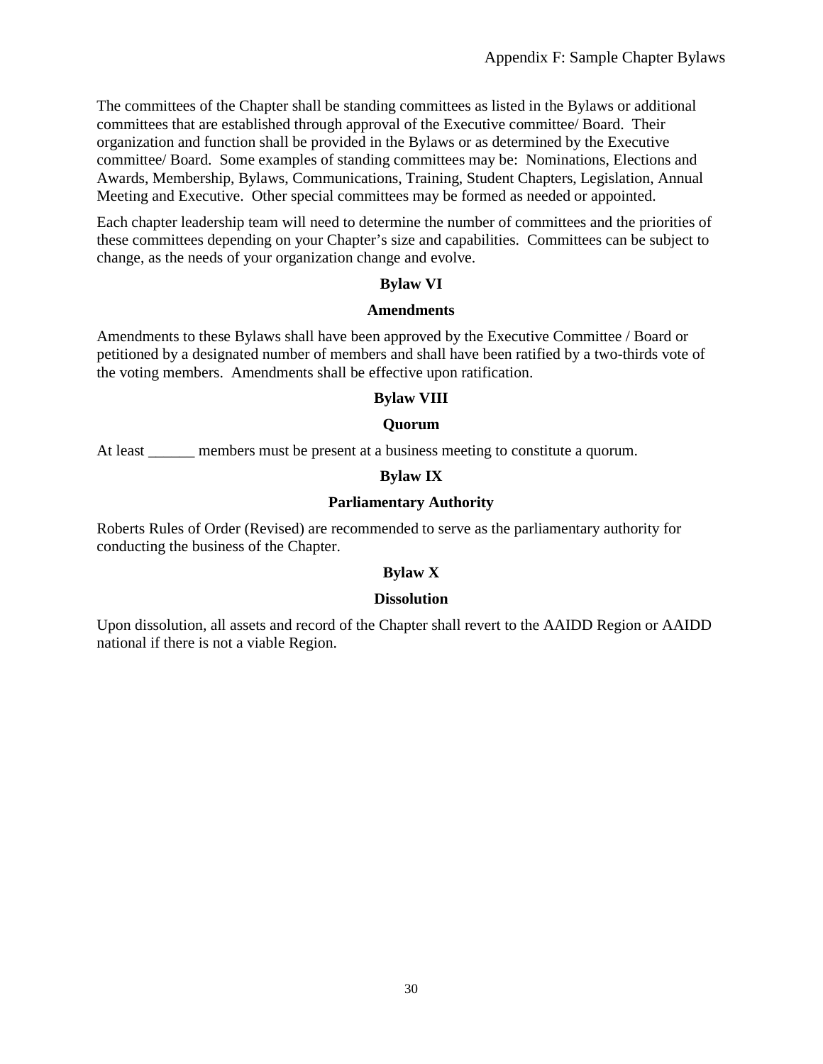The committees of the Chapter shall be standing committees as listed in the Bylaws or additional committees that are established through approval of the Executive committee/ Board. Their organization and function shall be provided in the Bylaws or as determined by the Executive committee/ Board. Some examples of standing committees may be: Nominations, Elections and Awards, Membership, Bylaws, Communications, Training, Student Chapters, Legislation, Annual Meeting and Executive. Other special committees may be formed as needed or appointed.

Each chapter leadership team will need to determine the number of committees and the priorities of these committees depending on your Chapter's size and capabilities. Committees can be subject to change, as the needs of your organization change and evolve.

**Bylaw VI**

**Amendments**

Amendments to these Bylaws shall have been approved by the Executive Committee / Board or petitioned by a designated number of members and shall have been ratified by a two-thirds vote of the voting members. Amendments shall be effective upon ratification.

**Bylaw VIII**

**Quorum**

At least ______ members must be present at a business meeting to constitute a quorum.

**Bylaw IX**

**Parliamentary Authority**

Roberts Rules of Order (Revised) are recommended to serve as the parliamentary authority for conducting the business of the Chapter.

**Bylaw X**

**Dissolution**

Upon dissolution, all assets and record of the Chapter shall revert to the AAIDD Region or AAIDD national if there is not a viable Region.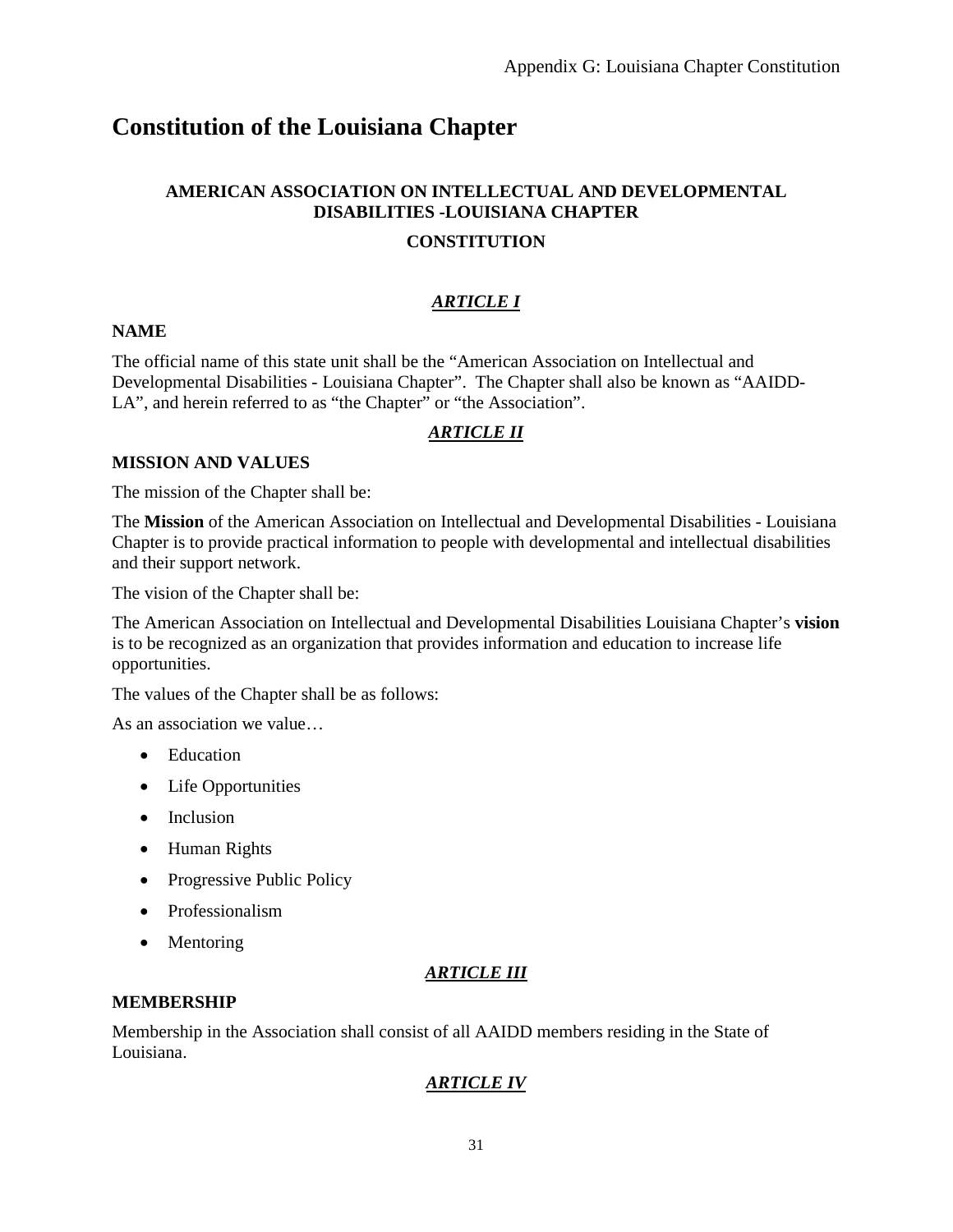# Constitution of the Louisiana Chapter

**AMERICAN ASSOCIATION ON INTELLECTUAL AND DEVELOPMENTAL DISABILITIES -LOUISIANA CHAPTER**

**CONSTITUTION**

***ARTICLE I***

**NAME**

The official name of this state unit shall be the "American Association on Intellectual and Developmental Disabilities - Louisiana Chapter". The Chapter shall also be known as "AAIDD-LA", and herein referred to as "the Chapter" or "the Association".

***ARTICLE II***

**MISSION AND VALUES**

The mission of the Chapter shall be:

The **Mission** of the American Association on Intellectual and Developmental Disabilities - Louisiana Chapter is to provide practical information to people with developmental and intellectual disabilities and their support network.

The vision of the Chapter shall be:

The American Association on Intellectual and Developmental Disabilities Louisiana Chapter's **vision** is to be recognized as an organization that provides information and education to increase life opportunities.

The values of the Chapter shall be as follows:

As an association we value…

- Education
- Life Opportunities
- Inclusion
- Human Rights
- Progressive Public Policy
- Professionalism
- Mentoring

***ARTICLE III***

**MEMBERSHIP**

Membership in the Association shall consist of all AAIDD members residing in the State of Louisiana.

***ARTICLE IV***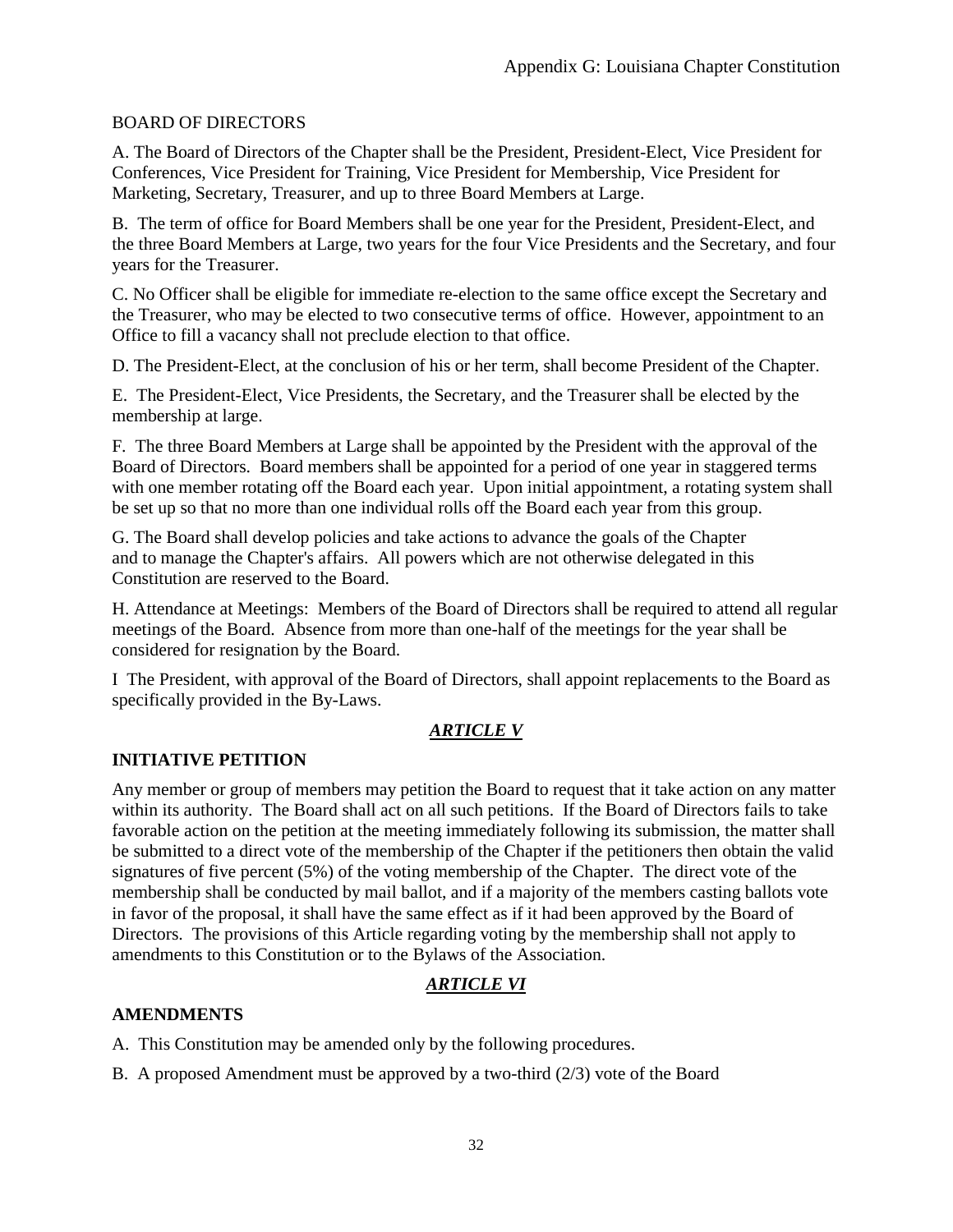BOARD OF DIRECTORS

A. The Board of Directors of the Chapter shall be the President, President-Elect, Vice President for Conferences, Vice President for Training, Vice President for Membership, Vice President for Marketing, Secretary, Treasurer, and up to three Board Members at Large.

B. The term of office for Board Members shall be one year for the President, President-Elect, and the three Board Members at Large, two years for the four Vice Presidents and the Secretary, and four years for the Treasurer.

C. No Officer shall be eligible for immediate re-election to the same office except the Secretary and the Treasurer, who may be elected to two consecutive terms of office. However, appointment to an Office to fill a vacancy shall not preclude election to that office.

D. The President-Elect, at the conclusion of his or her term, shall become President of the Chapter.

E. The President-Elect, Vice Presidents, the Secretary, and the Treasurer shall be elected by the membership at large.

F. The three Board Members at Large shall be appointed by the President with the approval of the Board of Directors. Board members shall be appointed for a period of one year in staggered terms with one member rotating off the Board each year. Upon initial appointment, a rotating system shall be set up so that no more than one individual rolls off the Board each year from this group.

G. The Board shall develop policies and take actions to advance the goals of the Chapter and to manage the Chapter's affairs. All powers which are not otherwise delegated in this Constitution are reserved to the Board.

H. Attendance at Meetings: Members of the Board of Directors shall be required to attend all regular meetings of the Board. Absence from more than one-half of the meetings for the year shall be considered for resignation by the Board.

I The President, with approval of the Board of Directors, shall appoint replacements to the Board as specifically provided in the By-Laws.

## ***ARTICLE V***

## INITIATIVE PETITION

Any member or group of members may petition the Board to request that it take action on any matter within its authority. The Board shall act on all such petitions. If the Board of Directors fails to take favorable action on the petition at the meeting immediately following its submission, the matter shall be submitted to a direct vote of the membership of the Chapter if the petitioners then obtain the valid signatures of five percent (5%) of the voting membership of the Chapter. The direct vote of the membership shall be conducted by mail ballot, and if a majority of the members casting ballots vote in favor of the proposal, it shall have the same effect as if it had been approved by the Board of Directors. The provisions of this Article regarding voting by the membership shall not apply to amendments to this Constitution or to the Bylaws of the Association.

## ***ARTICLE VI***

## AMENDMENTS

A. This Constitution may be amended only by the following procedures.

B. A proposed Amendment must be approved by a two-third (2/3) vote of the Board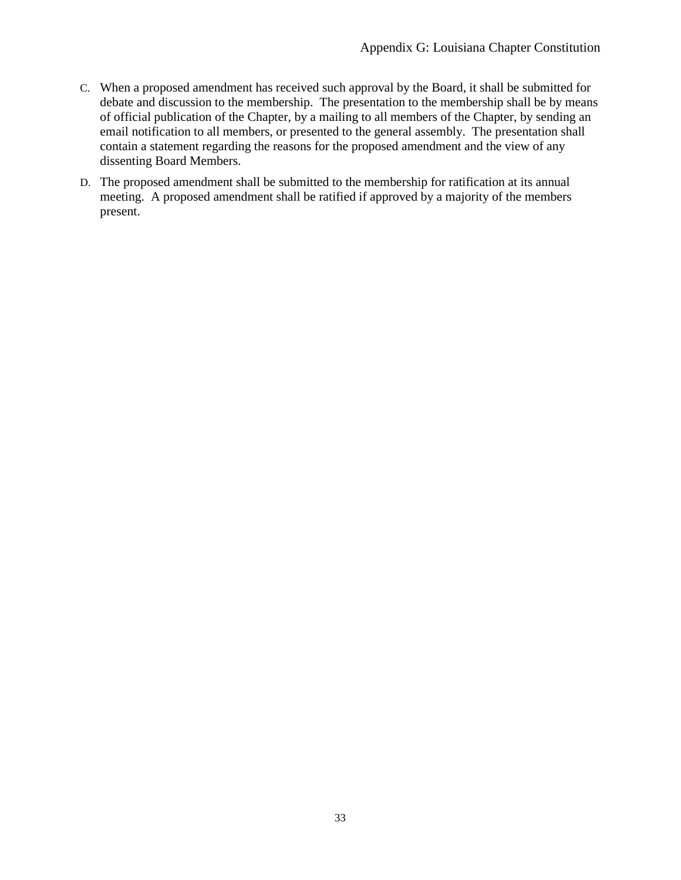C. When a proposed amendment has received such approval by the Board, it shall be submitted for debate and discussion to the membership. The presentation to the membership shall be by means of official publication of the Chapter, by a mailing to all members of the Chapter, by sending an email notification to all members, or presented to the general assembly. The presentation shall contain a statement regarding the reasons for the proposed amendment and the view of any dissenting Board Members.

D. The proposed amendment shall be submitted to the membership for ratification at its annual meeting. A proposed amendment shall be ratified if approved by a majority of the members present.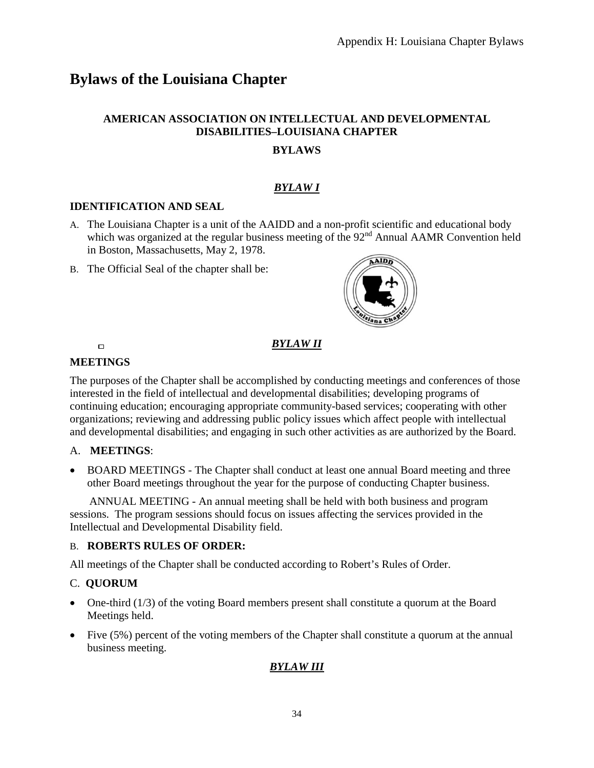# Bylaws of the Louisiana Chapter

**AMERICAN ASSOCIATION ON INTELLECTUAL AND DEVELOPMENTAL DISABILITIES–LOUISIANA CHAPTER**

**BYLAWS**

***BYLAW I***

**IDENTIFICATION AND SEAL**

A. The Louisiana Chapter is a unit of the AAIDD and a non-profit scientific and educational body which was organized at the regular business meeting of the 92nd Annual AAMR Convention held in Boston, Massachusetts, May 2, 1978.

B. The Official Seal of the chapter shall be:

***BYLAW II***

**MEETINGS**

The purposes of the Chapter shall be accomplished by conducting meetings and conferences of those interested in the field of intellectual and developmental disabilities; developing programs of continuing education; encouraging appropriate community-based services; cooperating with other organizations; reviewing and addressing public policy issues which affect people with intellectual and developmental disabilities; and engaging in such other activities as are authorized by the Board.

A. **MEETINGS**:

- BOARD MEETINGS - The Chapter shall conduct at least one annual Board meeting and three other Board meetings throughout the year for the purpose of conducting Chapter business.

ANNUAL MEETING - An annual meeting shall be held with both business and program sessions. The program sessions should focus on issues affecting the services provided in the Intellectual and Developmental Disability field.

B. **ROBERTS RULES OF ORDER:**

All meetings of the Chapter shall be conducted according to Robert's Rules of Order.

C. **QUORUM**

- One-third (1/3) of the voting Board members present shall constitute a quorum at the Board Meetings held.
- Five (5%) percent of the voting members of the Chapter shall constitute a quorum at the annual business meeting.

***BYLAW III***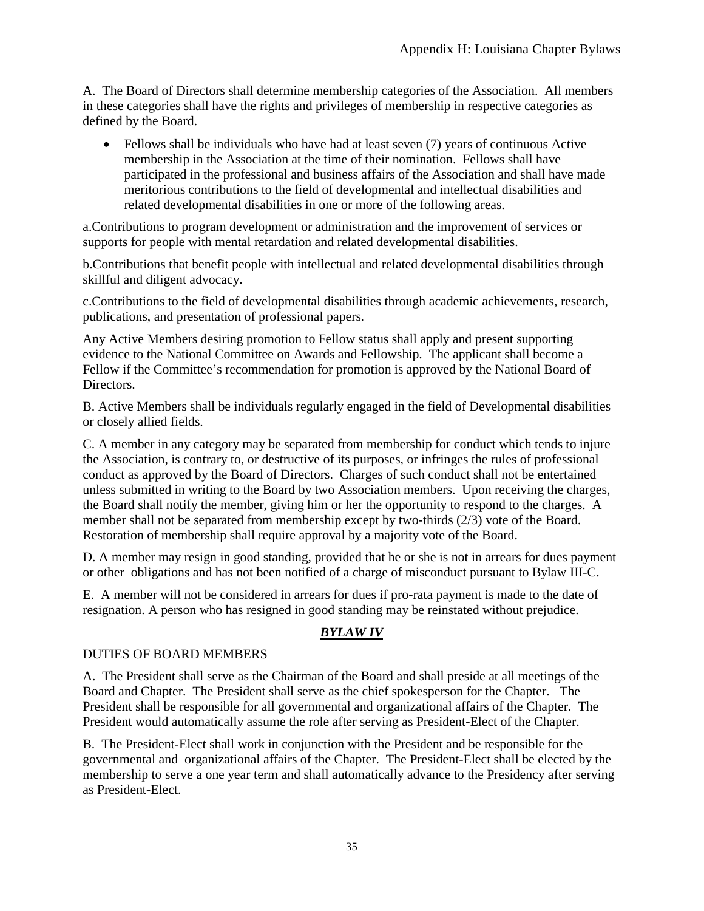A. The Board of Directors shall determine membership categories of the Association. All members in these categories shall have the rights and privileges of membership in respective categories as defined by the Board.

- Fellows shall be individuals who have had at least seven (7) years of continuous Active membership in the Association at the time of their nomination. Fellows shall have participated in the professional and business affairs of the Association and shall have made meritorious contributions to the field of developmental and intellectual disabilities and related developmental disabilities in one or more of the following areas.

a.Contributions to program development or administration and the improvement of services or supports for people with mental retardation and related developmental disabilities.

b.Contributions that benefit people with intellectual and related developmental disabilities through skillful and diligent advocacy.

c.Contributions to the field of developmental disabilities through academic achievements, research, publications, and presentation of professional papers.

Any Active Members desiring promotion to Fellow status shall apply and present supporting evidence to the National Committee on Awards and Fellowship. The applicant shall become a Fellow if the Committee's recommendation for promotion is approved by the National Board of Directors.

B. Active Members shall be individuals regularly engaged in the field of Developmental disabilities or closely allied fields.

C. A member in any category may be separated from membership for conduct which tends to injure the Association, is contrary to, or destructive of its purposes, or infringes the rules of professional conduct as approved by the Board of Directors. Charges of such conduct shall not be entertained unless submitted in writing to the Board by two Association members. Upon receiving the charges, the Board shall notify the member, giving him or her the opportunity to respond to the charges. A member shall not be separated from membership except by two-thirds (2/3) vote of the Board. Restoration of membership shall require approval by a majority vote of the Board.

D. A member may resign in good standing, provided that he or she is not in arrears for dues payment or other obligations and has not been notified of a charge of misconduct pursuant to Bylaw III-C.

E. A member will not be considered in arrears for dues if pro-rata payment is made to the date of resignation. A person who has resigned in good standing may be reinstated without prejudice.

## ***BYLAW IV***

DUTIES OF BOARD MEMBERS

A. The President shall serve as the Chairman of the Board and shall preside at all meetings of the Board and Chapter. The President shall serve as the chief spokesperson for the Chapter. The President shall be responsible for all governmental and organizational affairs of the Chapter. The President would automatically assume the role after serving as President-Elect of the Chapter.

B. The President-Elect shall work in conjunction with the President and be responsible for the governmental and organizational affairs of the Chapter. The President-Elect shall be elected by the membership to serve a one year term and shall automatically advance to the Presidency after serving as President-Elect.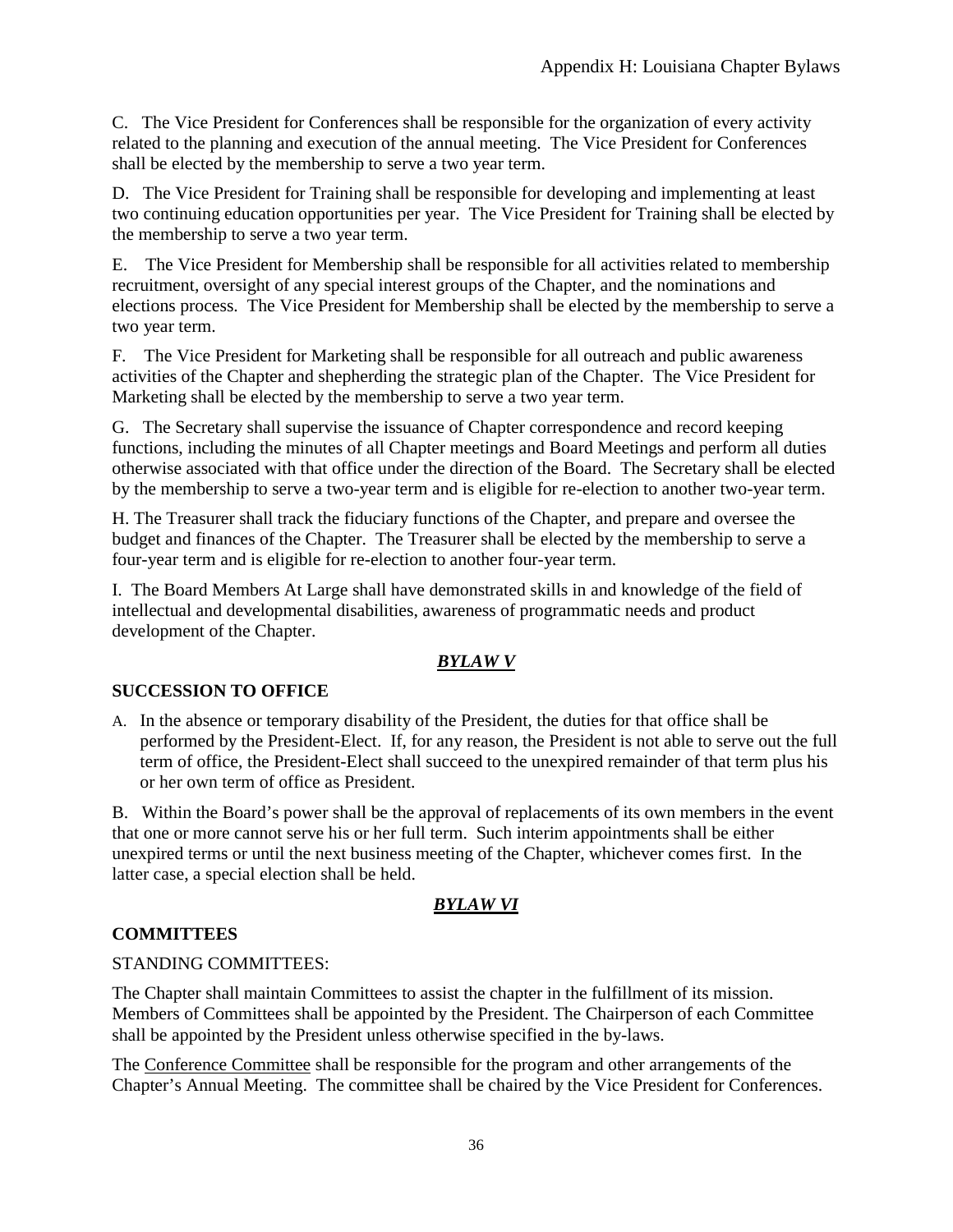C. The Vice President for Conferences shall be responsible for the organization of every activity related to the planning and execution of the annual meeting. The Vice President for Conferences shall be elected by the membership to serve a two year term.

D. The Vice President for Training shall be responsible for developing and implementing at least two continuing education opportunities per year. The Vice President for Training shall be elected by the membership to serve a two year term.

E. The Vice President for Membership shall be responsible for all activities related to membership recruitment, oversight of any special interest groups of the Chapter, and the nominations and elections process. The Vice President for Membership shall be elected by the membership to serve a two year term.

F. The Vice President for Marketing shall be responsible for all outreach and public awareness activities of the Chapter and shepherding the strategic plan of the Chapter. The Vice President for Marketing shall be elected by the membership to serve a two year term.

G. The Secretary shall supervise the issuance of Chapter correspondence and record keeping functions, including the minutes of all Chapter meetings and Board Meetings and perform all duties otherwise associated with that office under the direction of the Board. The Secretary shall be elected by the membership to serve a two-year term and is eligible for re-election to another two-year term.

H. The Treasurer shall track the fiduciary functions of the Chapter, and prepare and oversee the budget and finances of the Chapter. The Treasurer shall be elected by the membership to serve a four-year term and is eligible for re-election to another four-year term.

I. The Board Members At Large shall have demonstrated skills in and knowledge of the field of intellectual and developmental disabilities, awareness of programmatic needs and product development of the Chapter.

## *BYLAW V*

### SUCCESSION TO OFFICE

A. In the absence or temporary disability of the President, the duties for that office shall be performed by the President-Elect. If, for any reason, the President is not able to serve out the full term of office, the President-Elect shall succeed to the unexpired remainder of that term plus his or her own term of office as President.

B. Within the Board's power shall be the approval of replacements of its own members in the event that one or more cannot serve his or her full term. Such interim appointments shall be either unexpired terms or until the next business meeting of the Chapter, whichever comes first. In the latter case, a special election shall be held.

## *BYLAW VI*

### COMMITTEES

STANDING COMMITTEES:

The Chapter shall maintain Committees to assist the chapter in the fulfillment of its mission. Members of Committees shall be appointed by the President. The Chairperson of each Committee shall be appointed by the President unless otherwise specified in the by-laws.

The Conference Committee shall be responsible for the program and other arrangements of the Chapter's Annual Meeting. The committee shall be chaired by the Vice President for Conferences.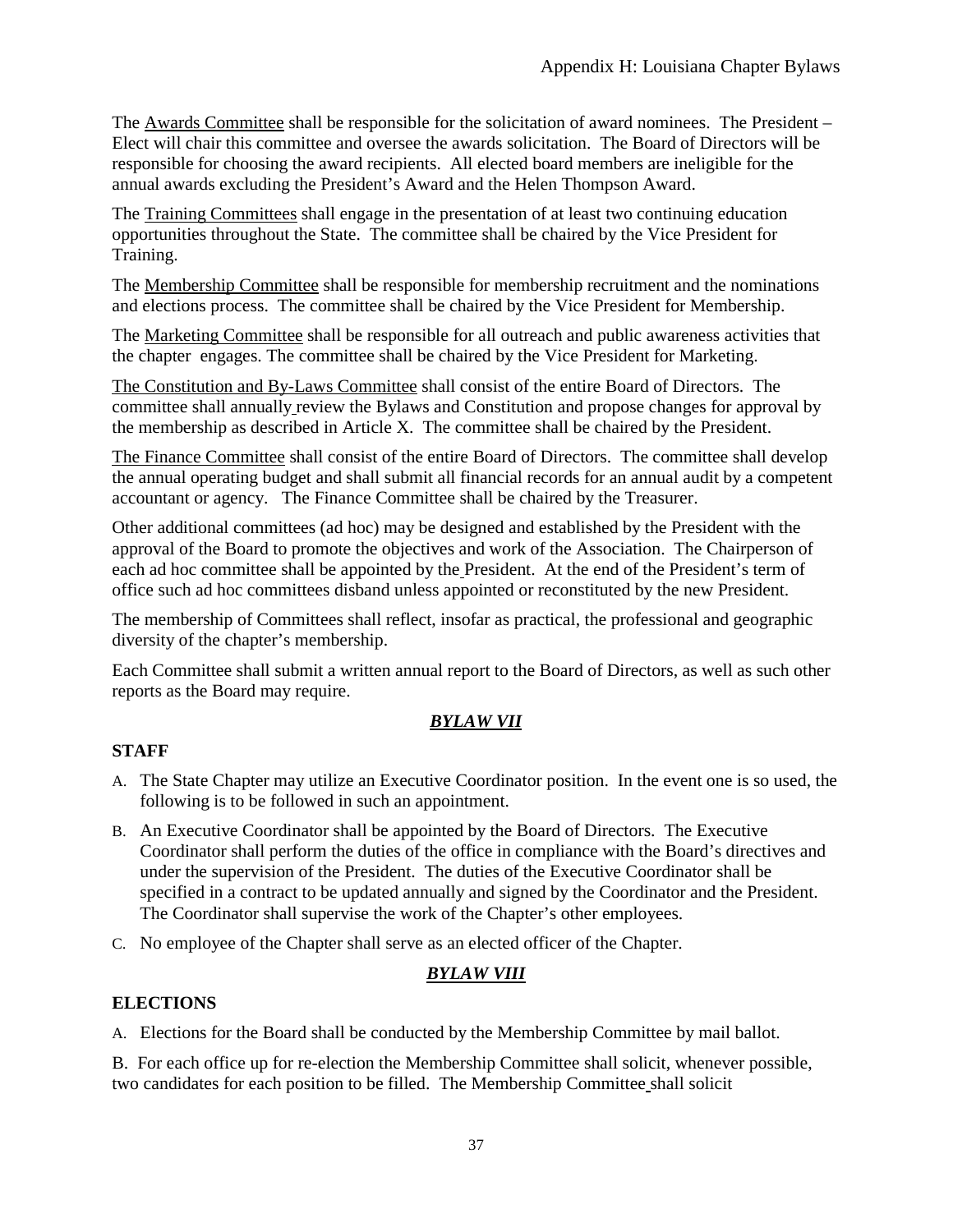The Awards Committee shall be responsible for the solicitation of award nominees. The President – Elect will chair this committee and oversee the awards solicitation. The Board of Directors will be responsible for choosing the award recipients. All elected board members are ineligible for the annual awards excluding the President's Award and the Helen Thompson Award.

The Training Committees shall engage in the presentation of at least two continuing education opportunities throughout the State. The committee shall be chaired by the Vice President for Training.

The Membership Committee shall be responsible for membership recruitment and the nominations and elections process. The committee shall be chaired by the Vice President for Membership.

The Marketing Committee shall be responsible for all outreach and public awareness activities that the chapter engages. The committee shall be chaired by the Vice President for Marketing.

The Constitution and By-Laws Committee shall consist of the entire Board of Directors. The committee shall annually review the Bylaws and Constitution and propose changes for approval by the membership as described in Article X. The committee shall be chaired by the President.

The Finance Committee shall consist of the entire Board of Directors. The committee shall develop the annual operating budget and shall submit all financial records for an annual audit by a competent accountant or agency. The Finance Committee shall be chaired by the Treasurer.

Other additional committees (ad hoc) may be designed and established by the President with the approval of the Board to promote the objectives and work of the Association. The Chairperson of each ad hoc committee shall be appointed by the President. At the end of the President's term of office such ad hoc committees disband unless appointed or reconstituted by the new President.

The membership of Committees shall reflect, insofar as practical, the professional and geographic diversity of the chapter's membership.

Each Committee shall submit a written annual report to the Board of Directors, as well as such other reports as the Board may require.

***BYLAW VII***

**STAFF**

A. The State Chapter may utilize an Executive Coordinator position. In the event one is so used, the following is to be followed in such an appointment.

B. An Executive Coordinator shall be appointed by the Board of Directors. The Executive Coordinator shall perform the duties of the office in compliance with the Board's directives and under the supervision of the President. The duties of the Executive Coordinator shall be specified in a contract to be updated annually and signed by the Coordinator and the President. The Coordinator shall supervise the work of the Chapter's other employees.

C. No employee of the Chapter shall serve as an elected officer of the Chapter.

***BYLAW VIII***

**ELECTIONS**

A. Elections for the Board shall be conducted by the Membership Committee by mail ballot.

B. For each office up for re-election the Membership Committee shall solicit, whenever possible, two candidates for each position to be filled. The Membership Committee shall solicit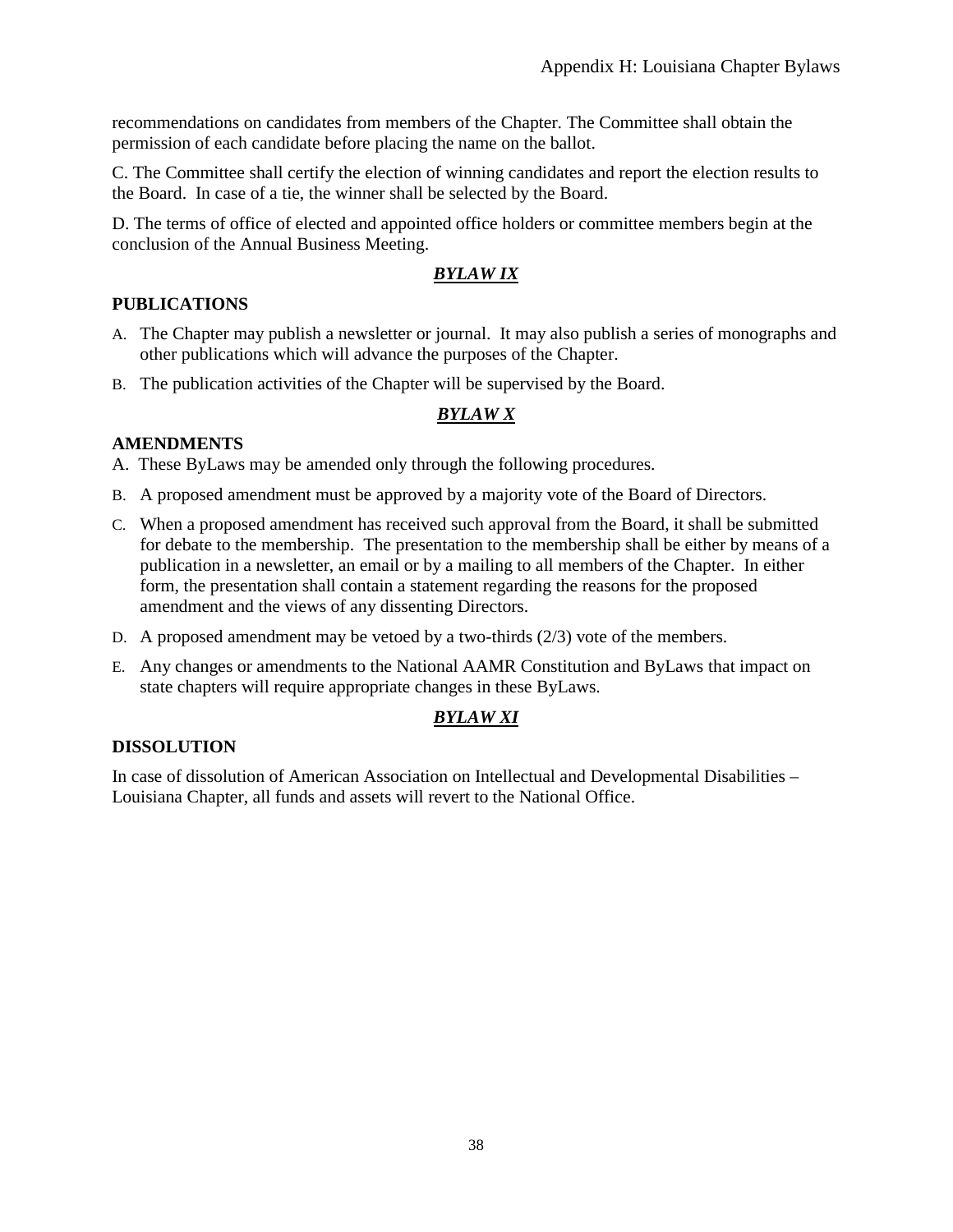recommendations on candidates from members of the Chapter. The Committee shall obtain the permission of each candidate before placing the name on the ballot.

C. The Committee shall certify the election of winning candidates and report the election results to the Board. In case of a tie, the winner shall be selected by the Board.

D. The terms of office of elected and appointed office holders or committee members begin at the conclusion of the Annual Business Meeting.

## ***BYLAW IX***

### PUBLICATIONS

A. The Chapter may publish a newsletter or journal. It may also publish a series of monographs and other publications which will advance the purposes of the Chapter.

B. The publication activities of the Chapter will be supervised by the Board.

## ***BYLAW X***

### AMENDMENTS

A. These ByLaws may be amended only through the following procedures.

B. A proposed amendment must be approved by a majority vote of the Board of Directors.

C. When a proposed amendment has received such approval from the Board, it shall be submitted for debate to the membership. The presentation to the membership shall be either by means of a publication in a newsletter, an email or by a mailing to all members of the Chapter. In either form, the presentation shall contain a statement regarding the reasons for the proposed amendment and the views of any dissenting Directors.

D. A proposed amendment may be vetoed by a two-thirds (2/3) vote of the members.

E. Any changes or amendments to the National AAMR Constitution and ByLaws that impact on state chapters will require appropriate changes in these ByLaws.

## ***BYLAW XI***

### DISSOLUTION

In case of dissolution of American Association on Intellectual and Developmental Disabilities – Louisiana Chapter, all funds and assets will revert to the National Office.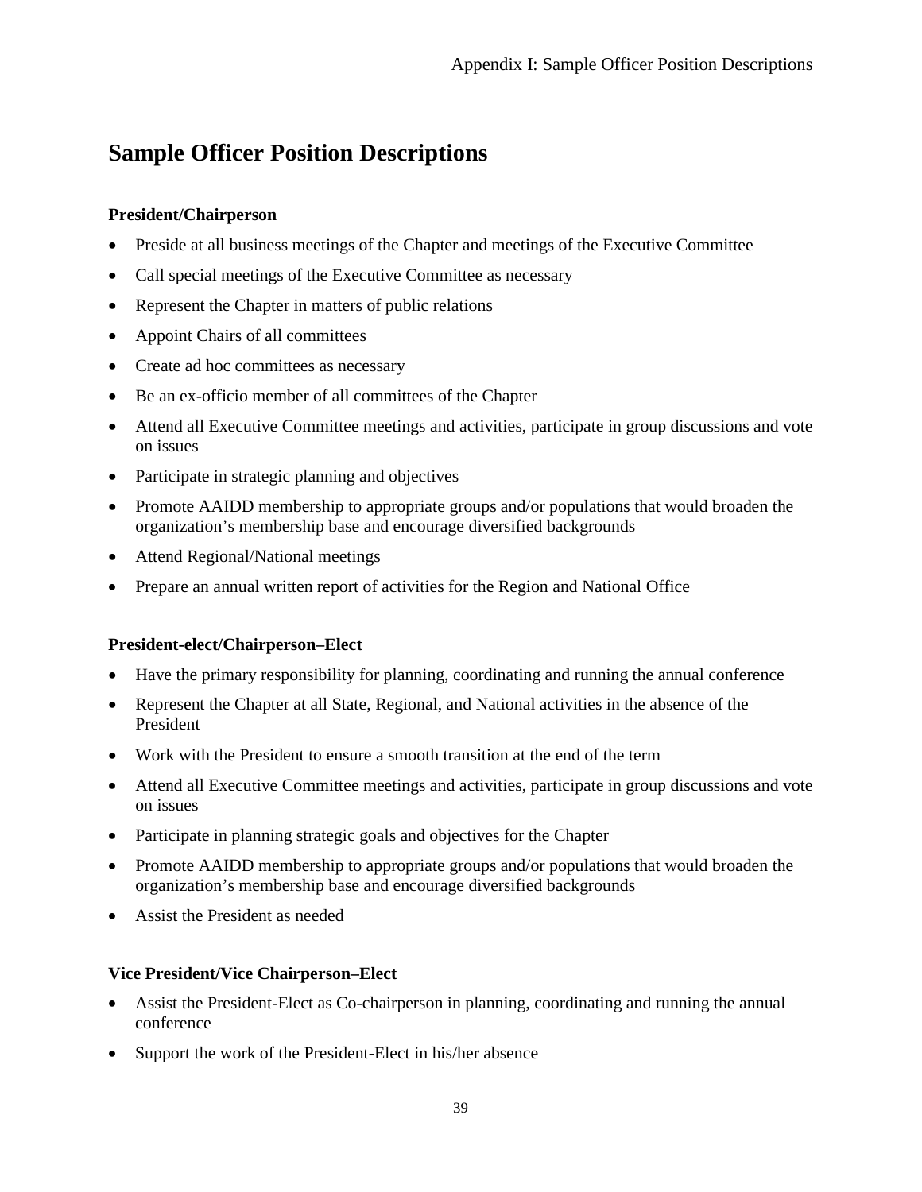## Sample Officer Position Descriptions

**President/Chairperson**

- Preside at all business meetings of the Chapter and meetings of the Executive Committee
- Call special meetings of the Executive Committee as necessary
- Represent the Chapter in matters of public relations
- Appoint Chairs of all committees
- Create ad hoc committees as necessary
- Be an ex-officio member of all committees of the Chapter
- Attend all Executive Committee meetings and activities, participate in group discussions and vote on issues
- Participate in strategic planning and objectives
- Promote AAIDD membership to appropriate groups and/or populations that would broaden the organization's membership base and encourage diversified backgrounds
- Attend Regional/National meetings
- Prepare an annual written report of activities for the Region and National Office

**President-elect/Chairperson–Elect**

- Have the primary responsibility for planning, coordinating and running the annual conference
- Represent the Chapter at all State, Regional, and National activities in the absence of the President
- Work with the President to ensure a smooth transition at the end of the term
- Attend all Executive Committee meetings and activities, participate in group discussions and vote on issues
- Participate in planning strategic goals and objectives for the Chapter
- Promote AAIDD membership to appropriate groups and/or populations that would broaden the organization's membership base and encourage diversified backgrounds
- Assist the President as needed

**Vice President/Vice Chairperson–Elect**

- Assist the President-Elect as Co-chairperson in planning, coordinating and running the annual conference
- Support the work of the President-Elect in his/her absence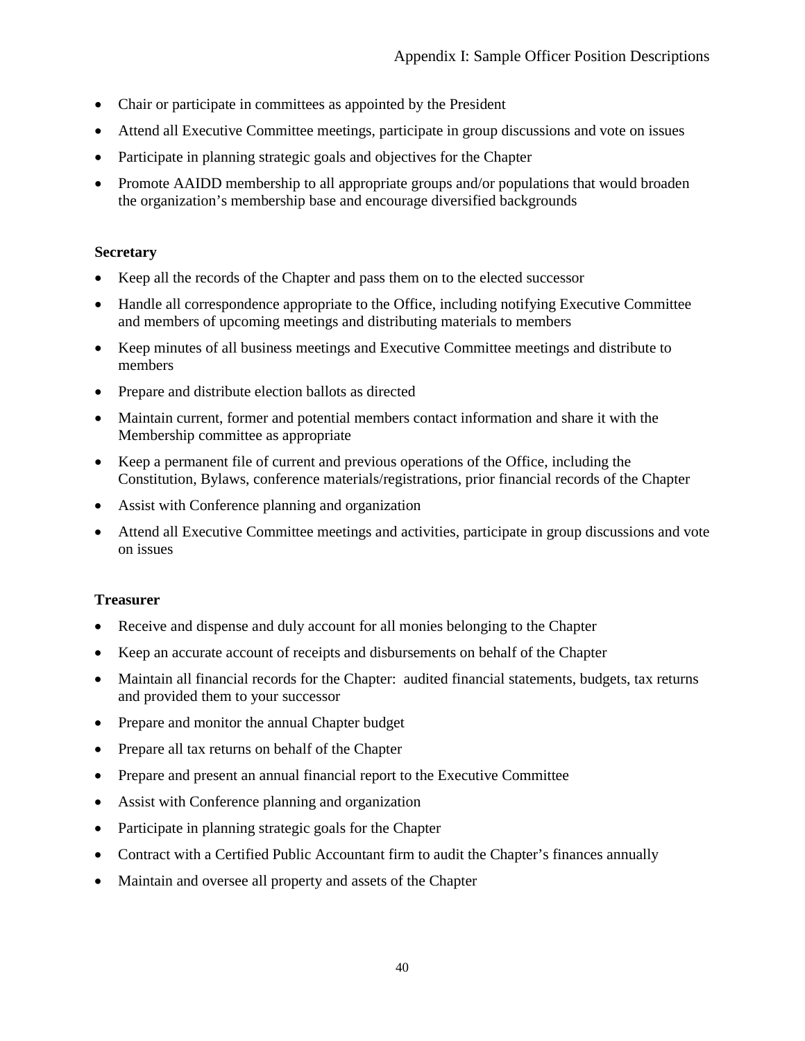- Chair or participate in committees as appointed by the President
- Attend all Executive Committee meetings, participate in group discussions and vote on issues
- Participate in planning strategic goals and objectives for the Chapter
- Promote AAIDD membership to all appropriate groups and/or populations that would broaden the organization's membership base and encourage diversified backgrounds

**Secretary**

- Keep all the records of the Chapter and pass them on to the elected successor
- Handle all correspondence appropriate to the Office, including notifying Executive Committee and members of upcoming meetings and distributing materials to members
- Keep minutes of all business meetings and Executive Committee meetings and distribute to members
- Prepare and distribute election ballots as directed
- Maintain current, former and potential members contact information and share it with the Membership committee as appropriate
- Keep a permanent file of current and previous operations of the Office, including the Constitution, Bylaws, conference materials/registrations, prior financial records of the Chapter
- Assist with Conference planning and organization
- Attend all Executive Committee meetings and activities, participate in group discussions and vote on issues

**Treasurer**

- Receive and dispense and duly account for all monies belonging to the Chapter
- Keep an accurate account of receipts and disbursements on behalf of the Chapter
- Maintain all financial records for the Chapter:  audited financial statements, budgets, tax returns and provided them to your successor
- Prepare and monitor the annual Chapter budget
- Prepare all tax returns on behalf of the Chapter
- Prepare and present an annual financial report to the Executive Committee
- Assist with Conference planning and organization
- Participate in planning strategic goals for the Chapter
- Contract with a Certified Public Accountant firm to audit the Chapter's finances annually
- Maintain and oversee all property and assets of the Chapter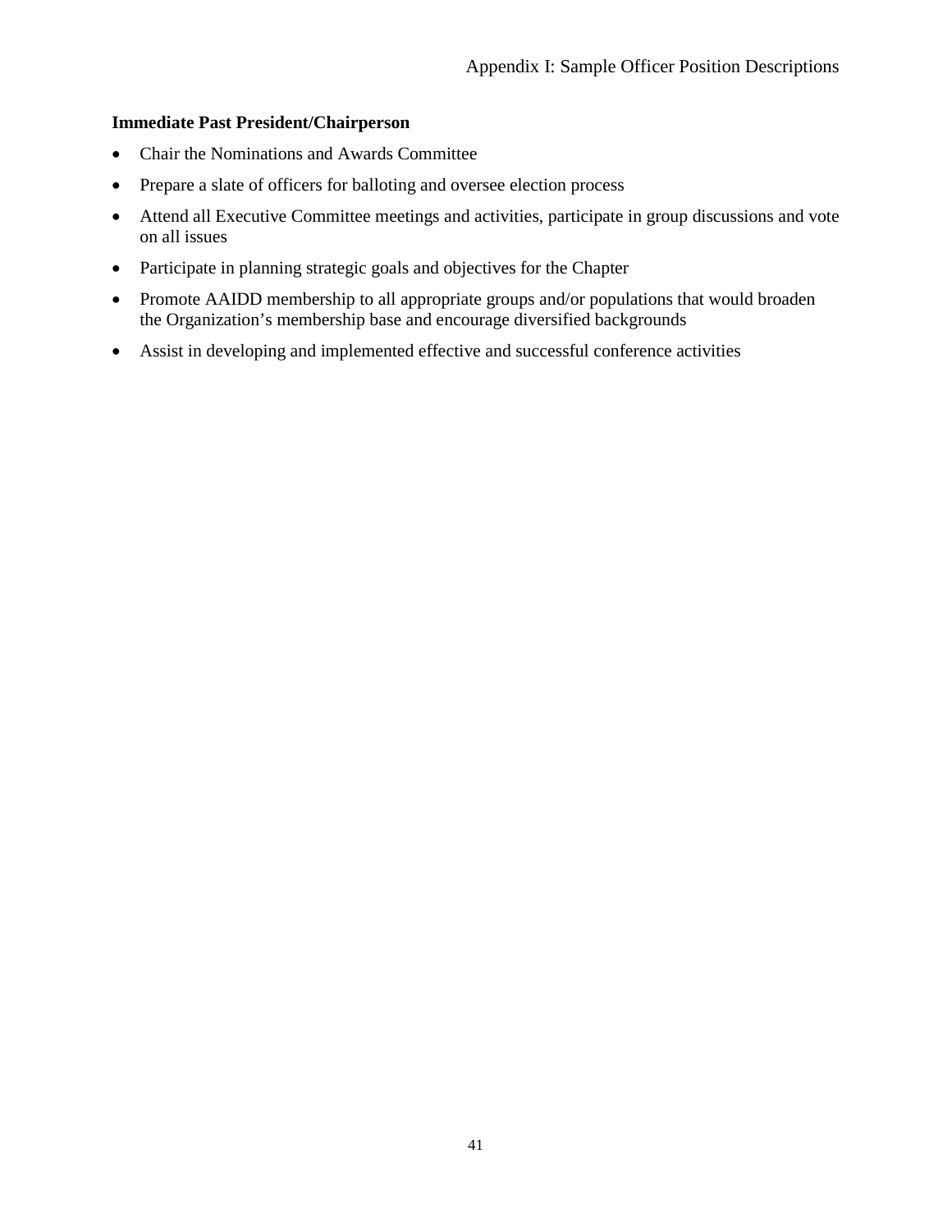**Immediate Past President/Chairperson**

- Chair the Nominations and Awards Committee
- Prepare a slate of officers for balloting and oversee election process
- Attend all Executive Committee meetings and activities, participate in group discussions and vote on all issues
- Participate in planning strategic goals and objectives for the Chapter
- Promote AAIDD membership to all appropriate groups and/or populations that would broaden the Organization's membership base and encourage diversified backgrounds
- Assist in developing and implemented effective and successful conference activities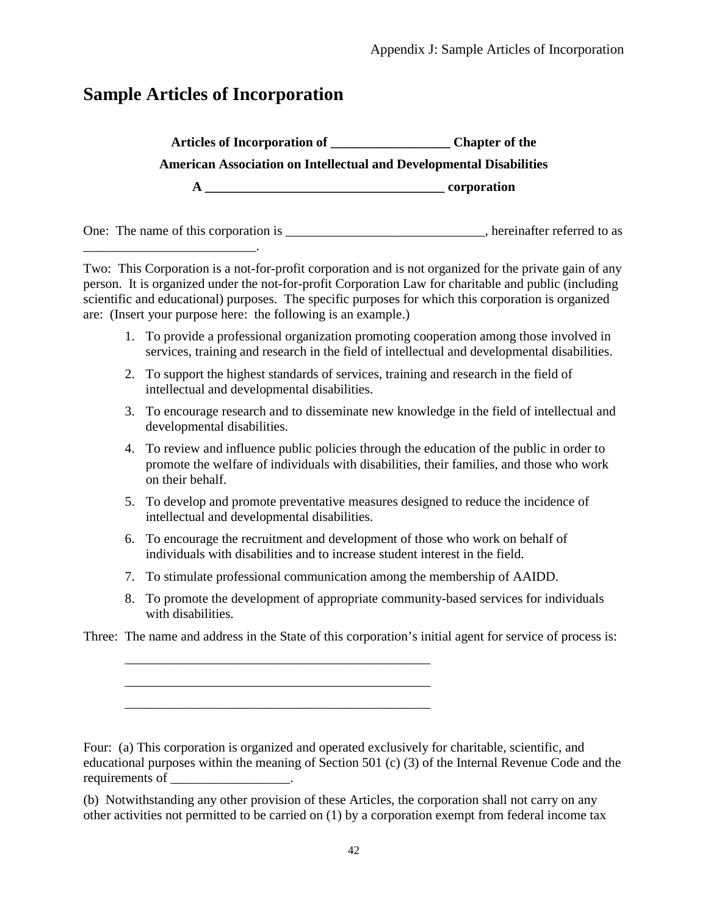# Sample Articles of Incorporation

**Articles of Incorporation of __________________ Chapter of the**

**American Association on Intellectual and Developmental Disabilities**

**A ____________________________________ corporation**

One: The name of this corporation is ______________________________, hereinafter referred to as __________________________.

Two: This Corporation is a not-for-profit corporation and is not organized for the private gain of any person. It is organized under the not-for-profit Corporation Law for charitable and public (including scientific and educational) purposes. The specific purposes for which this corporation is organized are: (Insert your purpose here: the following is an example.)

1. To provide a professional organization promoting cooperation among those involved in services, training and research in the field of intellectual and developmental disabilities.
2. To support the highest standards of services, training and research in the field of intellectual and developmental disabilities.
3. To encourage research and to disseminate new knowledge in the field of intellectual and developmental disabilities.
4. To review and influence public policies through the education of the public in order to promote the welfare of individuals with disabilities, their families, and those who work on their behalf.
5. To develop and promote preventative measures designed to reduce the incidence of intellectual and developmental disabilities.
6. To encourage the recruitment and development of those who work on behalf of individuals with disabilities and to increase student interest in the field.
7. To stimulate professional communication among the membership of AAIDD.
8. To promote the development of appropriate community-based services for individuals with disabilities.

Three: The name and address in the State of this corporation's initial agent for service of process is:

_______________________________________________

_______________________________________________

_______________________________________________

Four: (a) This corporation is organized and operated exclusively for charitable, scientific, and educational purposes within the meaning of Section 501 (c) (3) of the Internal Revenue Code and the requirements of __________________.

(b) Notwithstanding any other provision of these Articles, the corporation shall not carry on any other activities not permitted to be carried on (1) by a corporation exempt from federal income tax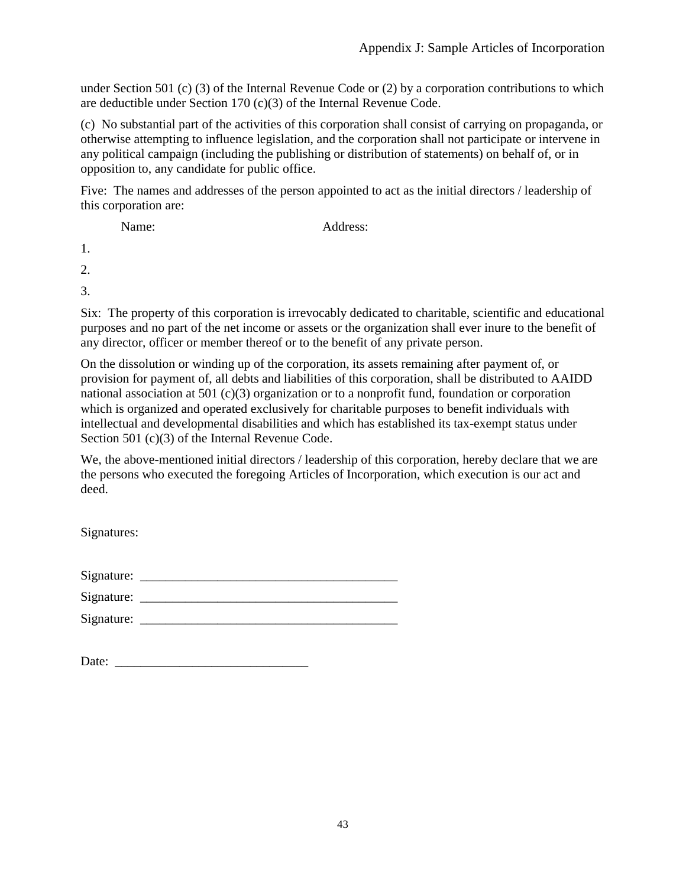under Section 501 (c) (3) of the Internal Revenue Code or (2) by a corporation contributions to which are deductible under Section 170 (c)(3) of the Internal Revenue Code.

(c) No substantial part of the activities of this corporation shall consist of carrying on propaganda, or otherwise attempting to influence legislation, and the corporation shall not participate or intervene in any political campaign (including the publishing or distribution of statements) on behalf of, or in opposition to, any candidate for public office.

Five: The names and addresses of the person appointed to act as the initial directors / leadership of this corporation are:

| | Name: | Address: |
|---|---|---|
| 1. | | |
| 2. | | |
| 3. | | |

Six: The property of this corporation is irrevocably dedicated to charitable, scientific and educational purposes and no part of the net income or assets or the organization shall ever inure to the benefit of any director, officer or member thereof or to the benefit of any private person.

On the dissolution or winding up of the corporation, its assets remaining after payment of, or provision for payment of, all debts and liabilities of this corporation, shall be distributed to AAIDD national association at 501 (c)(3) organization or to a nonprofit fund, foundation or corporation which is organized and operated exclusively for charitable purposes to benefit individuals with intellectual and developmental disabilities and which has established its tax-exempt status under Section 501 (c)(3) of the Internal Revenue Code.

We, the above-mentioned initial directors / leadership of this corporation, hereby declare that we are the persons who executed the foregoing Articles of Incorporation, which execution is our act and deed.

Signatures:

Signature: ________________________________________

Signature: ________________________________________

Signature: ________________________________________

Date: ______________________________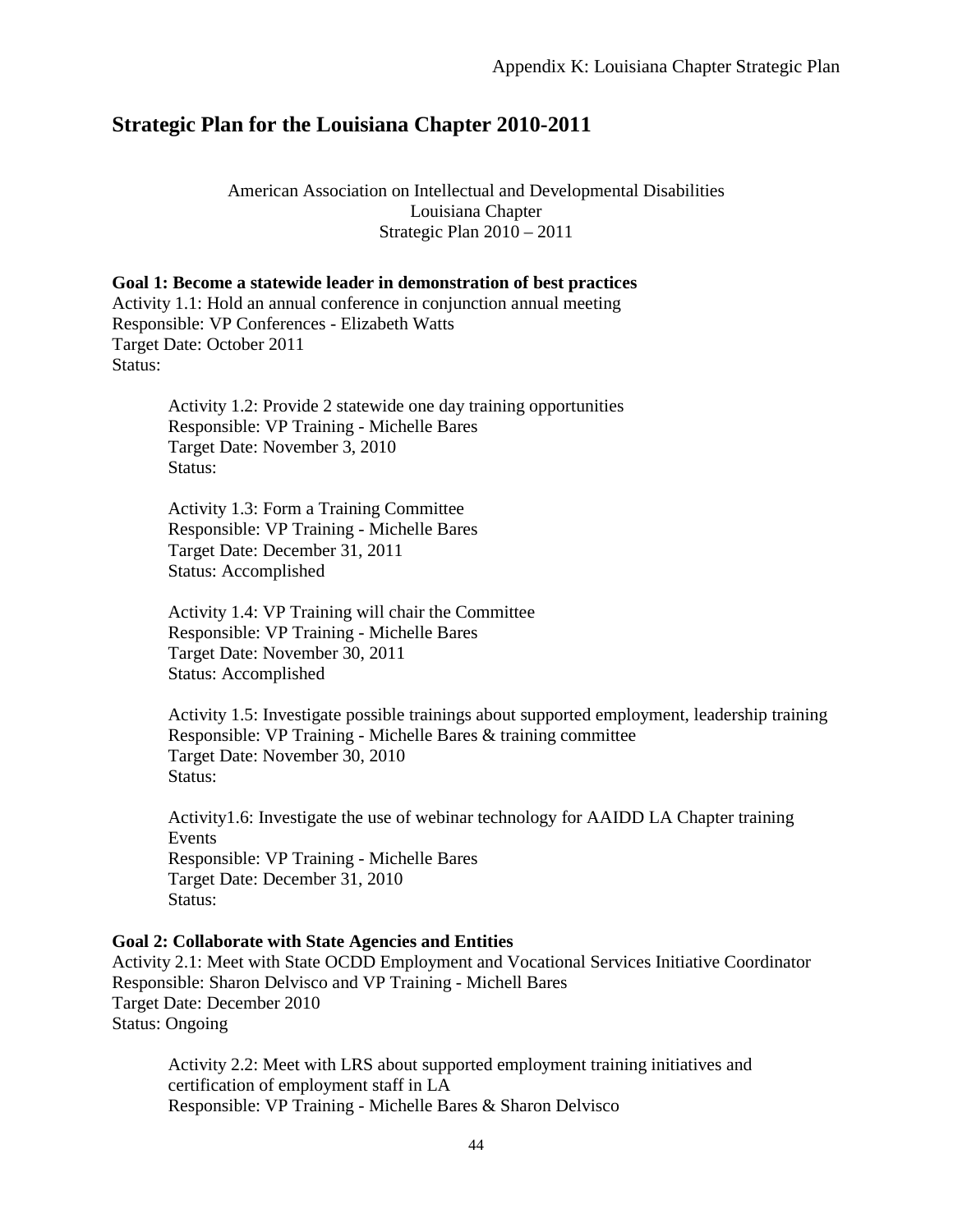## Strategic Plan for the Louisiana Chapter 2010-2011

American Association on Intellectual and Developmental Disabilities
Louisiana Chapter
Strategic Plan 2010 – 2011

**Goal 1: Become a statewide leader in demonstration of best practices**
Activity 1.1: Hold an annual conference in conjunction annual meeting
Responsible: VP Conferences - Elizabeth Watts
Target Date: October 2011
Status:

Activity 1.2: Provide 2 statewide one day training opportunities
Responsible: VP Training - Michelle Bares
Target Date: November 3, 2010
Status:

Activity 1.3: Form a Training Committee
Responsible: VP Training - Michelle Bares
Target Date: December 31, 2011
Status: Accomplished

Activity 1.4: VP Training will chair the Committee
Responsible: VP Training - Michelle Bares
Target Date: November 30, 2011
Status: Accomplished

Activity 1.5: Investigate possible trainings about supported employment, leadership training
Responsible: VP Training - Michelle Bares & training committee
Target Date: November 30, 2010
Status:

Activity1.6: Investigate the use of webinar technology for AAIDD LA Chapter training Events
Responsible: VP Training - Michelle Bares
Target Date: December 31, 2010
Status:

**Goal 2: Collaborate with State Agencies and Entities**
Activity 2.1: Meet with State OCDD Employment and Vocational Services Initiative Coordinator
Responsible: Sharon Delvisco and VP Training - Michell Bares
Target Date: December 2010
Status: Ongoing

Activity 2.2: Meet with LRS about supported employment training initiatives and certification of employment staff in LA
Responsible: VP Training - Michelle Bares & Sharon Delvisco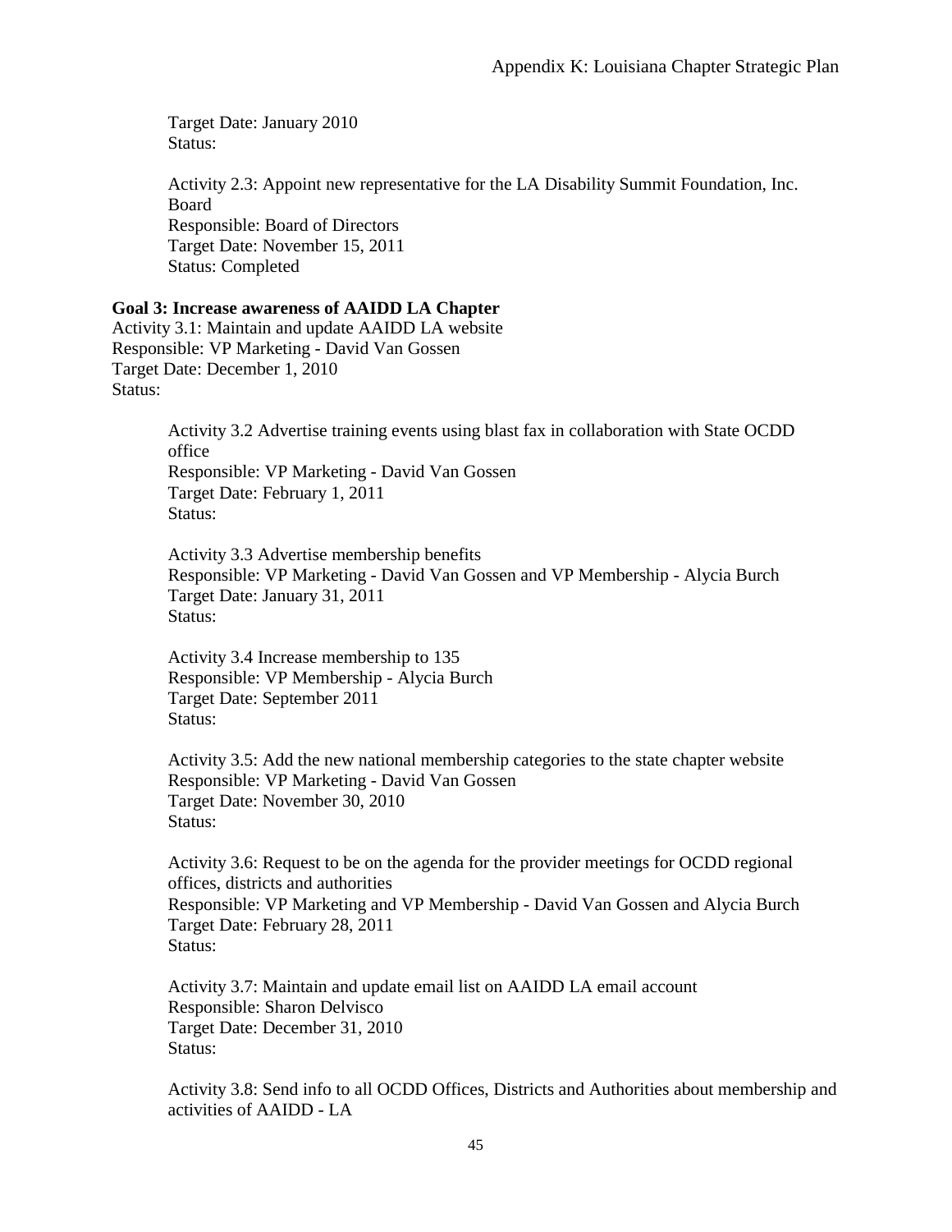Target Date: January 2010
Status:

Activity 2.3: Appoint new representative for the LA Disability Summit Foundation, Inc. Board
Responsible: Board of Directors
Target Date: November 15, 2011
Status: Completed

**Goal 3: Increase awareness of AAIDD LA Chapter**
Activity 3.1: Maintain and update AAIDD LA website
Responsible: VP Marketing - David Van Gossen
Target Date: December 1, 2010
Status:

Activity 3.2 Advertise training events using blast fax in collaboration with State OCDD office
Responsible: VP Marketing - David Van Gossen
Target Date: February 1, 2011
Status:

Activity 3.3 Advertise membership benefits
Responsible: VP Marketing - David Van Gossen and VP Membership - Alycia Burch
Target Date: January 31, 2011
Status:

Activity 3.4 Increase membership to 135
Responsible: VP Membership - Alycia Burch
Target Date: September 2011
Status:

Activity 3.5: Add the new national membership categories to the state chapter website
Responsible: VP Marketing - David Van Gossen
Target Date: November 30, 2010
Status:

Activity 3.6: Request to be on the agenda for the provider meetings for OCDD regional offices, districts and authorities
Responsible: VP Marketing and VP Membership - David Van Gossen and Alycia Burch
Target Date: February 28, 2011
Status:

Activity 3.7: Maintain and update email list on AAIDD LA email account
Responsible: Sharon Delvisco
Target Date: December 31, 2010
Status:

Activity 3.8: Send info to all OCDD Offices, Districts and Authorities about membership and activities of AAIDD - LA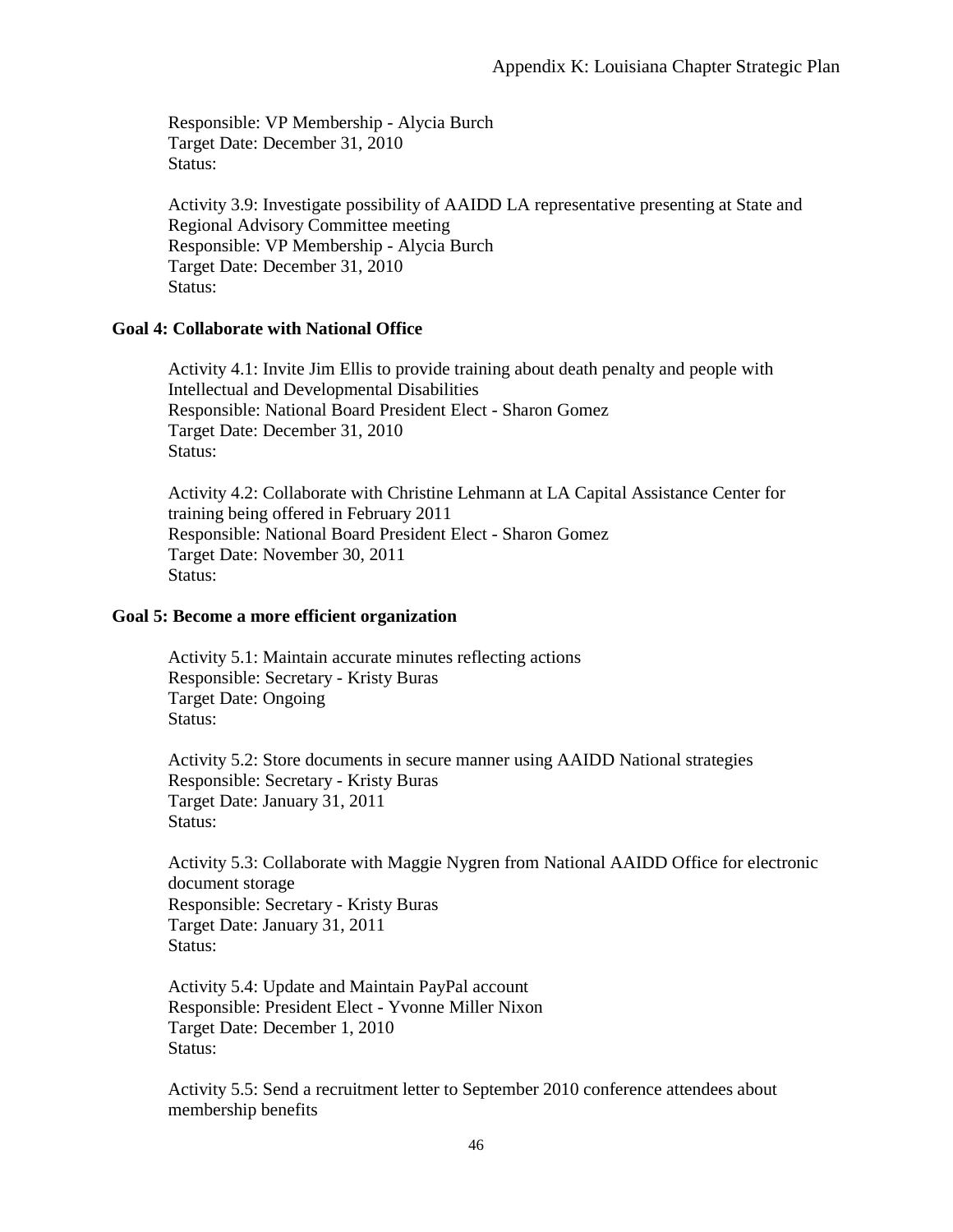Responsible: VP Membership - Alycia Burch
Target Date: December 31, 2010
Status:

Activity 3.9: Investigate possibility of AAIDD LA representative presenting at State and Regional Advisory Committee meeting
Responsible: VP Membership - Alycia Burch
Target Date: December 31, 2010
Status:

**Goal 4: Collaborate with National Office**

Activity 4.1: Invite Jim Ellis to provide training about death penalty and people with Intellectual and Developmental Disabilities
Responsible: National Board President Elect - Sharon Gomez
Target Date: December 31, 2010
Status:

Activity 4.2: Collaborate with Christine Lehmann at LA Capital Assistance Center for training being offered in February 2011
Responsible: National Board President Elect - Sharon Gomez
Target Date: November 30, 2011
Status:

**Goal 5: Become a more efficient organization**

Activity 5.1: Maintain accurate minutes reflecting actions
Responsible: Secretary - Kristy Buras
Target Date: Ongoing
Status:

Activity 5.2: Store documents in secure manner using AAIDD National strategies
Responsible: Secretary - Kristy Buras
Target Date: January 31, 2011
Status:

Activity 5.3: Collaborate with Maggie Nygren from National AAIDD Office for electronic document storage
Responsible: Secretary - Kristy Buras
Target Date: January 31, 2011
Status:

Activity 5.4: Update and Maintain PayPal account
Responsible: President Elect - Yvonne Miller Nixon
Target Date: December 1, 2010
Status:

Activity 5.5: Send a recruitment letter to September 2010 conference attendees about membership benefits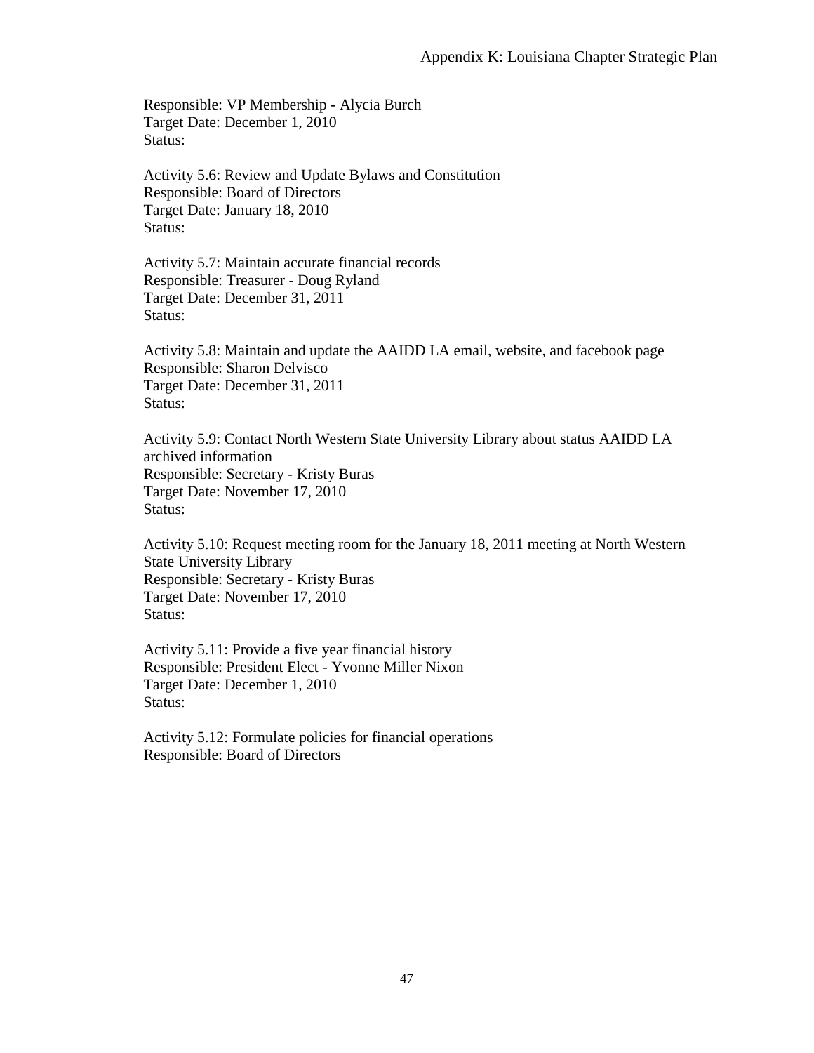Responsible: VP Membership - Alycia Burch
Target Date: December 1, 2010
Status:

Activity 5.6: Review and Update Bylaws and Constitution
Responsible: Board of Directors
Target Date: January 18, 2010
Status:

Activity 5.7: Maintain accurate financial records
Responsible: Treasurer - Doug Ryland
Target Date: December 31, 2011
Status:

Activity 5.8: Maintain and update the AAIDD LA email, website, and facebook page
Responsible: Sharon Delvisco
Target Date: December 31, 2011
Status:

Activity 5.9: Contact North Western State University Library about status AAIDD LA archived information
Responsible: Secretary - Kristy Buras
Target Date: November 17, 2010
Status:

Activity 5.10: Request meeting room for the January 18, 2011 meeting at North Western State University Library
Responsible: Secretary - Kristy Buras
Target Date: November 17, 2010
Status:

Activity 5.11: Provide a five year financial history
Responsible: President Elect - Yvonne Miller Nixon
Target Date: December 1, 2010
Status:

Activity 5.12: Formulate policies for financial operations
Responsible: Board of Directors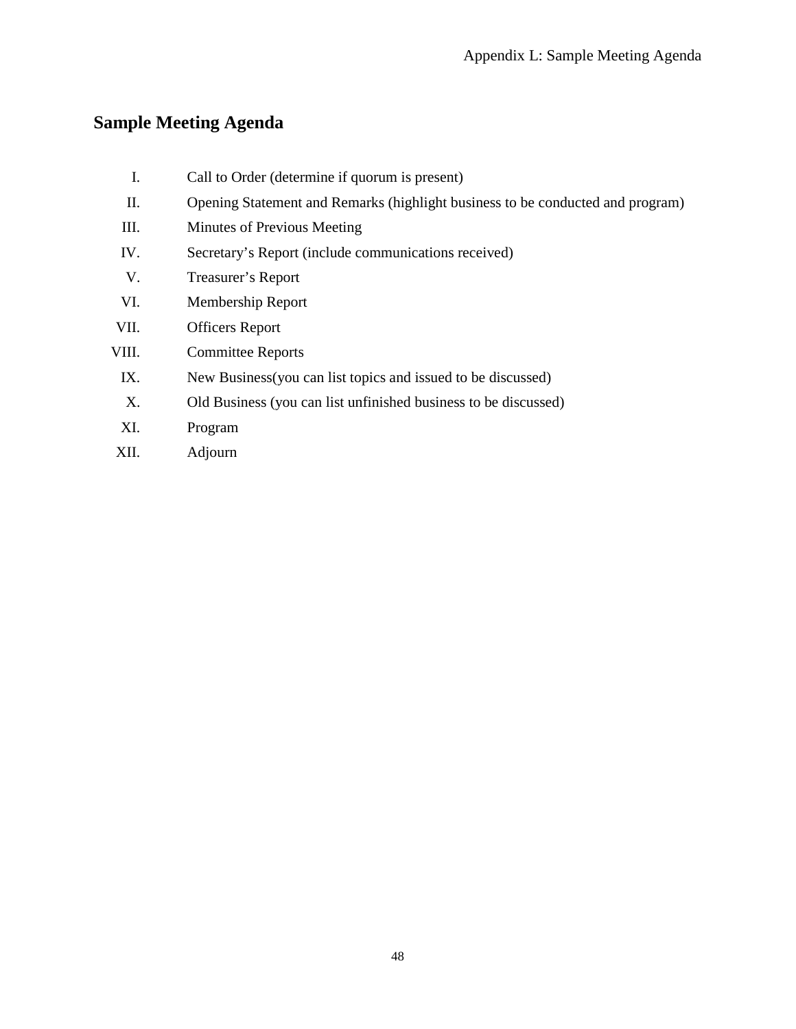## Sample Meeting Agenda

I. Call to Order (determine if quorum is present)

II. Opening Statement and Remarks (highlight business to be conducted and program)

III. Minutes of Previous Meeting

IV. Secretary’s Report (include communications received)

V. Treasurer’s Report

VI. Membership Report

VII. Officers Report

VIII. Committee Reports

IX. New Business(you can list topics and issued to be discussed)

X. Old Business (you can list unfinished business to be discussed)

XI. Program

XII. Adjourn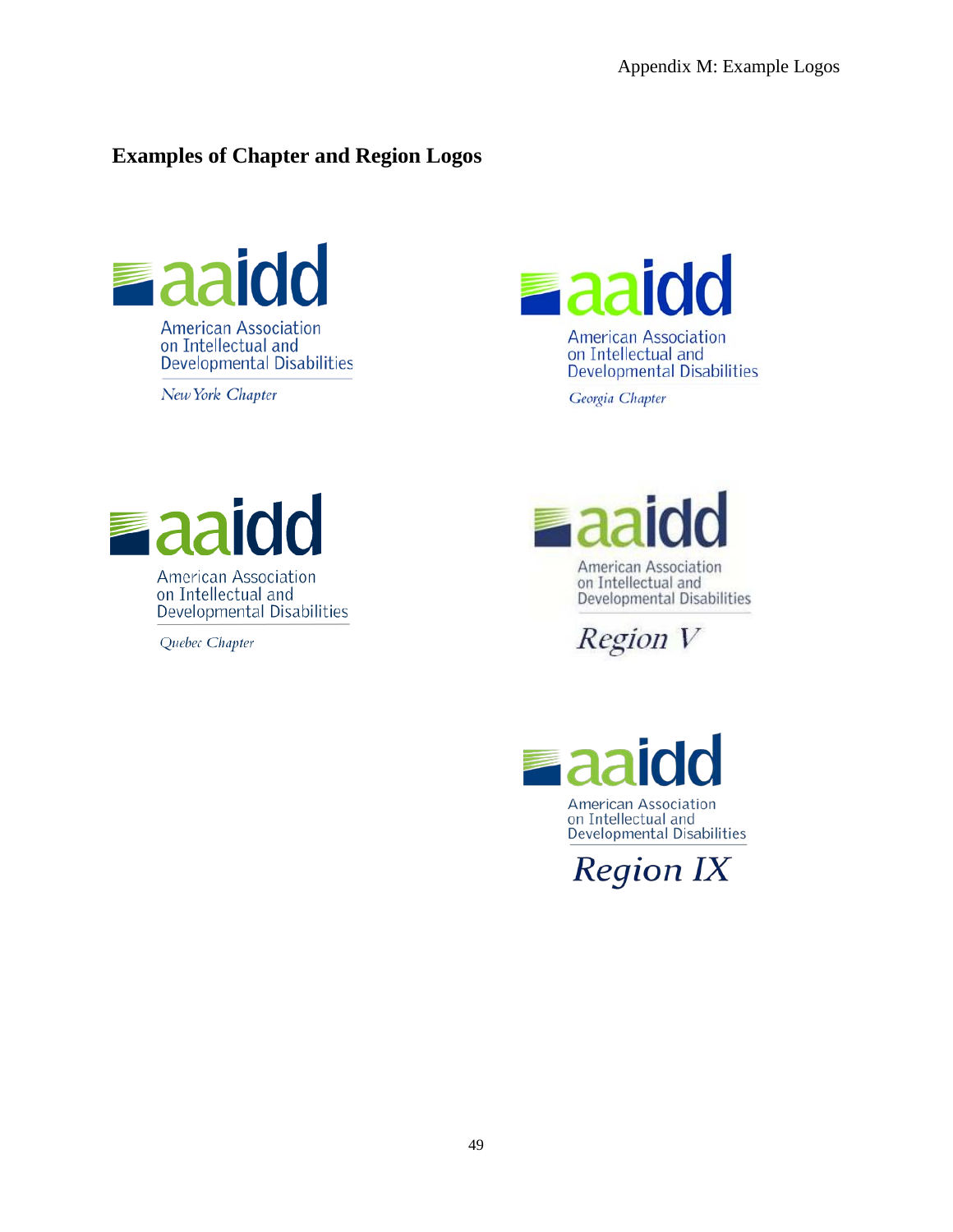## Examples of Chapter and Region Logos

aaidd
American Association
on Intellectual and
Developmental Disabilities
*New York Chapter*

aaidd
American Association
on Intellectual and
Developmental Disabilities
*Georgia Chapter*

aaidd
American Association
on Intellectual and
Developmental Disabilities
*Quebec Chapter*

aaidd
American Association
on Intellectual and
Developmental Disabilities
*Region V*

aaidd
American Association
on Intellectual and
Developmental Disabilities
*Region IX*